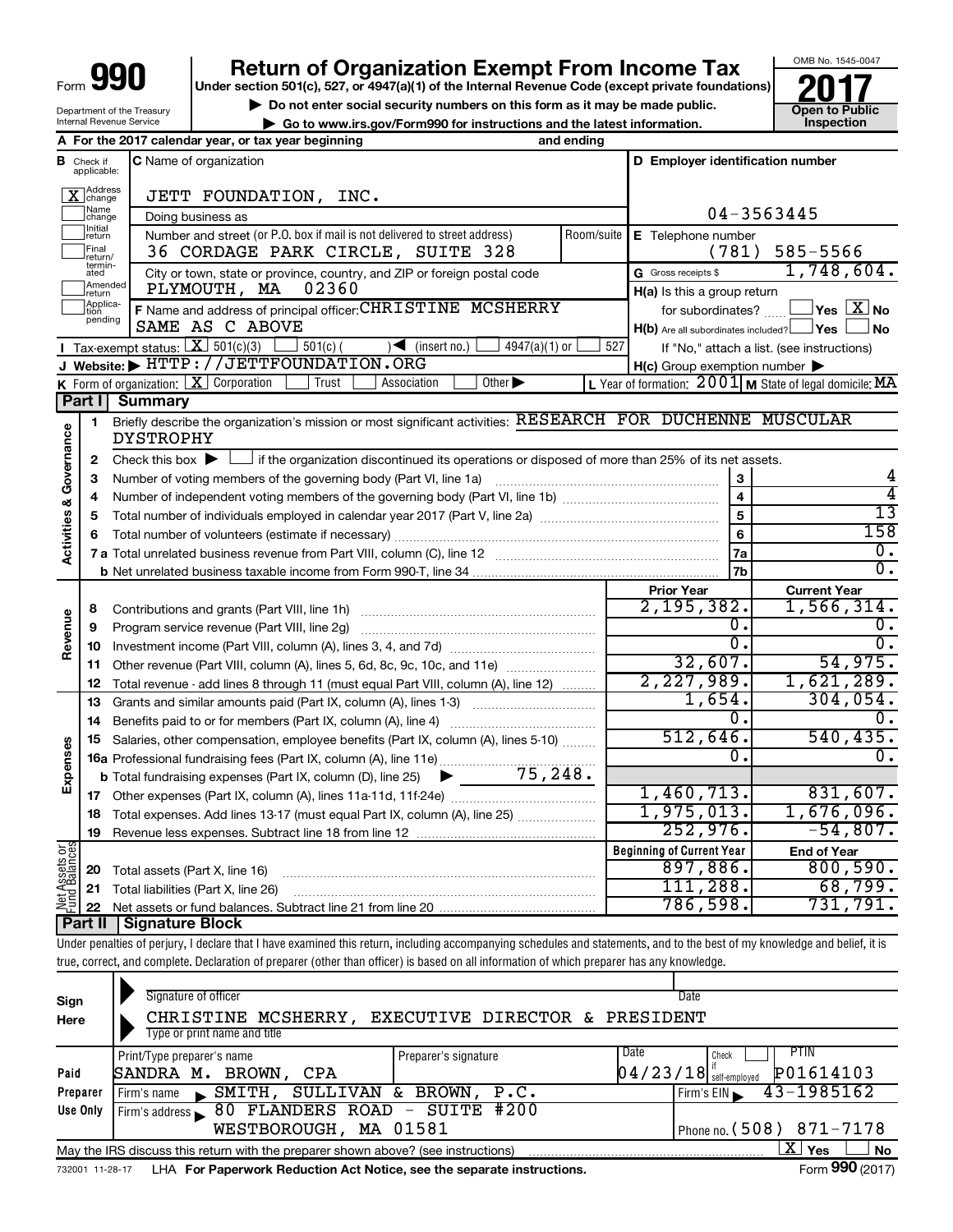# Form 990 — Return of Organization Exempt From Income Tax (2017)

Under section 501(c), 527, or 4947(a)(1) of the Internal Revenue Code (except private foundations)

▶ Do not enter social security numbers on this form as it may be made public.

▶ Go to www.irs.gov/Form990 for instructions and the latest information.

Department of the Treasury, Internal Revenue Service

OMB No. 1545-0047 — **Open to Public Inspection**

**A** For the 2017 calendar year, or tax year beginning and ending

**B** Check if applicable: [X] Address change; [ ] Name change; [ ] Initial return; [ ] Final return/terminated; [ ] Amended return; [ ] Application pending

**C** Name of organization: JETT FOUNDATION, INC.

Doing business as

Number and street (or P.O. box if mail is not delivered to street address): 36 CORDAGE PARK CIRCLE, SUITE 328 — Room/suite

City or town, state or province, country, and ZIP or foreign postal code: PLYMOUTH, MA 02360

**D** Employer identification number: 04-3563445

**E** Telephone number: (781) 585-5566

**G** Gross receipts $ 1,748,604.

**F** Name and address of principal officer: CHRISTINE MCSHERRY, SAME AS C ABOVE

**H(a)** Is this a group return for subordinates? [ ] Yes [X] No

**H(b)** Are all subordinates included? [ ] Yes [ ] No — If "No," attach a list. (see instructions)

**H(c)** Group exemption number ▶

**I** Tax-exempt status: [X] 501(c)(3) [ ] 501(c) ( ) ◀ (insert no.) [ ] 4947(a)(1) or [ ] 527

**J** Website: ▶ HTTP://JETTFOUNDATION.ORG

**K** Form of organization: [X] Corporation [ ] Trust [ ] Association [ ] Other ▶

**L** Year of formation: 2001 **M** State of legal domicile: MA

## Part I Summary

**Activities & Governance**

1. Briefly describe the organization's mission or most significant activities: RESEARCH FOR DUCHENNE MUSCULAR DYSTROPHY
2. Check this box ▶ [ ] if the organization discontinued its operations or disposed of more than 25% of its net assets.

| Line | Description | | Value |
|---|---|---|---|
| 3 | Number of voting members of the governing body (Part VI, line 1a) | 3 | 4 |
| 4 | Number of independent voting members of the governing body (Part VI, line 1b) | 4 | 4 |
| 5 | Total number of individuals employed in calendar year 2017 (Part V, line 2a) | 5 | 13 |
| 6 | Total number of volunteers (estimate if necessary) | 6 | 158 |
| 7a | Total unrelated business revenue from Part VIII, column (C), line 12 | 7a | 0. |
| 7b | Net unrelated business taxable income from Form 990-T, line 34 | 7b | 0. |

| Line | Description | Prior Year | Current Year |
|---|---|---|---|
| | **Revenue** | | |
| 8 | Contributions and grants (Part VIII, line 1h) | 2,195,382. | 1,566,314. |
| 9 | Program service revenue (Part VIII, line 2g) | 0. | 0. |
| 10 | Investment income (Part VIII, column (A), lines 3, 4, and 7d) | 0. | 0. |
| 11 | Other revenue (Part VIII, column (A), lines 5, 6d, 8c, 9c, 10c, and 11e) | 32,607. | 54,975. |
| 12 | Total revenue - add lines 8 through 11 (must equal Part VIII, column (A), line 12) | 2,227,989. | 1,621,289. |
| | **Expenses** | | |
| 13 | Grants and similar amounts paid (Part IX, column (A), lines 1-3) | 1,654. | 304,054. |
| 14 | Benefits paid to or for members (Part IX, column (A), line 4) | 0. | 0. |
| 15 | Salaries, other compensation, employee benefits (Part IX, column (A), lines 5-10) | 512,646. | 540,435. |
| 16a | Professional fundraising fees (Part IX, column (A), line 11e) | 0. | 0. |
| b | Total fundraising expenses (Part IX, column (D), line 25) ▶ 75,248. | | |
| 17 | Other expenses (Part IX, column (A), lines 11a-11d, 11f-24e) | 1,460,713. | 831,607. |
| 18 | Total expenses. Add lines 13-17 (must equal Part IX, column (A), line 25) | 1,975,013. | 1,676,096. |
| 19 | Revenue less expenses. Subtract line 18 from line 12 | 252,976. | -54,807. |
| | **Net Assets or Fund Balances** | **Beginning of Current Year** | **End of Year** |
| 20 | Total assets (Part X, line 16) | 897,886. | 800,590. |
| 21 | Total liabilities (Part X, line 26) | 111,288. | 68,799. |
| 22 | Net assets or fund balances. Subtract line 21 from line 20 | 786,598. | 731,791. |

## Part II Signature Block

Under penalties of perjury, I declare that I have examined this return, including accompanying schedules and statements, and to the best of my knowledge and belief, it is true, correct, and complete. Declaration of preparer (other than officer) is based on all information of which preparer has any knowledge.

**Sign Here**

Signature of officer — Date

CHRISTINE MCSHERRY, EXECUTIVE DIRECTOR & PRESIDENT

Type or print name and title

**Paid Preparer Use Only**

| Print/Type preparer's name | Preparer's signature | Date | Check if self-employed | PTIN |
|---|---|---|---|---|
| SANDRA M. BROWN, CPA | | 04/23/18 | | P01614103 |

Firm's name ▶ SMITH, SULLIVAN & BROWN, P.C. — Firm's EIN ▶ 43-1985162

Firm's address ▶ 80 FLANDERS ROAD - SUITE #200, WESTBOROUGH, MA 01581 — Phone no. (508) 871-7178

May the IRS discuss this return with the preparer shown above? (see instructions) [X] Yes [ ] No

732001 11-28-17 LHA For Paperwork Reduction Act Notice, see the separate instructions. Form 990 (2017)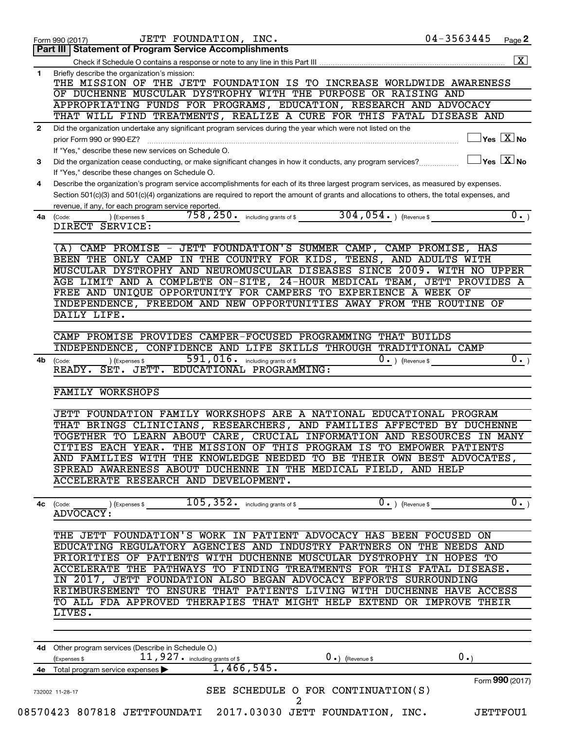Form 990 (2017) JETT FOUNDATION, INC. 04-3563445 Page **2**

## Part III Statement of Program Service Accomplishments

Check if Schedule O contains a response or note to any line in this Part III .......... [X]

**1** Briefly describe the organization's mission:

THE MISSION OF THE JETT FOUNDATION IS TO INCREASE WORLDWIDE AWARENESS OF DUCHENNE MUSCULAR DYSTROPHY WITH THE PURPOSE OR RAISING AND APPROPRIATING FUNDS FOR PROGRAMS, EDUCATION, RESEARCH AND ADVOCACY THAT WILL FIND TREATMENTS, REALIZE A CURE FOR THIS FATAL DISEASE AND

**2** Did the organization undertake any significant program services during the year which were not listed on the prior Form 990 or 990-EZ? .......... [ ] Yes [X] No

If "Yes," describe these new services on Schedule O.

**3** Did the organization cease conducting, or make significant changes in how it conducts, any program services? .......... [ ] Yes [X] No

If "Yes," describe these changes on Schedule O.

**4** Describe the organization's program service accomplishments for each of its three largest program services, as measured by expenses. Section 501(c)(3) and 501(c)(4) organizations are required to report the amount of grants and allocations to others, the total expenses, and revenue, if any, for each program service reported.

**4a** (Code: ) (Expenses $ 758,250. including grants of $ 304,054. ) (Revenue $ 0. )

DIRECT SERVICE:

(A) CAMP PROMISE - JETT FOUNDATION'S SUMMER CAMP, CAMP PROMISE, HAS BEEN THE ONLY CAMP IN THE COUNTRY FOR KIDS, TEENS, AND ADULTS WITH MUSCULAR DYSTROPHY AND NEUROMUSCULAR DISEASES SINCE 2009. WITH NO UPPER AGE LIMIT AND A COMPLETE ON-SITE, 24-HOUR MEDICAL TEAM, JETT PROVIDES A FREE AND UNIQUE OPPORTUNITY FOR CAMPERS TO EXPERIENCE A WEEK OF INDEPENDENCE, FREEDOM AND NEW OPPORTUNITIES AWAY FROM THE ROUTINE OF DAILY LIFE.

CAMP PROMISE PROVIDES CAMPER-FOCUSED PROGRAMMING THAT BUILDS INDEPENDENCE, CONFIDENCE AND LIFE SKILLS THROUGH TRADITIONAL CAMP

**4b** (Code: ) (Expenses $ 591,016. including grants of $ 0. ) (Revenue $ 0. )

READY. SET. JETT. EDUCATIONAL PROGRAMMING:

FAMILY WORKSHOPS

JETT FOUNDATION FAMILY WORKSHOPS ARE A NATIONAL EDUCATIONAL PROGRAM THAT BRINGS CLINICIANS, RESEARCHERS, AND FAMILIES AFFECTED BY DUCHENNE TOGETHER TO LEARN ABOUT CARE, CRUCIAL INFORMATION AND RESOURCES IN MANY CITIES EACH YEAR. THE MISSION OF THIS PROGRAM IS TO EMPOWER PATIENTS AND FAMILIES WITH THE KNOWLEDGE NEEDED TO BE THEIR OWN BEST ADVOCATES, SPREAD AWARENESS ABOUT DUCHENNE IN THE MEDICAL FIELD, AND HELP ACCELERATE RESEARCH AND DEVELOPMENT.

**4c** (Code: ) (Expenses $ 105,352. including grants of $ 0. ) (Revenue $ 0. )

ADVOCACY:

THE JETT FOUNDATION'S WORK IN PATIENT ADVOCACY HAS BEEN FOCUSED ON EDUCATING REGULATORY AGENCIES AND INDUSTRY PARTNERS ON THE NEEDS AND PRIORITIES OF PATIENTS WITH DUCHENNE MUSCULAR DYSTROPHY IN HOPES TO ACCELERATE THE PATHWAYS TO FINDING TREATMENTS FOR THIS FATAL DISEASE. IN 2017, JETT FOUNDATION ALSO BEGAN ADVOCACY EFFORTS SURROUNDING REIMBURSEMENT TO ENSURE THAT PATIENTS LIVING WITH DUCHENNE HAVE ACCESS TO ALL FDA APPROVED THERAPIES THAT MIGHT HELP EXTEND OR IMPROVE THEIR LIVES.

**4d** Other program services (Describe in Schedule O.)

(Expenses $ 11,927. including grants of $ 0. ) (Revenue $ 0. )

**4e** Total program service expenses ▶ 1,466,545.

Form **990** (2017)

732002 11-28-17

SEE SCHEDULE O FOR CONTINUATION(S)

08570423 807818 JETTFOUNDATI 2017.03030 JETT FOUNDATION, INC. JETTFOU1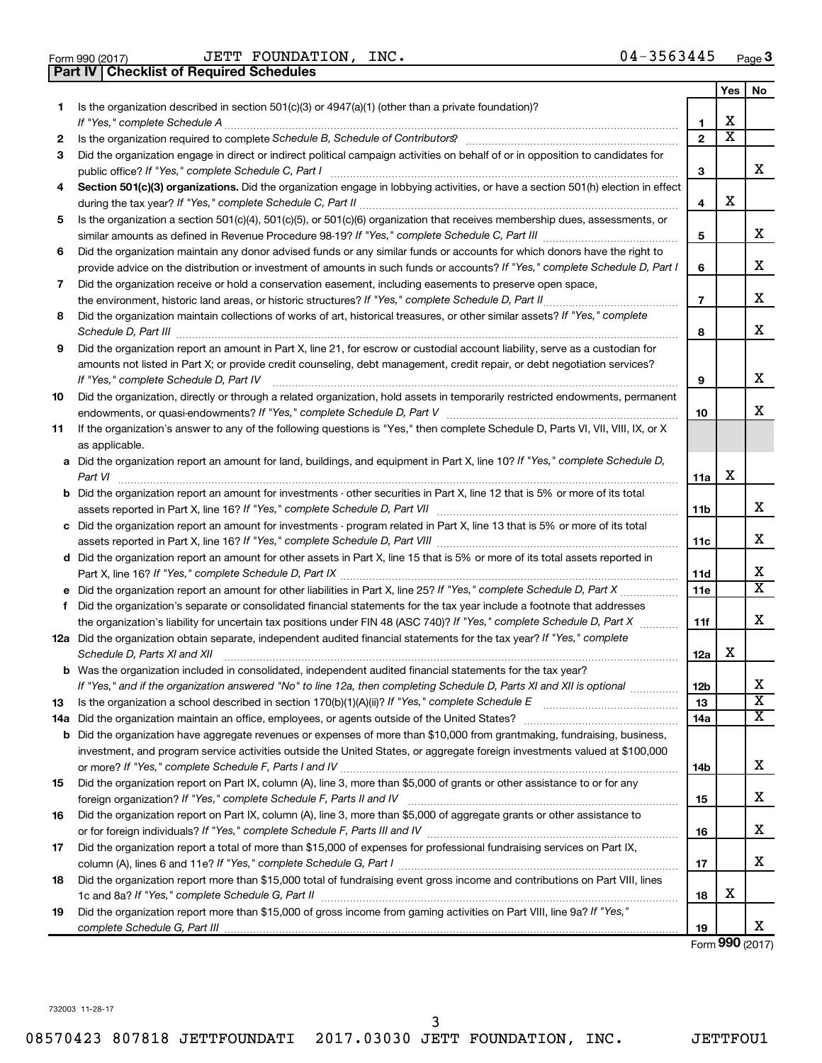Form 990 (2017) JETT FOUNDATION, INC. 04-3563445 Page 3

**Part IV | Checklist of Required Schedules**

| | | | Yes | No |
|---|---|---|---|---|
| 1 | Is the organization described in section 501(c)(3) or 4947(a)(1) (other than a private foundation)? *If "Yes," complete Schedule A* | 1 | X | |
| 2 | Is the organization required to complete *Schedule B, Schedule of Contributors*? | 2 | X | |
| 3 | Did the organization engage in direct or indirect political campaign activities on behalf of or in opposition to candidates for public office? *If "Yes," complete Schedule C, Part I* | 3 | | X |
| 4 | **Section 501(c)(3) organizations.** Did the organization engage in lobbying activities, or have a section 501(h) election in effect during the tax year? *If "Yes," complete Schedule C, Part II* | 4 | X | |
| 5 | Is the organization a section 501(c)(4), 501(c)(5), or 501(c)(6) organization that receives membership dues, assessments, or similar amounts as defined in Revenue Procedure 98-19? *If "Yes," complete Schedule C, Part III* | 5 | | X |
| 6 | Did the organization maintain any donor advised funds or any similar funds or accounts for which donors have the right to provide advice on the distribution or investment of amounts in such funds or accounts? *If "Yes," complete Schedule D, Part I* | 6 | | X |
| 7 | Did the organization receive or hold a conservation easement, including easements to preserve open space, the environment, historic land areas, or historic structures? *If "Yes," complete Schedule D, Part II* | 7 | | X |
| 8 | Did the organization maintain collections of works of art, historical treasures, or other similar assets? *If "Yes," complete Schedule D, Part III* | 8 | | X |
| 9 | Did the organization report an amount in Part X, line 21, for escrow or custodial account liability, serve as a custodian for amounts not listed in Part X; or provide credit counseling, debt management, credit repair, or debt negotiation services? *If "Yes," complete Schedule D, Part IV* | 9 | | X |
| 10 | Did the organization, directly or through a related organization, hold assets in temporarily restricted endowments, permanent endowments, or quasi-endowments? *If "Yes," complete Schedule D, Part V* | 10 | | X |
| 11 | If the organization's answer to any of the following questions is "Yes," then complete Schedule D, Parts VI, VII, VIII, IX, or X as applicable. | | | |
| a | Did the organization report an amount for land, buildings, and equipment in Part X, line 10? *If "Yes," complete Schedule D, Part VI* | 11a | X | |
| b | Did the organization report an amount for investments - other securities in Part X, line 12 that is 5% or more of its total assets reported in Part X, line 16? *If "Yes," complete Schedule D, Part VII* | 11b | | X |
| c | Did the organization report an amount for investments - program related in Part X, line 13 that is 5% or more of its total assets reported in Part X, line 16? *If "Yes," complete Schedule D, Part VIII* | 11c | | X |
| d | Did the organization report an amount for other assets in Part X, line 15 that is 5% or more of its total assets reported in Part X, line 16? *If "Yes," complete Schedule D, Part IX* | 11d | | X |
| e | Did the organization report an amount for other liabilities in Part X, line 25? *If "Yes," complete Schedule D, Part X* | 11e | | X |
| f | Did the organization's separate or consolidated financial statements for the tax year include a footnote that addresses the organization's liability for uncertain tax positions under FIN 48 (ASC 740)? *If "Yes," complete Schedule D, Part X* | 11f | | X |
| 12a | Did the organization obtain separate, independent audited financial statements for the tax year? *If "Yes," complete Schedule D, Parts XI and XII* | 12a | X | |
| b | Was the organization included in consolidated, independent audited financial statements for the tax year? *If "Yes," and if the organization answered "No" to line 12a, then completing Schedule D, Parts XI and XII is optional* | 12b | | X |
| 13 | Is the organization a school described in section 170(b)(1)(A)(ii)? *If "Yes," complete Schedule E* | 13 | | X |
| 14a | Did the organization maintain an office, employees, or agents outside of the United States? | 14a | | X |
| b | Did the organization have aggregate revenues or expenses of more than $10,000 from grantmaking, fundraising, business, investment, and program service activities outside the United States, or aggregate foreign investments valued at $100,000 or more? *If "Yes," complete Schedule F, Parts I and IV* | 14b | | X |
| 15 | Did the organization report on Part IX, column (A), line 3, more than $5,000 of grants or other assistance to or for any foreign organization? *If "Yes," complete Schedule F, Parts II and IV* | 15 | | X |
| 16 | Did the organization report on Part IX, column (A), line 3, more than $5,000 of aggregate grants or other assistance to or for foreign individuals? *If "Yes," complete Schedule F, Parts III and IV* | 16 | | X |
| 17 | Did the organization report a total of more than $15,000 of expenses for professional fundraising services on Part IX, column (A), lines 6 and 11e? *If "Yes," complete Schedule G, Part I* | 17 | | X |
| 18 | Did the organization report more than $15,000 total of fundraising event gross income and contributions on Part VIII, lines 1c and 8a? *If "Yes," complete Schedule G, Part II* | 18 | X | |
| 19 | Did the organization report more than $15,000 of gross income from gaming activities on Part VIII, line 9a? *If "Yes," complete Schedule G, Part III* | 19 | | X |

Form **990** (2017)

732003 11-28-17

08570423 807818 JETTFOUNDATI 2017.03030 JETT FOUNDATION, INC. JETTFOU1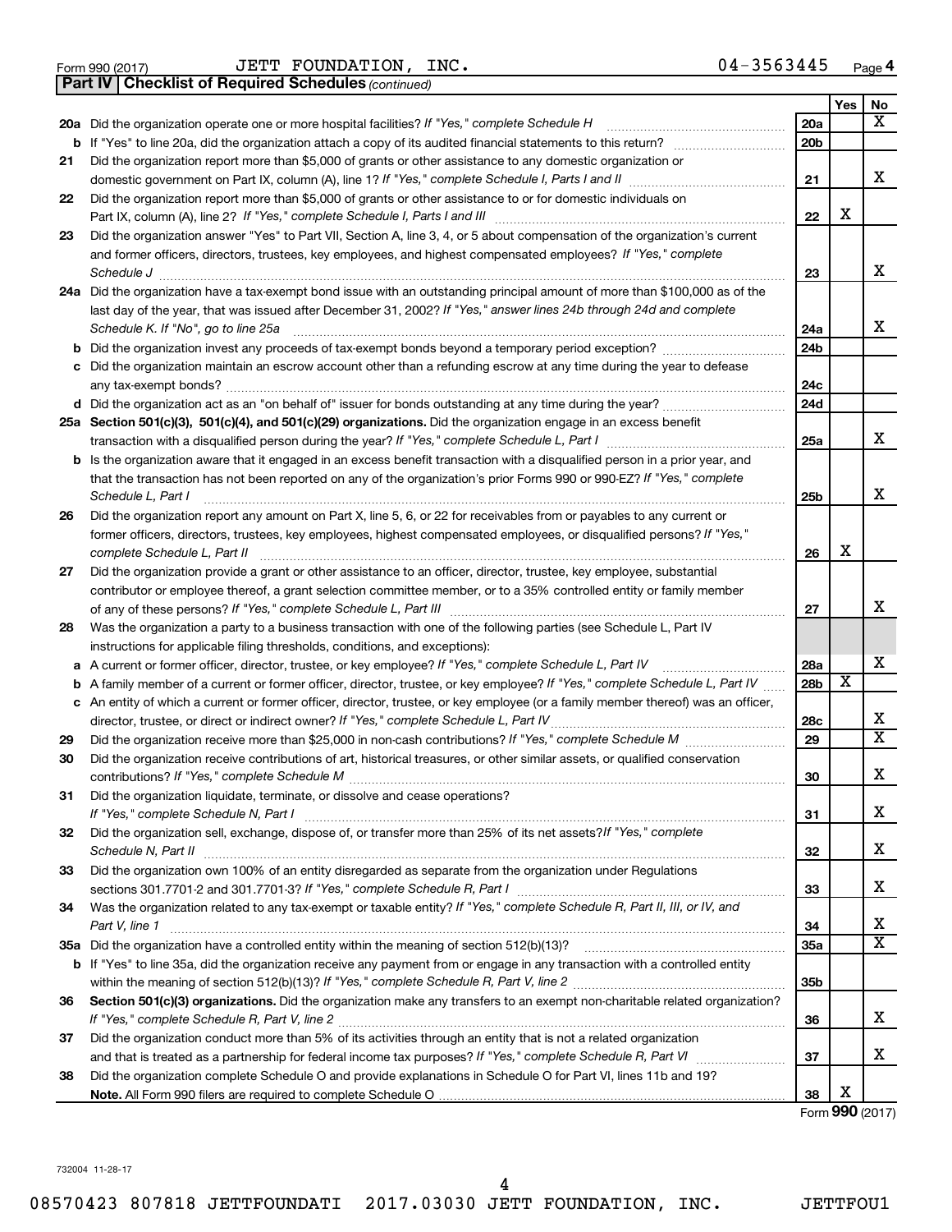Form 990 (2017) JETT FOUNDATION, INC. 04-3563445 Page 4

**Part IV | Checklist of Required Schedules** *(continued)*

| | | | Yes | No |
|---|---|---|---|---|
| 20a | Did the organization operate one or more hospital facilities? *If "Yes," complete Schedule H* | 20a | | X |
| b | If "Yes" to line 20a, did the organization attach a copy of its audited financial statements to this return? | 20b | | |
| 21 | Did the organization report more than $5,000 of grants or other assistance to any domestic organization or domestic government on Part IX, column (A), line 1? *If "Yes," complete Schedule I, Parts I and II* | 21 | | X |
| 22 | Did the organization report more than $5,000 of grants or other assistance to or for domestic individuals on Part IX, column (A), line 2? *If "Yes," complete Schedule I, Parts I and III* | 22 | X | |
| 23 | Did the organization answer "Yes" to Part VII, Section A, line 3, 4, or 5 about compensation of the organization's current and former officers, directors, trustees, key employees, and highest compensated employees? *If "Yes," complete Schedule J* | 23 | | X |
| 24a | Did the organization have a tax-exempt bond issue with an outstanding principal amount of more than $100,000 as of the last day of the year, that was issued after December 31, 2002? *If "Yes," answer lines 24b through 24d and complete Schedule K. If "No", go to line 25a* | 24a | | X |
| b | Did the organization invest any proceeds of tax-exempt bonds beyond a temporary period exception? | 24b | | |
| c | Did the organization maintain an escrow account other than a refunding escrow at any time during the year to defease any tax-exempt bonds? | 24c | | |
| d | Did the organization act as an "on behalf of" issuer for bonds outstanding at any time during the year? | 24d | | |
| 25a | **Section 501(c)(3), 501(c)(4), and 501(c)(29) organizations.** Did the organization engage in an excess benefit transaction with a disqualified person during the year? *If "Yes," complete Schedule L, Part I* | 25a | | X |
| b | Is the organization aware that it engaged in an excess benefit transaction with a disqualified person in a prior year, and that the transaction has not been reported on any of the organization's prior Forms 990 or 990-EZ? *If "Yes," complete Schedule L, Part I* | 25b | | X |
| 26 | Did the organization report any amount on Part X, line 5, 6, or 22 for receivables from or payables to any current or former officers, directors, trustees, key employees, highest compensated employees, or disqualified persons? *If "Yes," complete Schedule L, Part II* | 26 | X | |
| 27 | Did the organization provide a grant or other assistance to an officer, director, trustee, key employee, substantial contributor or employee thereof, a grant selection committee member, or to a 35% controlled entity or family member of any of these persons? *If "Yes," complete Schedule L, Part III* | 27 | | X |
| 28 | Was the organization a party to a business transaction with one of the following parties (see Schedule L, Part IV instructions for applicable filing thresholds, conditions, and exceptions): | | | |
| a | A current or former officer, director, trustee, or key employee? *If "Yes," complete Schedule L, Part IV* | 28a | | X |
| b | A family member of a current or former officer, director, trustee, or key employee? *If "Yes," complete Schedule L, Part IV* | 28b | X | |
| c | An entity of which a current or former officer, director, trustee, or key employee (or a family member thereof) was an officer, director, trustee, or direct or indirect owner? *If "Yes," complete Schedule L, Part IV* | 28c | | X |
| 29 | Did the organization receive more than $25,000 in non-cash contributions? *If "Yes," complete Schedule M* | 29 | | X |
| 30 | Did the organization receive contributions of art, historical treasures, or other similar assets, or qualified conservation contributions? *If "Yes," complete Schedule M* | 30 | | X |
| 31 | Did the organization liquidate, terminate, or dissolve and cease operations? *If "Yes," complete Schedule N, Part I* | 31 | | X |
| 32 | Did the organization sell, exchange, dispose of, or transfer more than 25% of its net assets? *If "Yes," complete Schedule N, Part II* | 32 | | X |
| 33 | Did the organization own 100% of an entity disregarded as separate from the organization under Regulations sections 301.7701-2 and 301.7701-3? *If "Yes," complete Schedule R, Part I* | 33 | | X |
| 34 | Was the organization related to any tax-exempt or taxable entity? *If "Yes," complete Schedule R, Part II, III, or IV, and Part V, line 1* | 34 | | X |
| 35a | Did the organization have a controlled entity within the meaning of section 512(b)(13)? | 35a | | X |
| b | If "Yes" to line 35a, did the organization receive any payment from or engage in any transaction with a controlled entity within the meaning of section 512(b)(13)? *If "Yes," complete Schedule R, Part V, line 2* | 35b | | |
| 36 | **Section 501(c)(3) organizations.** Did the organization make any transfers to an exempt non-charitable related organization? *If "Yes," complete Schedule R, Part V, line 2* | 36 | | X |
| 37 | Did the organization conduct more than 5% of its activities through an entity that is not a related organization and that is treated as a partnership for federal income tax purposes? *If "Yes," complete Schedule R, Part VI* | 37 | | X |
| 38 | Did the organization complete Schedule O and provide explanations in Schedule O for Part VI, lines 11b and 19? **Note.** All Form 990 filers are required to complete Schedule O | 38 | X | |

Form **990** (2017)

732004 11-28-17

08570423 807818 JETTFOUNDATI 2017.03030 JETT FOUNDATION, INC. JETTFOU1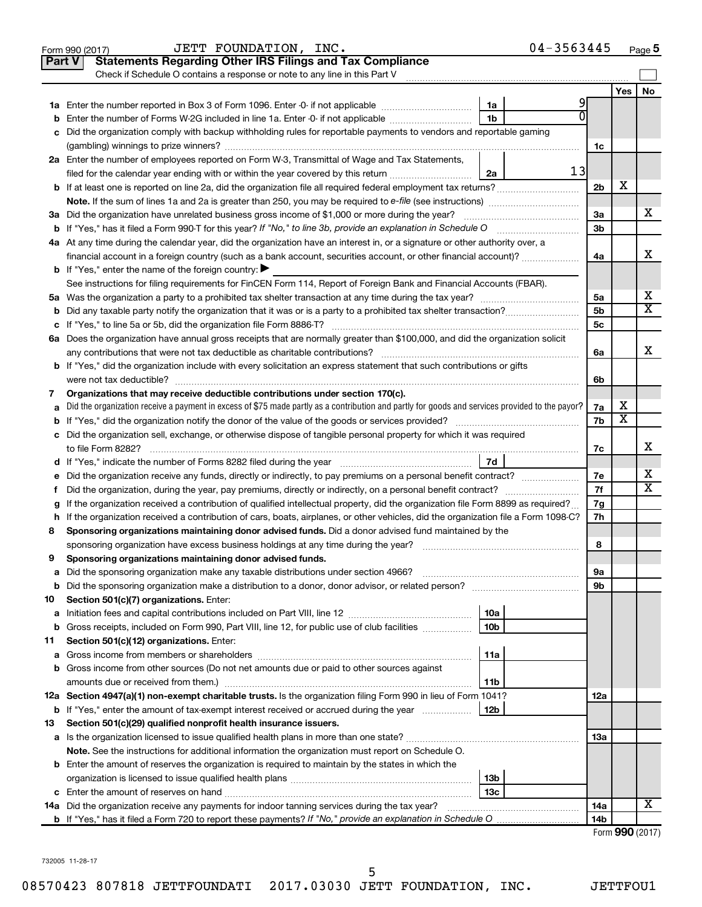Form 990 (2017) JETT FOUNDATION, INC. 04-3563445 Page 5

## Part V Statements Regarding Other IRS Filings and Tax Compliance

Check if Schedule O contains a response or note to any line in this Part V

| | | | | | Yes | No |
|---|---|---|---|---|---|---|
| **1a** | Enter the number reported in Box 3 of Form 1096. Enter -0- if not applicable | 1a | 9 | | | |
| **b** | Enter the number of Forms W-2G included in line 1a. Enter -0- if not applicable | 1b | 0 | | | |
| **c** | Did the organization comply with backup withholding rules for reportable payments to vendors and reportable gaming (gambling) winnings to prize winners? | | | 1c | | |
| **2a** | Enter the number of employees reported on Form W-3, Transmittal of Wage and Tax Statements, filed for the calendar year ending with or within the year covered by this return | 2a | 13 | | | |
| **b** | If at least one is reported on line 2a, did the organization file all required federal employment tax returns? | | | 2b | X | |
| | **Note.** If the sum of lines 1a and 2a is greater than 250, you may be required to *e-file* (see instructions) | | | | | |
| **3a** | Did the organization have unrelated business gross income of $1,000 or more during the year? | | | 3a | | X |
| **b** | If "Yes," has it filed a Form 990-T for this year? *If "No," to line 3b, provide an explanation in Schedule O* | | | 3b | | |
| **4a** | At any time during the calendar year, did the organization have an interest in, or a signature or other authority over, a financial account in a foreign country (such as a bank account, securities account, or other financial account)? | | | 4a | | X |
| **b** | If "Yes," enter the name of the foreign country: ▶ | | | | | |
| | See instructions for filing requirements for FinCEN Form 114, Report of Foreign Bank and Financial Accounts (FBAR). | | | | | |
| **5a** | Was the organization a party to a prohibited tax shelter transaction at any time during the tax year? | | | 5a | | X |
| **b** | Did any taxable party notify the organization that it was or is a party to a prohibited tax shelter transaction? | | | 5b | | X |
| **c** | If "Yes," to line 5a or 5b, did the organization file Form 8886-T? | | | 5c | | |
| **6a** | Does the organization have annual gross receipts that are normally greater than $100,000, and did the organization solicit any contributions that were not tax deductible as charitable contributions? | | | 6a | | X |
| **b** | If "Yes," did the organization include with every solicitation an express statement that such contributions or gifts were not tax deductible? | | | 6b | | |
| **7** | **Organizations that may receive deductible contributions under section 170(c).** | | | | | |
| **a** | Did the organization receive a payment in excess of $75 made partly as a contribution and partly for goods and services provided to the payor? | | | 7a | X | |
| **b** | If "Yes," did the organization notify the donor of the value of the goods or services provided? | | | 7b | X | |
| **c** | Did the organization sell, exchange, or otherwise dispose of tangible personal property for which it was required to file Form 8282? | | | 7c | | X |
| **d** | If "Yes," indicate the number of Forms 8282 filed during the year | 7d | | | | |
| **e** | Did the organization receive any funds, directly or indirectly, to pay premiums on a personal benefit contract? | | | 7e | | X |
| **f** | Did the organization, during the year, pay premiums, directly or indirectly, on a personal benefit contract? | | | 7f | | X |
| **g** | If the organization received a contribution of qualified intellectual property, did the organization file Form 8899 as required? | | | 7g | | |
| **h** | If the organization received a contribution of cars, boats, airplanes, or other vehicles, did the organization file a Form 1098-C? | | | 7h | | |
| **8** | **Sponsoring organizations maintaining donor advised funds.** Did a donor advised fund maintained by the sponsoring organization have excess business holdings at any time during the year? | | | 8 | | |
| **9** | **Sponsoring organizations maintaining donor advised funds.** | | | | | |
| **a** | Did the sponsoring organization make any taxable distributions under section 4966? | | | 9a | | |
| **b** | Did the sponsoring organization make a distribution to a donor, donor advisor, or related person? | | | 9b | | |
| **10** | **Section 501(c)(7) organizations.** Enter: | | | | | |
| **a** | Initiation fees and capital contributions included on Part VIII, line 12 | 10a | | | | |
| **b** | Gross receipts, included on Form 990, Part VIII, line 12, for public use of club facilities | 10b | | | | |
| **11** | **Section 501(c)(12) organizations.** Enter: | | | | | |
| **a** | Gross income from members or shareholders | 11a | | | | |
| **b** | Gross income from other sources (Do not net amounts due or paid to other sources against amounts due or received from them.) | 11b | | | | |
| **12a** | **Section 4947(a)(1) non-exempt charitable trusts.** Is the organization filing Form 990 in lieu of Form 1041? | | | 12a | | |
| **b** | If "Yes," enter the amount of tax-exempt interest received or accrued during the year | 12b | | | | |
| **13** | **Section 501(c)(29) qualified nonprofit health insurance issuers.** | | | | | |
| **a** | Is the organization licensed to issue qualified health plans in more than one state? | | | 13a | | |
| | **Note.** See the instructions for additional information the organization must report on Schedule O. | | | | | |
| **b** | Enter the amount of reserves the organization is required to maintain by the states in which the organization is licensed to issue qualified health plans | 13b | | | | |
| **c** | Enter the amount of reserves on hand | 13c | | | | |
| **14a** | Did the organization receive any payments for indoor tanning services during the tax year? | | | 14a | | X |
| **b** | If "Yes," has it filed a Form 720 to report these payments? *If "No," provide an explanation in Schedule O* | | | 14b | | |

Form **990** (2017)

732005 11-28-17

08570423 807818 JETTFOUNDATI 2017.03030 JETT FOUNDATION, INC. JETTFOU1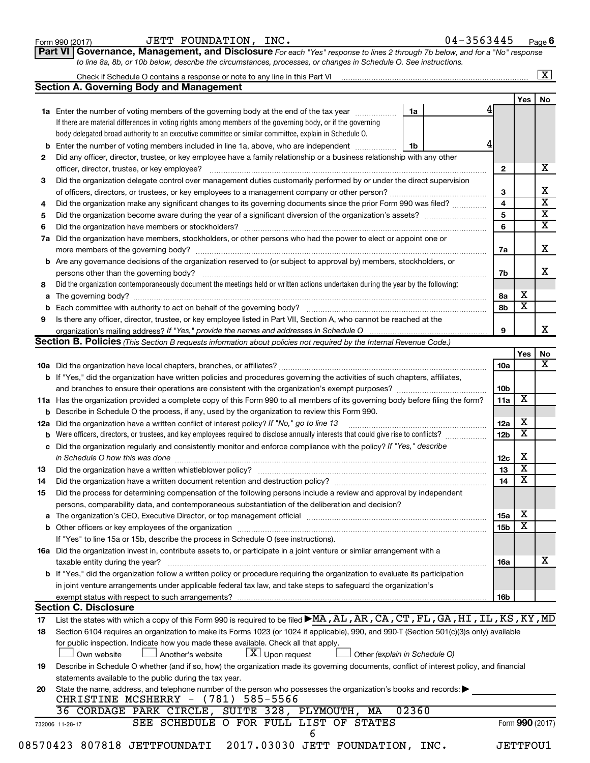Form 990 (2017) JETT FOUNDATION, INC. 04-3563445 Page 6

**Part VI Governance, Management, and Disclosure** *For each "Yes" response to lines 2 through 7b below, and for a "No" response to line 8a, 8b, or 10b below, describe the circumstances, processes, or changes in Schedule O. See instructions.*

Check if Schedule O contains a response or note to any line in this Part VI ☒

## Section A. Governing Body and Management

| | | | | Yes | No |
|---|---|---|---|---|---|
| 1a | Enter the number of voting members of the governing body at the end of the tax year | 1a | 4 | | |
| | If there are material differences in voting rights among members of the governing body, or if the governing body delegated broad authority to an executive committee or similar committee, explain in Schedule O. | | | | |
| b | Enter the number of voting members included in line 1a, above, who are independent | 1b | 4 | | |
| 2 | Did any officer, director, trustee, or key employee have a family relationship or a business relationship with any other officer, director, trustee, or key employee? | 2 | | | X |
| 3 | Did the organization delegate control over management duties customarily performed by or under the direct supervision of officers, directors, or trustees, or key employees to a management company or other person? | 3 | | | X |
| 4 | Did the organization make any significant changes to its governing documents since the prior Form 990 was filed? | 4 | | | X |
| 5 | Did the organization become aware during the year of a significant diversion of the organization's assets? | 5 | | | X |
| 6 | Did the organization have members or stockholders? | 6 | | | X |
| 7a | Did the organization have members, stockholders, or other persons who had the power to elect or appoint one or more members of the governing body? | 7a | | | X |
| b | Are any governance decisions of the organization reserved to (or subject to approval by) members, stockholders, or persons other than the governing body? | 7b | | | X |
| 8 | Did the organization contemporaneously document the meetings held or written actions undertaken during the year by the following: | | | | |
| a | The governing body? | 8a | | X | |
| b | Each committee with authority to act on behalf of the governing body? | 8b | | X | |
| 9 | Is there any officer, director, trustee, or key employee listed in Part VII, Section A, who cannot be reached at the organization's mailing address? *If "Yes," provide the names and addresses in Schedule O* | 9 | | | X |

## Section B. Policies *(This Section B requests information about policies not required by the Internal Revenue Code.)*

| | | | Yes | No |
|---|---|---|---|---|
| 10a | Did the organization have local chapters, branches, or affiliates? | 10a | | X |
| b | If "Yes," did the organization have written policies and procedures governing the activities of such chapters, affiliates, and branches to ensure their operations are consistent with the organization's exempt purposes? | 10b | | |
| 11a | Has the organization provided a complete copy of this Form 990 to all members of its governing body before filing the form? | 11a | X | |
| b | Describe in Schedule O the process, if any, used by the organization to review this Form 990. | | | |
| 12a | Did the organization have a written conflict of interest policy? *If "No," go to line 13* | 12a | X | |
| b | Were officers, directors, or trustees, and key employees required to disclose annually interests that could give rise to conflicts? | 12b | X | |
| c | Did the organization regularly and consistently monitor and enforce compliance with the policy? *If "Yes," describe in Schedule O how this was done* | 12c | X | |
| 13 | Did the organization have a written whistleblower policy? | 13 | X | |
| 14 | Did the organization have a written document retention and destruction policy? | 14 | X | |
| 15 | Did the process for determining compensation of the following persons include a review and approval by independent persons, comparability data, and contemporaneous substantiation of the deliberation and decision? | | | |
| a | The organization's CEO, Executive Director, or top management official | 15a | X | |
| b | Other officers or key employees of the organization | 15b | X | |
| | If "Yes" to line 15a or 15b, describe the process in Schedule O (see instructions). | | | |
| 16a | Did the organization invest in, contribute assets to, or participate in a joint venture or similar arrangement with a taxable entity during the year? | 16a | | X |
| b | If "Yes," did the organization follow a written policy or procedure requiring the organization to evaluate its participation in joint venture arrangements under applicable federal tax law, and take steps to safeguard the organization's exempt status with respect to such arrangements? | 16b | | |

## Section C. Disclosure

17 List the states with which a copy of this Form 990 is required to be filed ▶MA,AL,AR,CA,CT,FL,GA,HI,IL,KS,KY,MD

18 Section 6104 requires an organization to make its Forms 1023 (or 1024 if applicable), 990, and 990-T (Section 501(c)(3)s only) available for public inspection. Indicate how you made these available. Check all that apply.

☐ Own website ☐ Another's website ☒ Upon request ☐ Other *(explain in Schedule O)*

19 Describe in Schedule O whether (and if so, how) the organization made its governing documents, conflict of interest policy, and financial statements available to the public during the tax year.

20 State the name, address, and telephone number of the person who possesses the organization's books and records: ▶

CHRISTINE MCSHERRY - (781) 585-5566
36 CORDAGE PARK CIRCLE, SUITE 328, PLYMOUTH, MA 02360

SEE SCHEDULE O FOR FULL LIST OF STATES

Form **990** (2017)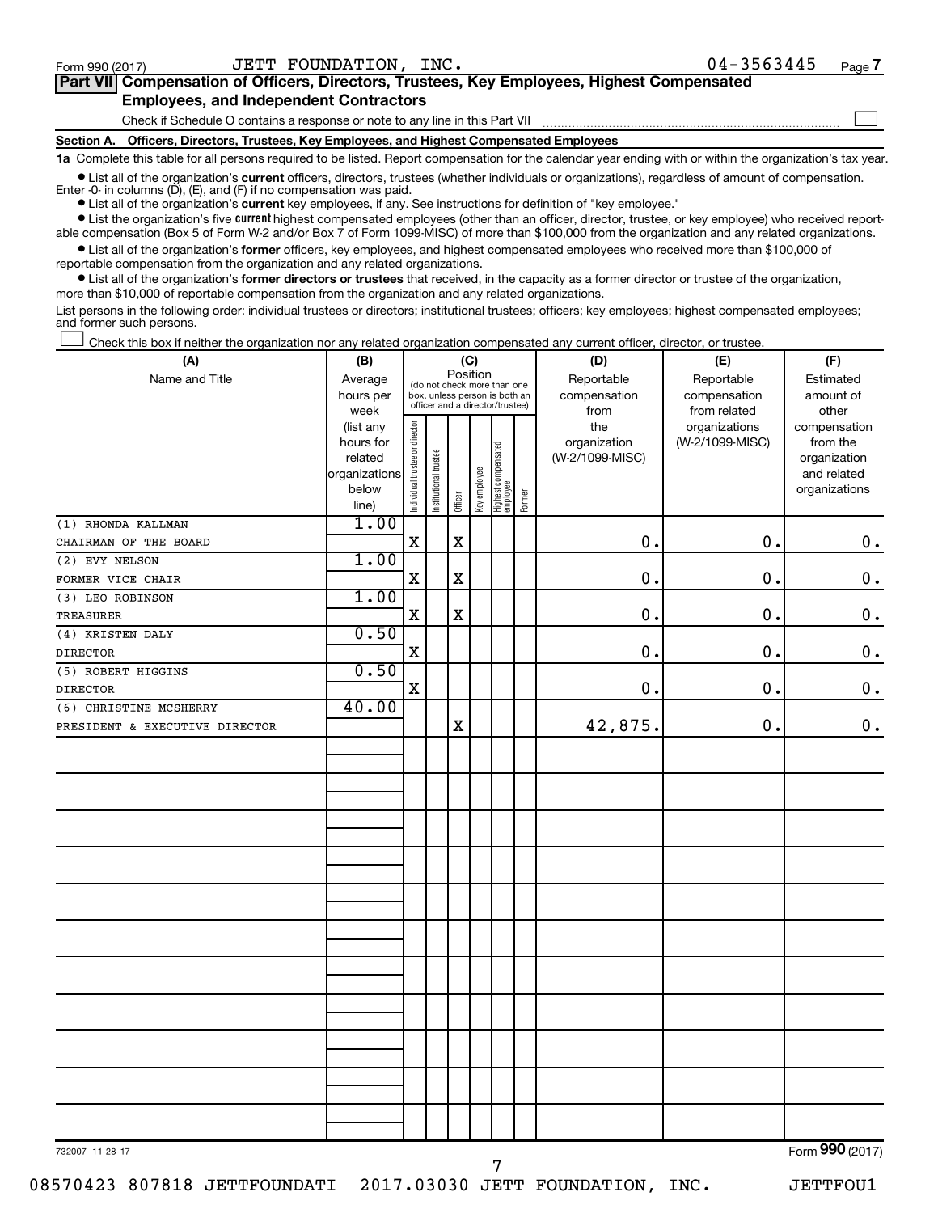Form 990 (2017) JETT FOUNDATION, INC. 04-3563445 Page 7

**Part VII Compensation of Officers, Directors, Trustees, Key Employees, Highest Compensated Employees, and Independent Contractors**

Check if Schedule O contains a response or note to any line in this Part VII ☐

**Section A. Officers, Directors, Trustees, Key Employees, and Highest Compensated Employees**

**1a** Complete this table for all persons required to be listed. Report compensation for the calendar year ending with or within the organization's tax year.

- List all of the organization's **current** officers, directors, trustees (whether individuals or organizations), regardless of amount of compensation. Enter -0- in columns (D), (E), and (F) if no compensation was paid.
- List all of the organization's **current** key employees, if any. See instructions for definition of "key employee."
- List the organization's five **current** highest compensated employees (other than an officer, director, trustee, or key employee) who received reportable compensation (Box 5 of Form W-2 and/or Box 7 of Form 1099-MISC) of more than $100,000 from the organization and any related organizations.
- List all of the organization's **former** officers, key employees, and highest compensated employees who received more than $100,000 of reportable compensation from the organization and any related organizations.
- List all of the organization's **former directors or trustees** that received, in the capacity as a former director or trustee of the organization, more than $10,000 of reportable compensation from the organization and any related organizations.

List persons in the following order: individual trustees or directors; institutional trustees; officers; key employees; highest compensated employees; and former such persons.

☐ Check this box if neither the organization nor any related organization compensated any current officer, director, or trustee.

| (A) Name and Title | (B) Average hours per week (list any hours for related organizations below line) | (C) Position: Individual trustee or director | Institutional trustee | Officer | Key employee | Highest compensated employee | Former | (D) Reportable compensation from the organization (W-2/1099-MISC) | (E) Reportable compensation from related organizations (W-2/1099-MISC) | (F) Estimated amount of other compensation from the organization and related organizations |
|---|---|---|---|---|---|---|---|---|---|---|
| (1) RHONDA KALLMAN<br>CHAIRMAN OF THE BOARD | 1.00 | X | | X | | | | 0. | 0. | 0. |
| (2) EVY NELSON<br>FORMER VICE CHAIR | 1.00 | X | | X | | | | 0. | 0. | 0. |
| (3) LEO ROBINSON<br>TREASURER | 1.00 | X | | X | | | | 0. | 0. | 0. |
| (4) KRISTEN DALY<br>DIRECTOR | 0.50 | X | | | | | | 0. | 0. | 0. |
| (5) ROBERT HIGGINS<br>DIRECTOR | 0.50 | X | | | | | | 0. | 0. | 0. |
| (6) CHRISTINE MCSHERRY<br>PRESIDENT & EXECUTIVE DIRECTOR | 40.00 | | | X | | | | 42,875. | 0. | 0. |

732007 11-28-17 Form **990** (2017)

08570423 807818 JETTFOUNDATI 2017.03030 JETT FOUNDATION, INC. JETTFOU1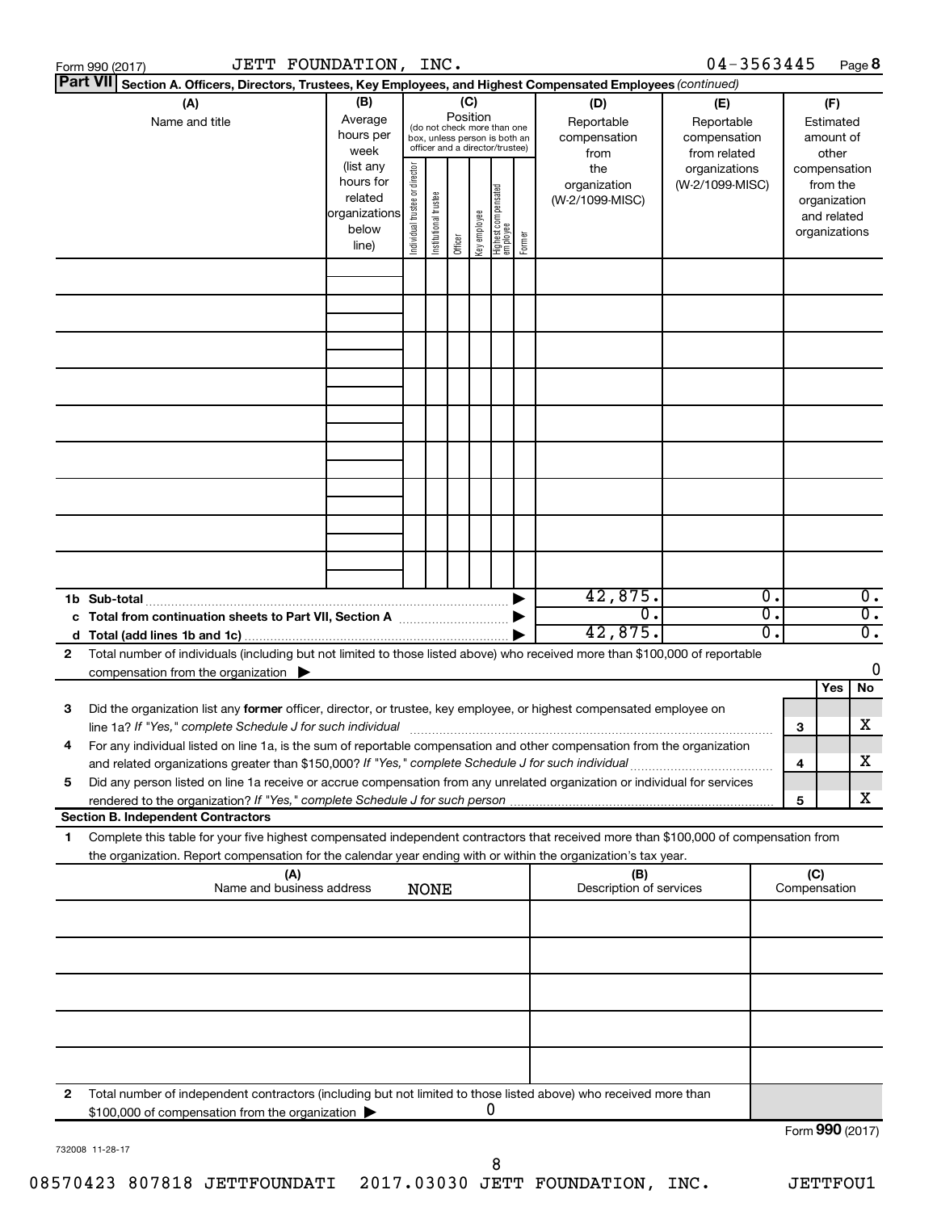Form 990 (2017) JETT FOUNDATION, INC. 04-3563445 Page **8**

**Part VII** Section A. Officers, Directors, Trustees, Key Employees, and Highest Compensated Employees *(continued)*

| (A) Name and title | (B) Average hours per week (list any hours for related organizations below line) | (C) Position (do not check more than one box, unless person is both an officer and a director/trustee) Individual trustee or director | Institutional trustee | Officer | Key employee | Highest compensated employee | Former | (D) Reportable compensation from the organization (W-2/1099-MISC) | (E) Reportable compensation from related organizations (W-2/1099-MISC) | (F) Estimated amount of other compensation from the organization and related organizations |
|---|---|---|---|---|---|---|---|---|---|---|
| | | | | | | | | | | |
| | | | | | | | | | | |
| | | | | | | | | | | |
| | | | | | | | | | | |
| | | | | | | | | | | |
| | | | | | | | | | | |
| | | | | | | | | | | |
| | | | | | | | | | | |
| | | | | | | | | | | |
| **1b Sub-total** | | | | | | | ▶ | 42,875. | 0. | 0. |
| **c Total from continuation sheets to Part VII, Section A** | | | | | | | ▶ | 0. | 0. | 0. |
| **d Total (add lines 1b and 1c)** | | | | | | | ▶ | 42,875. | 0. | 0. |

**2** Total number of individuals (including but not limited to those listed above) who received more than $100,000 of reportable compensation from the organization ▶ 0

| | | | Yes | No |
|---|---|---|---|---|
| **3** | Did the organization list any **former** officer, director, or trustee, key employee, or highest compensated employee on line 1a? *If "Yes," complete Schedule J for such individual* | 3 | | X |
| **4** | For any individual listed on line 1a, is the sum of reportable compensation and other compensation from the organization and related organizations greater than $150,000? *If "Yes," complete Schedule J for such individual* | 4 | | X |
| **5** | Did any person listed on line 1a receive or accrue compensation from any unrelated organization or individual for services rendered to the organization? *If "Yes," complete Schedule J for such person* | 5 | | X |

**Section B. Independent Contractors**

**1** Complete this table for your five highest compensated independent contractors that received more than $100,000 of compensation from the organization. Report compensation for the calendar year ending with or within the organization's tax year.

| (A) Name and business address | (B) Description of services | (C) Compensation |
|---|---|---|
| NONE | | |
| | | |
| | | |
| | | |
| | | |
| | | |

**2** Total number of independent contractors (including but not limited to those listed above) who received more than $100,000 of compensation from the organization ▶ 0

Form **990** (2017)

732008 11-28-17

08570423 807818 JETTFOUNDATI 2017.03030 JETT FOUNDATION, INC. JETTFOU1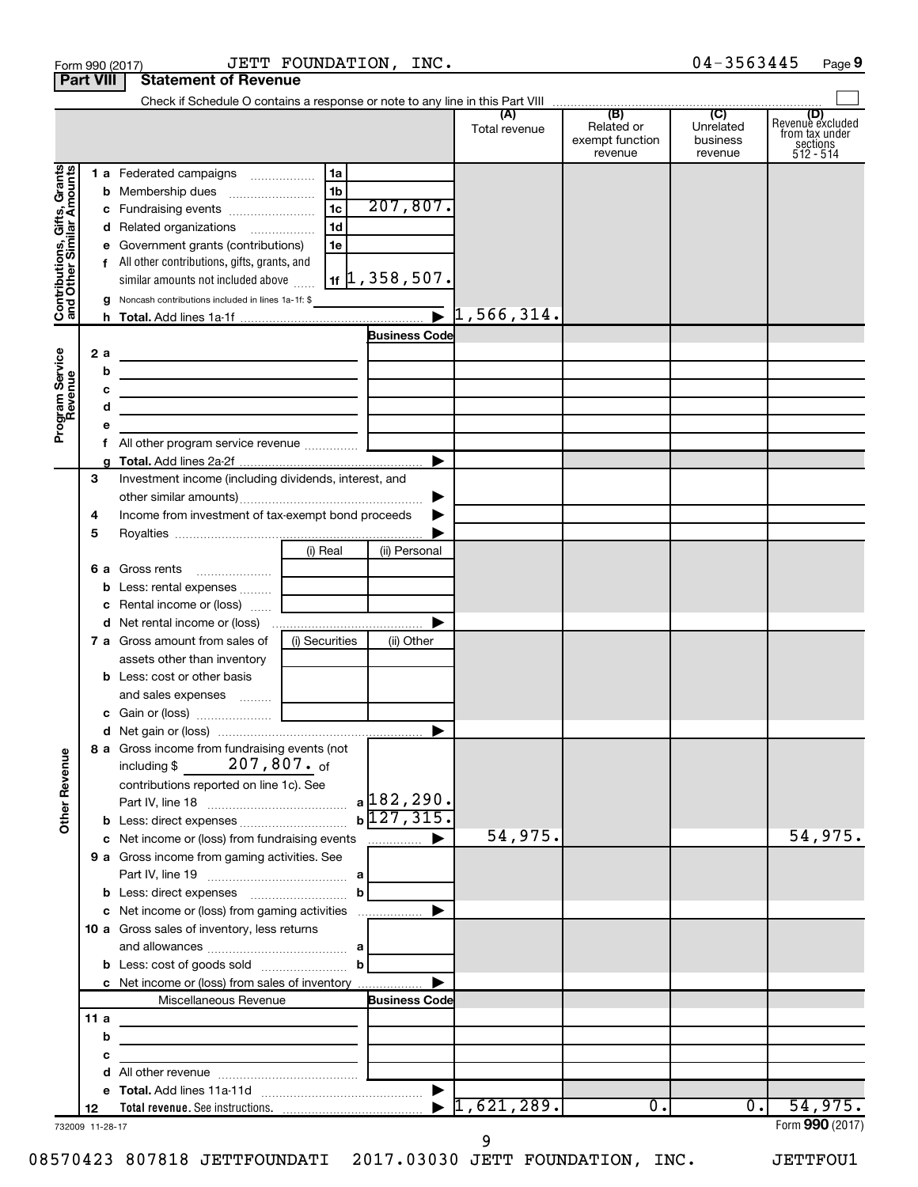Form 990 (2017) JETT FOUNDATION, INC. 04-3563445 Page 9

**Part VIII Statement of Revenue**

Check if Schedule O contains a response or note to any line in this Part VIII

| | | | (A) Total revenue | (B) Related or exempt function revenue | (C) Unrelated business revenue | (D) Revenue excluded from tax under sections 512 - 514 |
|---|---|---|---|---|---|---|
| **Contributions, Gifts, Grants and Other Similar Amounts** | 1a Federated campaigns | 1a | | | | |
| | b Membership dues | 1b | | | | |
| | c Fundraising events | 1c 207,807. | | | | |
| | d Related organizations | 1d | | | | |
| | e Government grants (contributions) | 1e | | | | |
| | f All other contributions, gifts, grants, and similar amounts not included above | 1f 1,358,507. | | | | |
| | g Noncash contributions included in lines 1a-1f: $ | | | | | |
| | h **Total.** Add lines 1a-1f | ▶ | 1,566,314. | | | |
| **Program Service Revenue** | | Business Code | | | | |
| | 2a | | | | | |
| | b | | | | | |
| | c | | | | | |
| | d | | | | | |
| | e | | | | | |
| | f All other program service revenue | | | | | |
| | g **Total.** Add lines 2a-2f | ▶ | | | | |
| | 3 Investment income (including dividends, interest, and other similar amounts) | ▶ | | | | |
| | 4 Income from investment of tax-exempt bond proceeds | ▶ | | | | |
| | 5 Royalties | ▶ | | | | |
| | 6a Gross rents | (i) Real / (ii) Personal | | | | |
| | b Less: rental expenses | | | | | |
| | c Rental income or (loss) | | | | | |
| | d Net rental income or (loss) | ▶ | | | | |
| | 7a Gross amount from sales of assets other than inventory | (i) Securities / (ii) Other | | | | |
| | b Less: cost or other basis and sales expenses | | | | | |
| | c Gain or (loss) | | | | | |
| | d Net gain or (loss) | ▶ | | | | |
| **Other Revenue** | 8a Gross income from fundraising events (not including $ 207,807. of contributions reported on line 1c). See Part IV, line 18 | a 182,290. | | | | |
| | b Less: direct expenses | b 127,315. | | | | |
| | c Net income or (loss) from fundraising events | ▶ | 54,975. | | | 54,975. |
| | 9a Gross income from gaming activities. See Part IV, line 19 | a | | | | |
| | b Less: direct expenses | b | | | | |
| | c Net income or (loss) from gaming activities | ▶ | | | | |
| | 10a Gross sales of inventory, less returns and allowances | a | | | | |
| | b Less: cost of goods sold | b | | | | |
| | c Net income or (loss) from sales of inventory | ▶ | | | | |
| | Miscellaneous Revenue | Business Code | | | | |
| | 11a | | | | | |
| | b | | | | | |
| | c | | | | | |
| | d All other revenue | | | | | |
| | e **Total.** Add lines 11a-11d | ▶ | | | | |
| | 12 **Total revenue.** See instructions. | ▶ | 1,621,289. | 0. | 0. | 54,975. |

732009 11-28-17 Form **990** (2017)

08570423 807818 JETTFOUNDATI 2017.03030 JETT FOUNDATION, INC. JETTFOU1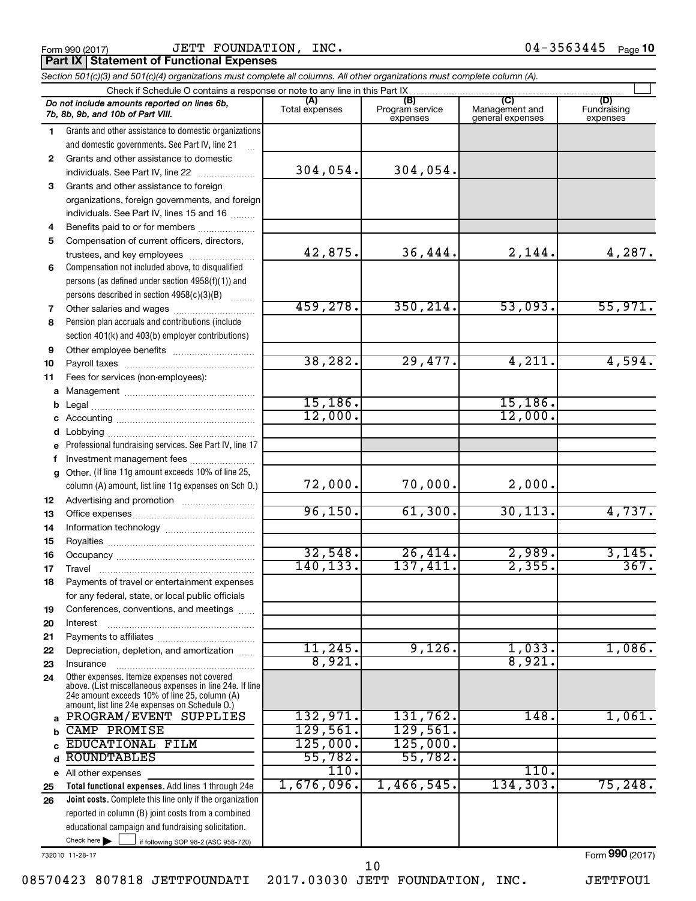Form 990 (2017) JETT FOUNDATION, INC. 04-3563445 Page 10

## Part IX Statement of Functional Expenses

*Section 501(c)(3) and 501(c)(4) organizations must complete all columns. All other organizations must complete column (A).*

Check if Schedule O contains a response or note to any line in this Part IX

| *Do not include amounts reported on lines 6b, 7b, 8b, 9b, and 10b of Part VIII.* | (A) Total expenses | (B) Program service expenses | (C) Management and general expenses | (D) Fundraising expenses |
|---|---|---|---|---|
| **1** Grants and other assistance to domestic organizations and domestic governments. See Part IV, line 21 | | | | |
| **2** Grants and other assistance to domestic individuals. See Part IV, line 22 | 304,054. | 304,054. | | |
| **3** Grants and other assistance to foreign organizations, foreign governments, and foreign individuals. See Part IV, lines 15 and 16 | | | | |
| **4** Benefits paid to or for members | | | | |
| **5** Compensation of current officers, directors, trustees, and key employees | 42,875. | 36,444. | 2,144. | 4,287. |
| **6** Compensation not included above, to disqualified persons (as defined under section 4958(f)(1)) and persons described in section 4958(c)(3)(B) | | | | |
| **7** Other salaries and wages | 459,278. | 350,214. | 53,093. | 55,971. |
| **8** Pension plan accruals and contributions (include section 401(k) and 403(b) employer contributions) | | | | |
| **9** Other employee benefits | | | | |
| **10** Payroll taxes | 38,282. | 29,477. | 4,211. | 4,594. |
| **11** Fees for services (non-employees): | | | | |
| **a** Management | | | | |
| **b** Legal | 15,186. | | 15,186. | |
| **c** Accounting | 12,000. | | 12,000. | |
| **d** Lobbying | | | | |
| **e** Professional fundraising services. See Part IV, line 17 | | | | |
| **f** Investment management fees | | | | |
| **g** Other. (If line 11g amount exceeds 10% of line 25, column (A) amount, list line 11g expenses on Sch O.) | 72,000. | 70,000. | 2,000. | |
| **12** Advertising and promotion | | | | |
| **13** Office expenses | 96,150. | 61,300. | 30,113. | 4,737. |
| **14** Information technology | | | | |
| **15** Royalties | | | | |
| **16** Occupancy | 32,548. | 26,414. | 2,989. | 3,145. |
| **17** Travel | 140,133. | 137,411. | 2,355. | 367. |
| **18** Payments of travel or entertainment expenses for any federal, state, or local public officials | | | | |
| **19** Conferences, conventions, and meetings | | | | |
| **20** Interest | | | | |
| **21** Payments to affiliates | | | | |
| **22** Depreciation, depletion, and amortization | 11,245. | 9,126. | 1,033. | 1,086. |
| **23** Insurance | 8,921. | | 8,921. | |
| **24** Other expenses. Itemize expenses not covered above. (List miscellaneous expenses in line 24e. If line 24e amount exceeds 10% of line 25, column (A) amount, list line 24e expenses on Schedule O.) | | | | |
| **a** PROGRAM/EVENT SUPPLIES | 132,971. | 131,762. | 148. | 1,061. |
| **b** CAMP PROMISE | 129,561. | 129,561. | | |
| **c** EDUCATIONAL FILM | 125,000. | 125,000. | | |
| **d** ROUNDTABLES | 55,782. | 55,782. | | |
| **e** All other expenses | 110. | | 110. | |
| **25** **Total functional expenses.** Add lines 1 through 24e | 1,676,096. | 1,466,545. | 134,303. | 75,248. |
| **26** **Joint costs.** Complete this line only if the organization reported in column (B) joint costs from a combined educational campaign and fundraising solicitation. Check here ☐ if following SOP 98-2 (ASC 958-720) | | | | |

732010 11-28-17

Form **990** (2017)

08570423 807818 JETTFOUNDATI 2017.03030 JETT FOUNDATION, INC. JETTFOU1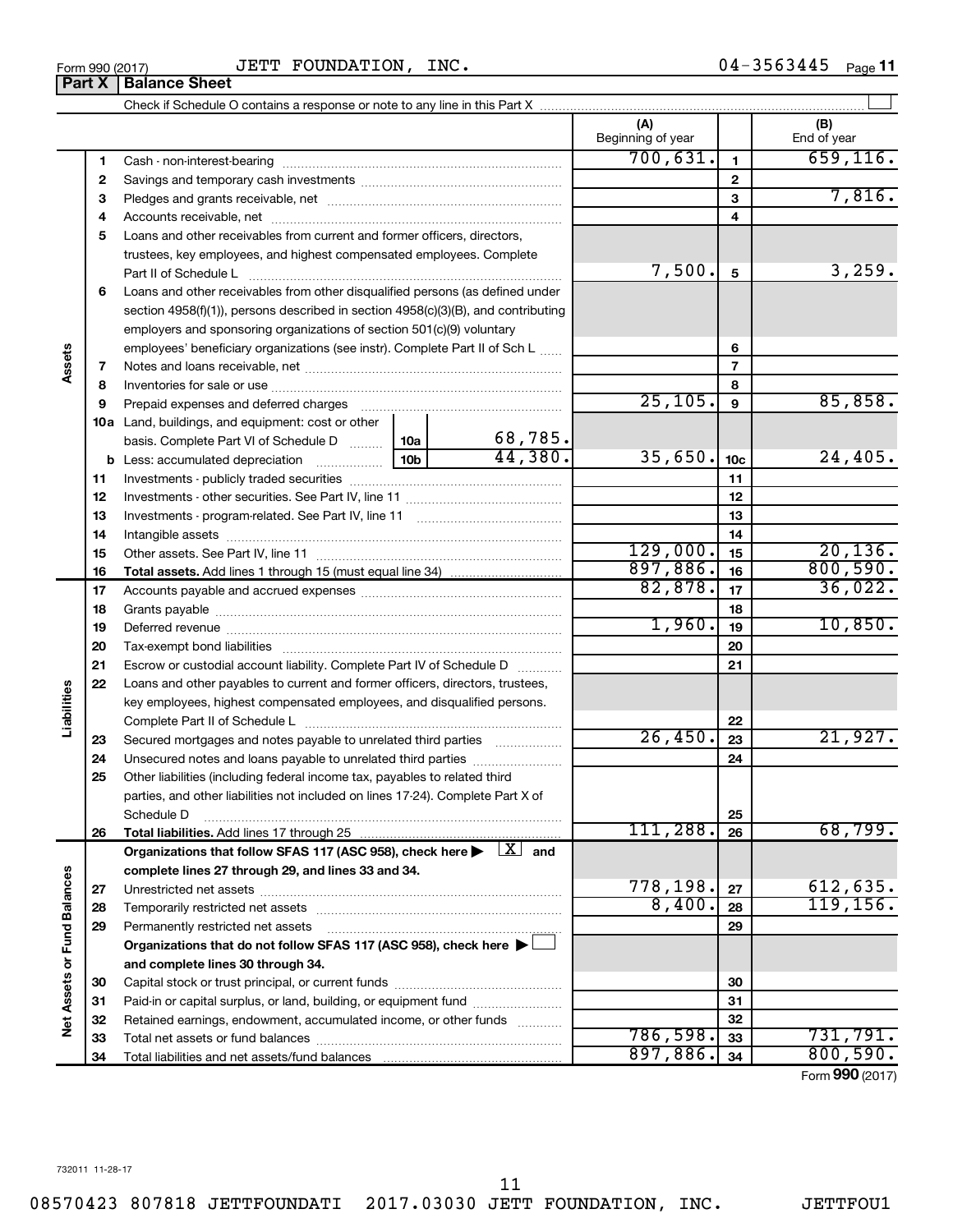Form 990 (2017) JETT FOUNDATION, INC. 04-3563445

## Part X Balance Sheet

Check if Schedule O contains a response or note to any line in this Part X

| | | Description | | (A) Beginning of year | | (B) End of year |
|---|---|---|---|---|---|---|
| Assets | 1 | Cash - non-interest-bearing | | 700,631. | 1 | 659,116. |
| | 2 | Savings and temporary cash investments | | | 2 | |
| | 3 | Pledges and grants receivable, net | | | 3 | 7,816. |
| | 4 | Accounts receivable, net | | | 4 | |
| | 5 | Loans and other receivables from current and former officers, directors, trustees, key employees, and highest compensated employees. Complete Part II of Schedule L | | 7,500. | 5 | 3,259. |
| | 6 | Loans and other receivables from other disqualified persons (as defined under section 4958(f)(1)), persons described in section 4958(c)(3)(B), and contributing employers and sponsoring organizations of section 501(c)(9) voluntary employees' beneficiary organizations (see instr). Complete Part II of Sch L | | | 6 | |
| | 7 | Notes and loans receivable, net | | | 7 | |
| | 8 | Inventories for sale or use | | | 8 | |
| | 9 | Prepaid expenses and deferred charges | | 25,105. | 9 | 85,858. |
| | 10a | Land, buildings, and equipment: cost or other basis. Complete Part VI of Schedule D | 10a 68,785. | | | |
| | b | Less: accumulated depreciation | 10b 44,380. | 35,650. | 10c | 24,405. |
| | 11 | Investments - publicly traded securities | | | 11 | |
| | 12 | Investments - other securities. See Part IV, line 11 | | | 12 | |
| | 13 | Investments - program-related. See Part IV, line 11 | | | 13 | |
| | 14 | Intangible assets | | | 14 | |
| | 15 | Other assets. See Part IV, line 11 | | 129,000. | 15 | 20,136. |
| | 16 | **Total assets.** Add lines 1 through 15 (must equal line 34) | | 897,886. | 16 | 800,590. |
| Liabilities | 17 | Accounts payable and accrued expenses | | 82,878. | 17 | 36,022. |
| | 18 | Grants payable | | | 18 | |
| | 19 | Deferred revenue | | 1,960. | 19 | 10,850. |
| | 20 | Tax-exempt bond liabilities | | | 20 | |
| | 21 | Escrow or custodial account liability. Complete Part IV of Schedule D | | | 21 | |
| | 22 | Loans and other payables to current and former officers, directors, trustees, key employees, highest compensated employees, and disqualified persons. Complete Part II of Schedule L | | | 22 | |
| | 23 | Secured mortgages and notes payable to unrelated third parties | | 26,450. | 23 | 21,927. |
| | 24 | Unsecured notes and loans payable to unrelated third parties | | | 24 | |
| | 25 | Other liabilities (including federal income tax, payables to related third parties, and other liabilities not included on lines 17-24). Complete Part X of Schedule D | | | 25 | |
| | 26 | **Total liabilities.** Add lines 17 through 25 | | 111,288. | 26 | 68,799. |
| Net Assets or Fund Balances | | **Organizations that follow SFAS 117 (ASC 958), check here ▶ [X] and complete lines 27 through 29, and lines 33 and 34.** | | | | |
| | 27 | Unrestricted net assets | | 778,198. | 27 | 612,635. |
| | 28 | Temporarily restricted net assets | | 8,400. | 28 | 119,156. |
| | 29 | Permanently restricted net assets | | | 29 | |
| | | **Organizations that do not follow SFAS 117 (ASC 958), check here ▶ [ ] and complete lines 30 through 34.** | | | | |
| | 30 | Capital stock or trust principal, or current funds | | | 30 | |
| | 31 | Paid-in or capital surplus, or land, building, or equipment fund | | | 31 | |
| | 32 | Retained earnings, endowment, accumulated income, or other funds | | | 32 | |
| | 33 | Total net assets or fund balances | | 786,598. | 33 | 731,791. |
| | 34 | Total liabilities and net assets/fund balances | | 897,886. | 34 | 800,590. |

Form **990** (2017)

732011 11-28-17

08570423 807818 JETTFOUNDATI 2017.03030 JETT FOUNDATION, INC. JETTFOU1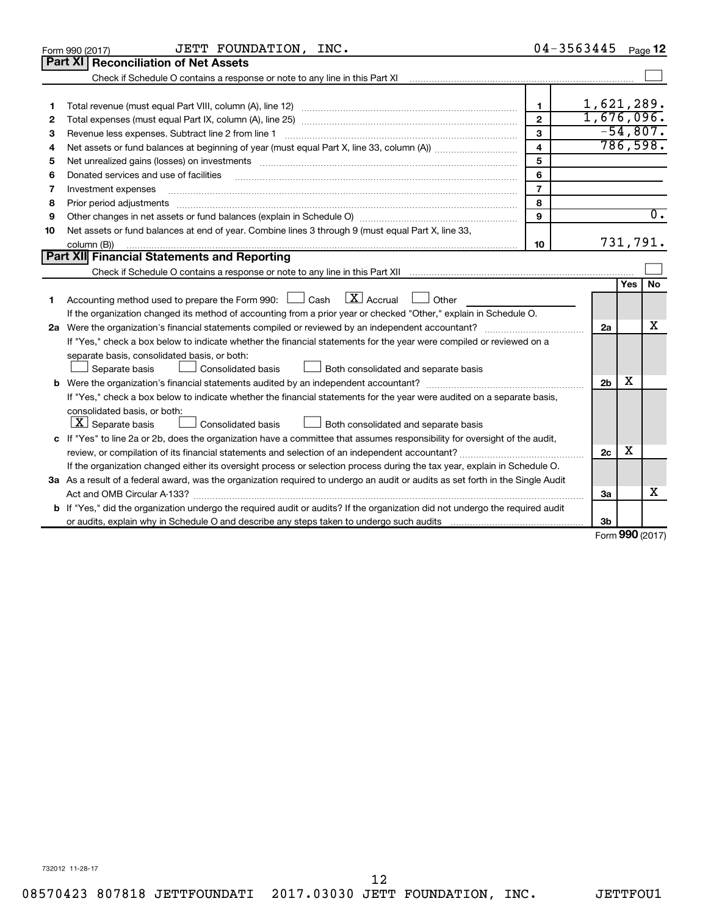Form 990 (2017) JETT FOUNDATION, INC. 04-3563445 Page 12

## Part XI Reconciliation of Net Assets

Check if Schedule O contains a response or note to any line in this Part XI ☐

| | | | |
|---|---|---|---|
| 1 | Total revenue (must equal Part VIII, column (A), line 12) | 1 | 1,621,289. |
| 2 | Total expenses (must equal Part IX, column (A), line 25) | 2 | 1,676,096. |
| 3 | Revenue less expenses. Subtract line 2 from line 1 | 3 | -54,807. |
| 4 | Net assets or fund balances at beginning of year (must equal Part X, line 33, column (A)) | 4 | 786,598. |
| 5 | Net unrealized gains (losses) on investments | 5 | |
| 6 | Donated services and use of facilities | 6 | |
| 7 | Investment expenses | 7 | |
| 8 | Prior period adjustments | 8 | |
| 9 | Other changes in net assets or fund balances (explain in Schedule O) | 9 | 0. |
| 10 | Net assets or fund balances at end of year. Combine lines 3 through 9 (must equal Part X, line 33, column (B)) | 10 | 731,791. |

## Part XII Financial Statements and Reporting

Check if Schedule O contains a response or note to any line in this Part XII ☐

| | | | Yes | No |
|---|---|---|---|---|
| 1 | Accounting method used to prepare the Form 990: ☐ Cash ☒ Accrual ☐ Other ______<br>If the organization changed its method of accounting from a prior year or checked "Other," explain in Schedule O. | | | |
| 2a | Were the organization's financial statements compiled or reviewed by an independent accountant?<br>If "Yes," check a box below to indicate whether the financial statements for the year were compiled or reviewed on a separate basis, consolidated basis, or both:<br>☐ Separate basis ☐ Consolidated basis ☐ Both consolidated and separate basis | 2a | | X |
| b | Were the organization's financial statements audited by an independent accountant?<br>If "Yes," check a box below to indicate whether the financial statements for the year were audited on a separate basis, consolidated basis, or both:<br>☒ Separate basis ☐ Consolidated basis ☐ Both consolidated and separate basis | 2b | X | |
| c | If "Yes" to line 2a or 2b, does the organization have a committee that assumes responsibility for oversight of the audit, review, or compilation of its financial statements and selection of an independent accountant?<br>If the organization changed either its oversight process or selection process during the tax year, explain in Schedule O. | 2c | X | |
| 3a | As a result of a federal award, was the organization required to undergo an audit or audits as set forth in the Single Audit Act and OMB Circular A-133? | 3a | | X |
| b | If "Yes," did the organization undergo the required audit or audits? If the organization did not undergo the required audit or audits, explain why in Schedule O and describe any steps taken to undergo such audits | 3b | | |

Form 990 (2017)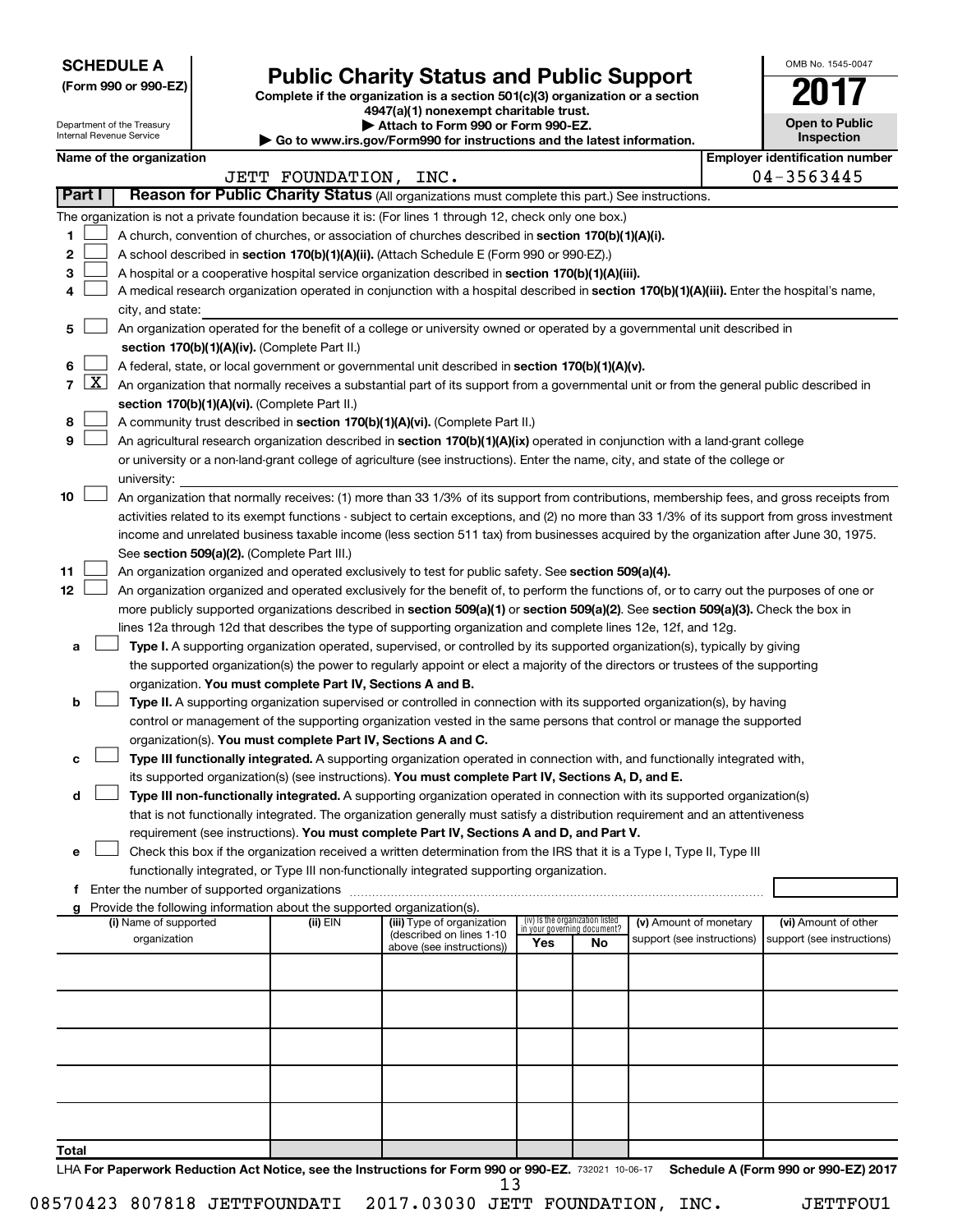**SCHEDULE A**
**(Form 990 or 990-EZ)**

Department of the Treasury
Internal Revenue Service

# Public Charity Status and Public Support

**Complete if the organization is a section 501(c)(3) organization or a section 4947(a)(1) nonexempt charitable trust.**
**▶ Attach to Form 990 or Form 990-EZ.**
**▶ Go to www.irs.gov/Form990 for instructions and the latest information.**

OMB No. 1545-0047
**2017**
**Open to Public Inspection**

**Name of the organization:** JETT FOUNDATION, INC.
**Employer identification number:** 04-3563445

## Part I Reason for Public Charity Status (All organizations must complete this part.) See instructions.

The organization is not a private foundation because it is: (For lines 1 through 12, check only one box.)

1. ☐ A church, convention of churches, or association of churches described in **section 170(b)(1)(A)(i).**
2. ☐ A school described in **section 170(b)(1)(A)(ii).** (Attach Schedule E (Form 990 or 990-EZ).)
3. ☐ A hospital or a cooperative hospital service organization described in **section 170(b)(1)(A)(iii).**
4. ☐ A medical research organization operated in conjunction with a hospital described in **section 170(b)(1)(A)(iii).** Enter the hospital's name, city, and state: ______
5. ☐ An organization operated for the benefit of a college or university owned or operated by a governmental unit described in **section 170(b)(1)(A)(iv).** (Complete Part II.)
6. ☐ A federal, state, or local government or governmental unit described in **section 170(b)(1)(A)(v).**
7. ☒ An organization that normally receives a substantial part of its support from a governmental unit or from the general public described in **section 170(b)(1)(A)(vi).** (Complete Part II.)
8. ☐ A community trust described in **section 170(b)(1)(A)(vi).** (Complete Part II.)
9. ☐ An agricultural research organization described in **section 170(b)(1)(A)(ix)** operated in conjunction with a land-grant college or university or a non-land-grant college of agriculture (see instructions). Enter the name, city, and state of the college or university: ______
10. ☐ An organization that normally receives: (1) more than 33 1/3% of its support from contributions, membership fees, and gross receipts from activities related to its exempt functions - subject to certain exceptions, and (2) no more than 33 1/3% of its support from gross investment income and unrelated business taxable income (less section 511 tax) from businesses acquired by the organization after June 30, 1975. See **section 509(a)(2).** (Complete Part III.)
11. ☐ An organization organized and operated exclusively to test for public safety. See **section 509(a)(4).**
12. ☐ An organization organized and operated exclusively for the benefit of, to perform the functions of, or to carry out the purposes of one or more publicly supported organizations described in **section 509(a)(1)** or **section 509(a)(2).** See **section 509(a)(3).** Check the box in lines 12a through 12d that describes the type of supporting organization and complete lines 12e, 12f, and 12g.
   - a ☐ **Type I.** A supporting organization operated, supervised, or controlled by its supported organization(s), typically by giving the supported organization(s) the power to regularly appoint or elect a majority of the directors or trustees of the supporting organization. **You must complete Part IV, Sections A and B.**
   - b ☐ **Type II.** A supporting organization supervised or controlled in connection with its supported organization(s), by having control or management of the supporting organization vested in the same persons that control or manage the supported organization(s). **You must complete Part IV, Sections A and C.**
   - c ☐ **Type III functionally integrated.** A supporting organization operated in connection with, and functionally integrated with, its supported organization(s) (see instructions). **You must complete Part IV, Sections A, D, and E.**
   - d ☐ **Type III non-functionally integrated.** A supporting organization operated in connection with its supported organization(s) that is not functionally integrated. The organization generally must satisfy a distribution requirement and an attentiveness requirement (see instructions). **You must complete Part IV, Sections A and D, and Part V.**
   - e ☐ Check this box if the organization received a written determination from the IRS that it is a Type I, Type II, Type III functionally integrated, or Type III non-functionally integrated supporting organization.
   - f Enter the number of supported organizations ______
   - g Provide the following information about the supported organization(s).

| (i) Name of supported organization | (ii) EIN | (iii) Type of organization (described on lines 1-10 above (see instructions)) | (iv) Is the organization listed in your governing document? Yes | No | (v) Amount of monetary support (see instructions) | (vi) Amount of other support (see instructions) |
|---|---|---|---|---|---|---|
| | | | | | | |
| | | | | | | |
| | | | | | | |
| | | | | | | |
| | | | | | | |
| **Total** | | | | | | |

LHA **For Paperwork Reduction Act Notice, see the Instructions for Form 990 or 990-EZ.** 732021 10-06-17 **Schedule A (Form 990 or 990-EZ) 2017**

08570423 807818 JETTFOUNDATI 2017.03030 JETT FOUNDATION, INC. JETTFOU1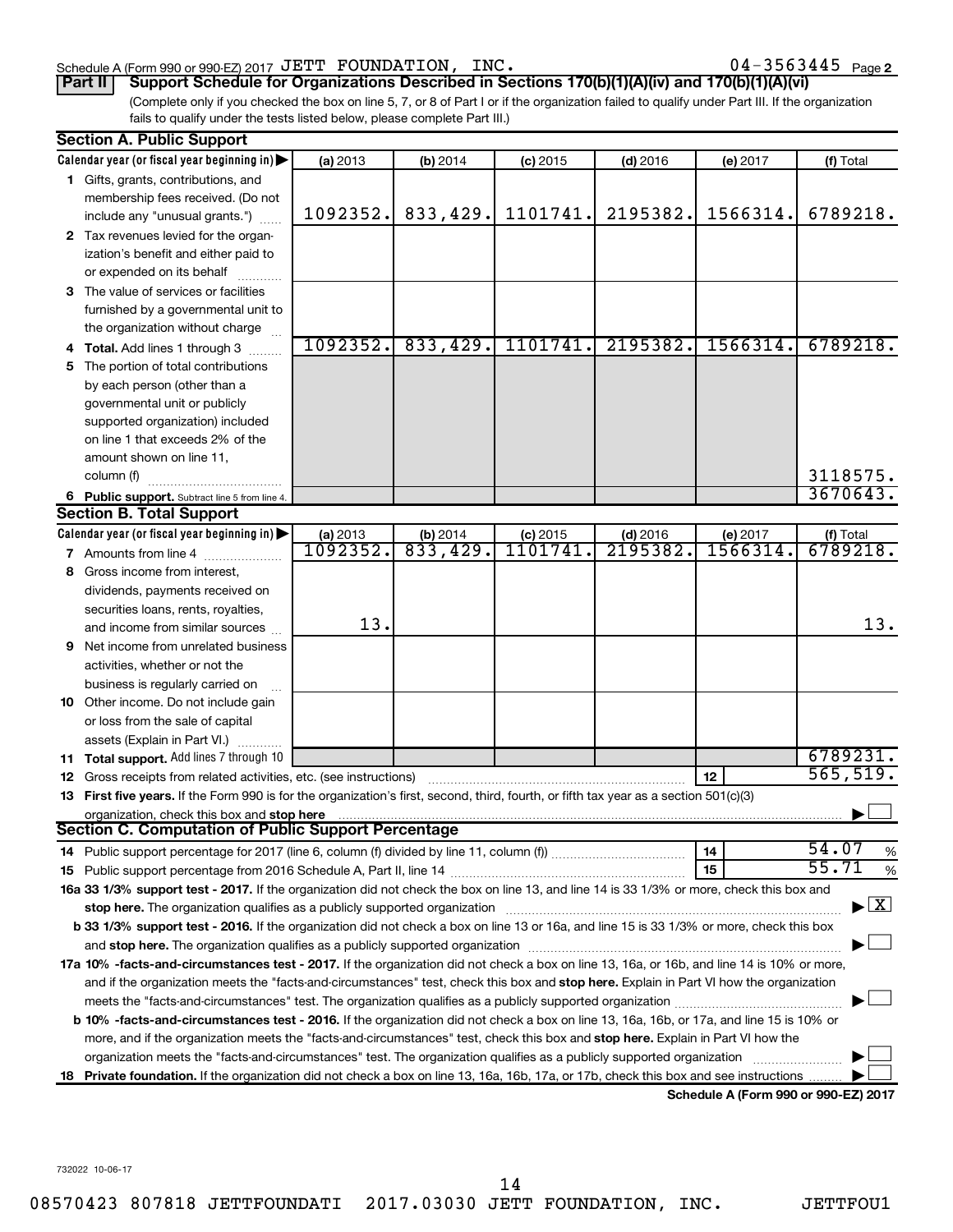Schedule A (Form 990 or 990-EZ) 2017 JETT FOUNDATION, INC. 04-3563445 Page 2

**Part II Support Schedule for Organizations Described in Sections 170(b)(1)(A)(iv) and 170(b)(1)(A)(vi)**

(Complete only if you checked the box on line 5, 7, or 8 of Part I or if the organization failed to qualify under Part III. If the organization fails to qualify under the tests listed below, please complete Part III.)

## Section A. Public Support

| Calendar year (or fiscal year beginning in) | (a) 2013 | (b) 2014 | (c) 2015 | (d) 2016 | (e) 2017 | (f) Total |
|---|---|---|---|---|---|---|
| 1 Gifts, grants, contributions, and membership fees received. (Do not include any "unusual grants.") | 1092352. | 833,429. | 1101741. | 2195382. | 1566314. | 6789218. |
| 2 Tax revenues levied for the organization's benefit and either paid to or expended on its behalf | | | | | | |
| 3 The value of services or facilities furnished by a governmental unit to the organization without charge | | | | | | |
| 4 Total. Add lines 1 through 3 | 1092352. | 833,429. | 1101741. | 2195382. | 1566314. | 6789218. |
| 5 The portion of total contributions by each person (other than a governmental unit or publicly supported organization) included on line 1 that exceeds 2% of the amount shown on line 11, column (f) | | | | | | 3118575. |
| 6 Public support. Subtract line 5 from line 4. | | | | | | 3670643. |

## Section B. Total Support

| Calendar year (or fiscal year beginning in) | (a) 2013 | (b) 2014 | (c) 2015 | (d) 2016 | (e) 2017 | (f) Total |
|---|---|---|---|---|---|---|
| 7 Amounts from line 4 | 1092352. | 833,429. | 1101741. | 2195382. | 1566314. | 6789218. |
| 8 Gross income from interest, dividends, payments received on securities loans, rents, royalties, and income from similar sources | 13. | | | | | 13. |
| 9 Net income from unrelated business activities, whether or not the business is regularly carried on | | | | | | |
| 10 Other income. Do not include gain or loss from the sale of capital assets (Explain in Part VI.) | | | | | | |
| 11 Total support. Add lines 7 through 10 | | | | | | 6789231. |

12 Gross receipts from related activities, etc. (see instructions) — 12 — 565,519.

13 **First five years.** If the Form 990 is for the organization's first, second, third, fourth, or fifth tax year as a section 501(c)(3) organization, check this box and **stop here** ☐

## Section C. Computation of Public Support Percentage

14 Public support percentage for 2017 (line 6, column (f) divided by line 11, column (f)) — 14 — 54.07 %

15 Public support percentage from 2016 Schedule A, Part II, line 14 — 15 — 55.71 %

**16a 33 1/3% support test - 2017.** If the organization did not check the box on line 13, and line 14 is 33 1/3% or more, check this box and **stop here.** The organization qualifies as a publicly supported organization ☒

**b 33 1/3% support test - 2016.** If the organization did not check a box on line 13 or 16a, and line 15 is 33 1/3% or more, check this box and **stop here.** The organization qualifies as a publicly supported organization ☐

**17a 10% -facts-and-circumstances test - 2017.** If the organization did not check a box on line 13, 16a, or 16b, and line 14 is 10% or more, and if the organization meets the "facts-and-circumstances" test, check this box and **stop here.** Explain in Part VI how the organization meets the "facts-and-circumstances" test. The organization qualifies as a publicly supported organization ☐

**b 10% -facts-and-circumstances test - 2016.** If the organization did not check a box on line 13, 16a, 16b, or 17a, and line 15 is 10% or more, and if the organization meets the "facts-and-circumstances" test, check this box and **stop here.** Explain in Part VI how the organization meets the "facts-and-circumstances" test. The organization qualifies as a publicly supported organization ☐

**18 Private foundation.** If the organization did not check a box on line 13, 16a, 16b, 17a, or 17b, check this box and see instructions ☐

**Schedule A (Form 990 or 990-EZ) 2017**

732022 10-06-17

08570423 807818 JETTFOUNDATI 2017.03030 JETT FOUNDATION, INC. JETTFOU1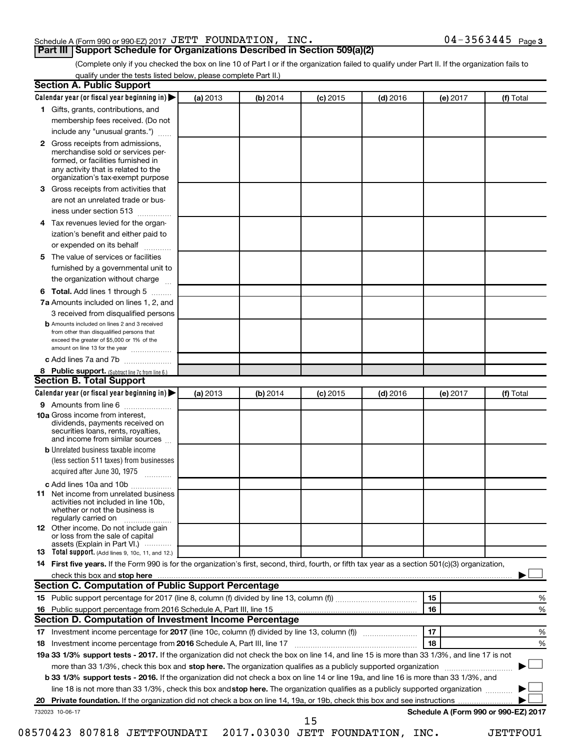Schedule A (Form 990 or 990-EZ) 2017 JETT FOUNDATION, INC. 04-3563445 Page 3

## Part III Support Schedule for Organizations Described in Section 509(a)(2)

(Complete only if you checked the box on line 10 of Part I or if the organization failed to qualify under Part II. If the organization fails to qualify under the tests listed below, please complete Part II.)

### Section A. Public Support

| Calendar year (or fiscal year beginning in) ▶ | (a) 2013 | (b) 2014 | (c) 2015 | (d) 2016 | (e) 2017 | (f) Total |
|---|---|---|---|---|---|---|
| **1** Gifts, grants, contributions, and membership fees received. (Do not include any "unusual grants.") | | | | | | |
| **2** Gross receipts from admissions, merchandise sold or services performed, or facilities furnished in any activity that is related to the organization's tax-exempt purpose | | | | | | |
| **3** Gross receipts from activities that are not an unrelated trade or business under section 513 | | | | | | |
| **4** Tax revenues levied for the organization's benefit and either paid to or expended on its behalf | | | | | | |
| **5** The value of services or facilities furnished by a governmental unit to the organization without charge | | | | | | |
| **6 Total.** Add lines 1 through 5 | | | | | | |
| **7a** Amounts included on lines 1, 2, and 3 received from disqualified persons | | | | | | |
| **b** Amounts included on lines 2 and 3 received from other than disqualified persons that exceed the greater of $5,000 or 1% of the amount on line 13 for the year | | | | | | |
| **c** Add lines 7a and 7b | | | | | | |
| **8 Public support.** (Subtract line 7c from line 6.) | | | | | | |

### Section B. Total Support

| Calendar year (or fiscal year beginning in) ▶ | (a) 2013 | (b) 2014 | (c) 2015 | (d) 2016 | (e) 2017 | (f) Total |
|---|---|---|---|---|---|---|
| **9** Amounts from line 6 | | | | | | |
| **10a** Gross income from interest, dividends, payments received on securities loans, rents, royalties, and income from similar sources | | | | | | |
| **b** Unrelated business taxable income (less section 511 taxes) from businesses acquired after June 30, 1975 | | | | | | |
| **c** Add lines 10a and 10b | | | | | | |
| **11** Net income from unrelated business activities not included in line 10b, whether or not the business is regularly carried on | | | | | | |
| **12** Other income. Do not include gain or loss from the sale of capital assets (Explain in Part VI.) | | | | | | |
| **13 Total support.** (Add lines 9, 10c, 11, and 12.) | | | | | | |

**14 First five years.** If the Form 990 is for the organization's first, second, third, fourth, or fifth tax year as a section 501(c)(3) organization, check this box and **stop here** ▶ ☐

### Section C. Computation of Public Support Percentage

| | | | |
|---|---|---|---|
| **15** | Public support percentage for 2017 (line 8, column (f) divided by line 13, column (f)) | 15 | % |
| **16** | Public support percentage from 2016 Schedule A, Part III, line 15 | 16 | % |

### Section D. Computation of Investment Income Percentage

| | | | |
|---|---|---|---|
| **17** | Investment income percentage for **2017** (line 10c, column (f) divided by line 13, column (f)) | 17 | % |
| **18** | Investment income percentage from **2016** Schedule A, Part III, line 17 | 18 | % |

**19a 33 1/3% support tests - 2017.** If the organization did not check the box on line 14, and line 15 is more than 33 1/3%, and line 17 is not more than 33 1/3%, check this box and **stop here.** The organization qualifies as a publicly supported organization ▶ ☐

**b 33 1/3% support tests - 2016.** If the organization did not check a box on line 14 or line 19a, and line 16 is more than 33 1/3%, and line 18 is not more than 33 1/3%, check this box and **stop here.** The organization qualifies as a publicly supported organization ▶ ☐

**20 Private foundation.** If the organization did not check a box on line 14, 19a, or 19b, check this box and see instructions ▶ ☐

732023 10-06-17 **Schedule A (Form 990 or 990-EZ) 2017**

08570423 807818 JETTFOUNDATI 2017.03030 JETT FOUNDATION, INC. JETTFOU1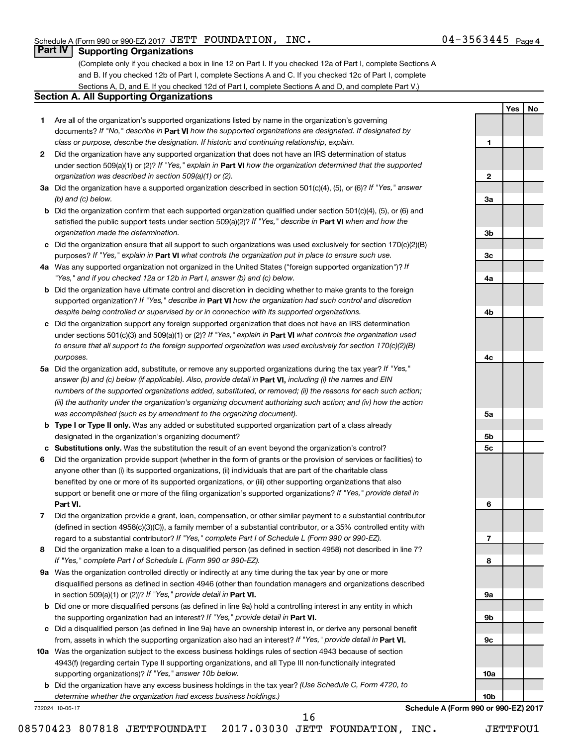Schedule A (Form 990 or 990-EZ) 2017 JETT FOUNDATION, INC. 04-3563445 Page 4

## Part IV Supporting Organizations

(Complete only if you checked a box in line 12 on Part I. If you checked 12a of Part I, complete Sections A and B. If you checked 12b of Part I, complete Sections A and C. If you checked 12c of Part I, complete Sections A, D, and E. If you checked 12d of Part I, complete Sections A and D, and complete Part V.)

### Section A. All Supporting Organizations

| | | | Yes | No |
|---|---|---|---|---|
| **1** | Are all of the organization's supported organizations listed by name in the organization's governing documents? *If "No," describe in* **Part VI** *how the supported organizations are designated. If designated by class or purpose, describe the designation. If historic and continuing relationship, explain.* | 1 | | |
| **2** | Did the organization have any supported organization that does not have an IRS determination of status under section 509(a)(1) or (2)? *If "Yes," explain in* **Part VI** *how the organization determined that the supported organization was described in section 509(a)(1) or (2).* | 2 | | |
| **3a** | Did the organization have a supported organization described in section 501(c)(4), (5), or (6)? *If "Yes," answer (b) and (c) below.* | 3a | | |
| **b** | Did the organization confirm that each supported organization qualified under section 501(c)(4), (5), or (6) and satisfied the public support tests under section 509(a)(2)? *If "Yes," describe in* **Part VI** *when and how the organization made the determination.* | 3b | | |
| **c** | Did the organization ensure that all support to such organizations was used exclusively for section 170(c)(2)(B) purposes? *If "Yes," explain in* **Part VI** *what controls the organization put in place to ensure such use.* | 3c | | |
| **4a** | Was any supported organization not organized in the United States ("foreign supported organization")? *If "Yes," and if you checked 12a or 12b in Part I, answer (b) and (c) below.* | 4a | | |
| **b** | Did the organization have ultimate control and discretion in deciding whether to make grants to the foreign supported organization? *If "Yes," describe in* **Part VI** *how the organization had such control and discretion despite being controlled or supervised by or in connection with its supported organizations.* | 4b | | |
| **c** | Did the organization support any foreign supported organization that does not have an IRS determination under sections 501(c)(3) and 509(a)(1) or (2)? *If "Yes," explain in* **Part VI** *what controls the organization used to ensure that all support to the foreign supported organization was used exclusively for section 170(c)(2)(B) purposes.* | 4c | | |
| **5a** | Did the organization add, substitute, or remove any supported organizations during the tax year? *If "Yes," answer (b) and (c) below (if applicable). Also, provide detail in* **Part VI,** *including (i) the names and EIN numbers of the supported organizations added, substituted, or removed; (ii) the reasons for each such action; (iii) the authority under the organization's organizing document authorizing such action; and (iv) how the action was accomplished (such as by amendment to the organizing document).* | 5a | | |
| **b** | **Type I or Type II only.** Was any added or substituted supported organization part of a class already designated in the organization's organizing document? | 5b | | |
| **c** | **Substitutions only.** Was the substitution the result of an event beyond the organization's control? | 5c | | |
| **6** | Did the organization provide support (whether in the form of grants or the provision of services or facilities) to anyone other than (i) its supported organizations, (ii) individuals that are part of the charitable class benefited by one or more of its supported organizations, or (iii) other supporting organizations that also support or benefit one or more of the filing organization's supported organizations? *If "Yes," provide detail in* **Part VI.** | 6 | | |
| **7** | Did the organization provide a grant, loan, compensation, or other similar payment to a substantial contributor (defined in section 4958(c)(3)(C)), a family member of a substantial contributor, or a 35% controlled entity with regard to a substantial contributor? *If "Yes," complete Part I of Schedule L (Form 990 or 990-EZ).* | 7 | | |
| **8** | Did the organization make a loan to a disqualified person (as defined in section 4958) not described in line 7? *If "Yes," complete Part I of Schedule L (Form 990 or 990-EZ).* | 8 | | |
| **9a** | Was the organization controlled directly or indirectly at any time during the tax year by one or more disqualified persons as defined in section 4946 (other than foundation managers and organizations described in section 509(a)(1) or (2))? *If "Yes," provide detail in* **Part VI.** | 9a | | |
| **b** | Did one or more disqualified persons (as defined in line 9a) hold a controlling interest in any entity in which the supporting organization had an interest? *If "Yes," provide detail in* **Part VI.** | 9b | | |
| **c** | Did a disqualified person (as defined in line 9a) have an ownership interest in, or derive any personal benefit from, assets in which the supporting organization also had an interest? *If "Yes," provide detail in* **Part VI.** | 9c | | |
| **10a** | Was the organization subject to the excess business holdings rules of section 4943 because of section 4943(f) (regarding certain Type II supporting organizations, and all Type III non-functionally integrated supporting organizations)? *If "Yes," answer 10b below.* | 10a | | |
| **b** | Did the organization have any excess business holdings in the tax year? *(Use Schedule C, Form 4720, to determine whether the organization had excess business holdings.)* | 10b | | |

732024 10-06-17 **Schedule A (Form 990 or 990-EZ) 2017**

08570423 807818 JETTFOUNDATI 2017.03030 JETT FOUNDATION, INC. JETTFOU1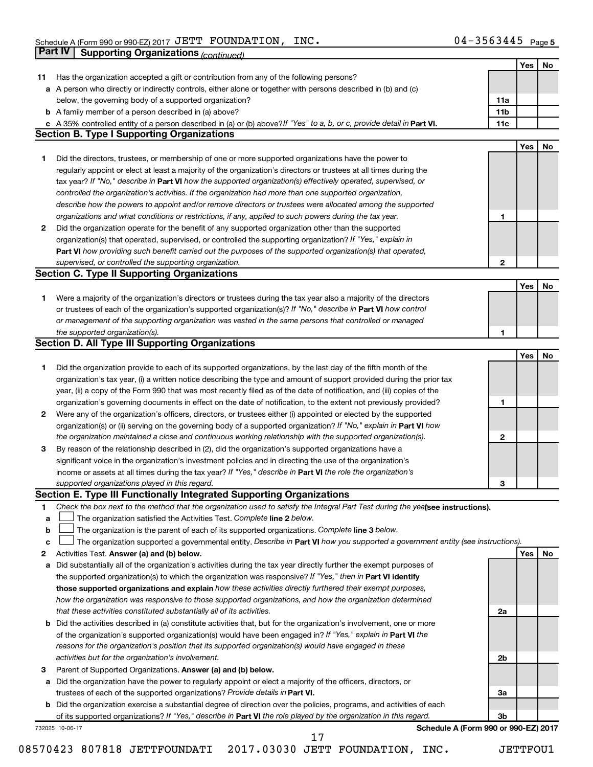Schedule A (Form 990 or 990-EZ) 2017 JETT FOUNDATION, INC. 04-3563445 Page 5

## Part IV Supporting Organizations *(continued)*

| | | | Yes | No |
|---|---|---|---|---|
| **11** | Has the organization accepted a gift or contribution from any of the following persons? | | | |
| **a** | A person who directly or indirectly controls, either alone or together with persons described in (b) and (c) below, the governing body of a supported organization? | **11a** | | |
| **b** | A family member of a person described in (a) above? | **11b** | | |
| **c** | A 35% controlled entity of a person described in (a) or (b) above? *If "Yes" to a, b, or c, provide detail in* **Part VI.** | **11c** | | |

### Section B. Type I Supporting Organizations

| | | | Yes | No |
|---|---|---|---|---|
| **1** | Did the directors, trustees, or membership of one or more supported organizations have the power to regularly appoint or elect at least a majority of the organization's directors or trustees at all times during the tax year? *If "No," describe in* **Part VI** *how the supported organization(s) effectively operated, supervised, or controlled the organization's activities. If the organization had more than one supported organization, describe how the powers to appoint and/or remove directors or trustees were allocated among the supported organizations and what conditions or restrictions, if any, applied to such powers during the tax year.* | **1** | | |
| **2** | Did the organization operate for the benefit of any supported organization other than the supported organization(s) that operated, supervised, or controlled the supporting organization? *If "Yes," explain in* **Part VI** *how providing such benefit carried out the purposes of the supported organization(s) that operated, supervised, or controlled the supporting organization.* | **2** | | |

### Section C. Type II Supporting Organizations

| | | | Yes | No |
|---|---|---|---|---|
| **1** | Were a majority of the organization's directors or trustees during the tax year also a majority of the directors or trustees of each of the organization's supported organization(s)? *If "No," describe in* **Part VI** *how control or management of the supporting organization was vested in the same persons that controlled or managed the supported organization(s).* | **1** | | |

### Section D. All Type III Supporting Organizations

| | | | Yes | No |
|---|---|---|---|---|
| **1** | Did the organization provide to each of its supported organizations, by the last day of the fifth month of the organization's tax year, (i) a written notice describing the type and amount of support provided during the prior tax year, (ii) a copy of the Form 990 that was most recently filed as of the date of notification, and (iii) copies of the organization's governing documents in effect on the date of notification, to the extent not previously provided? | **1** | | |
| **2** | Were any of the organization's officers, directors, or trustees either (i) appointed or elected by the supported organization(s) or (ii) serving on the governing body of a supported organization? *If "No," explain in* **Part VI** *how the organization maintained a close and continuous working relationship with the supported organization(s).* | **2** | | |
| **3** | By reason of the relationship described in (2), did the organization's supported organizations have a significant voice in the organization's investment policies and in directing the use of the organization's income or assets at all times during the tax year? *If "Yes," describe in* **Part VI** *the role the organization's supported organizations played in this regard.* | **3** | | |

### Section E. Type III Functionally Integrated Supporting Organizations

**1** *Check the box next to the method that the organization used to satisfy the Integral Part Test during the year* **(see instructions).**

- **a** ☐ The organization satisfied the Activities Test. *Complete* **line 2** *below.*
- **b** ☐ The organization is the parent of each of its supported organizations. *Complete* **line 3** *below.*
- **c** ☐ The organization supported a governmental entity. *Describe in* **Part VI** *how you supported a government entity (see instructions).*

| | | | Yes | No |
|---|---|---|---|---|
| **2** | Activities Test. **Answer (a) and (b) below.** | | | |
| **a** | Did substantially all of the organization's activities during the tax year directly further the exempt purposes of the supported organization(s) to which the organization was responsive? *If "Yes," then in* **Part VI identify those supported organizations and explain** *how these activities directly furthered their exempt purposes, how the organization was responsive to those supported organizations, and how the organization determined that these activities constituted substantially all of its activities.* | **2a** | | |
| **b** | Did the activities described in (a) constitute activities that, but for the organization's involvement, one or more of the organization's supported organization(s) would have been engaged in? *If "Yes," explain in* **Part VI** *the reasons for the organization's position that its supported organization(s) would have engaged in these activities but for the organization's involvement.* | **2b** | | |
| **3** | Parent of Supported Organizations. **Answer (a) and (b) below.** | | | |
| **a** | Did the organization have the power to regularly appoint or elect a majority of the officers, directors, or trustees of each of the supported organizations? *Provide details in* **Part VI.** | **3a** | | |
| **b** | Did the organization exercise a substantial degree of direction over the policies, programs, and activities of each of its supported organizations? *If "Yes," describe in* **Part VI** *the role played by the organization in this regard.* | **3b** | | |

732025 10-06-17 **Schedule A (Form 990 or 990-EZ) 2017**

08570423 807818 JETTFOUNDATI 2017.03030 JETT FOUNDATION, INC. JETTFOU1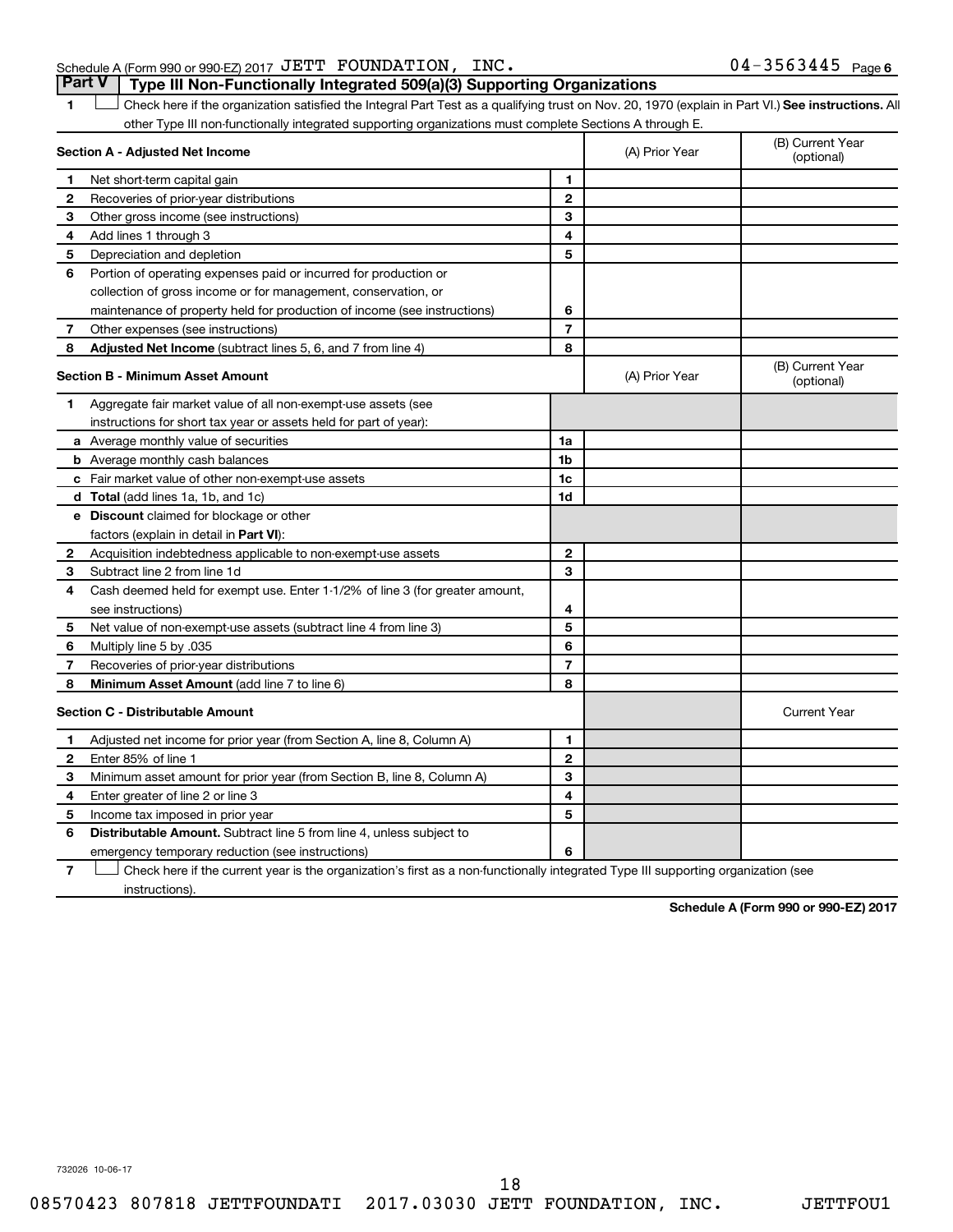Schedule A (Form 990 or 990-EZ) 2017 JETT FOUNDATION, INC. 04-3563445 Page 6

## Part V | Type III Non-Functionally Integrated 509(a)(3) Supporting Organizations

1 ☐ Check here if the organization satisfied the Integral Part Test as a qualifying trust on Nov. 20, 1970 (explain in Part VI.) **See instructions.** All other Type III non-functionally integrated supporting organizations must complete Sections A through E.

| **Section A - Adjusted Net Income** | | | (A) Prior Year | (B) Current Year (optional) |
|---|---|---|---|---|
| 1 | Net short-term capital gain | 1 | | |
| 2 | Recoveries of prior-year distributions | 2 | | |
| 3 | Other gross income (see instructions) | 3 | | |
| 4 | Add lines 1 through 3 | 4 | | |
| 5 | Depreciation and depletion | 5 | | |
| 6 | Portion of operating expenses paid or incurred for production or collection of gross income or for management, conservation, or maintenance of property held for production of income (see instructions) | 6 | | |
| 7 | Other expenses (see instructions) | 7 | | |
| 8 | **Adjusted Net Income** (subtract lines 5, 6, and 7 from line 4) | 8 | | |

| **Section B - Minimum Asset Amount** | | | (A) Prior Year | (B) Current Year (optional) |
|---|---|---|---|---|
| 1 | Aggregate fair market value of all non-exempt-use assets (see instructions for short tax year or assets held for part of year): | | | |
| a | Average monthly value of securities | 1a | | |
| b | Average monthly cash balances | 1b | | |
| c | Fair market value of other non-exempt-use assets | 1c | | |
| d | **Total** (add lines 1a, 1b, and 1c) | 1d | | |
| e | **Discount** claimed for blockage or other factors (explain in detail in **Part VI**): | | | |
| 2 | Acquisition indebtedness applicable to non-exempt-use assets | 2 | | |
| 3 | Subtract line 2 from line 1d | 3 | | |
| 4 | Cash deemed held for exempt use. Enter 1-1/2% of line 3 (for greater amount, see instructions) | 4 | | |
| 5 | Net value of non-exempt-use assets (subtract line 4 from line 3) | 5 | | |
| 6 | Multiply line 5 by .035 | 6 | | |
| 7 | Recoveries of prior-year distributions | 7 | | |
| 8 | **Minimum Asset Amount** (add line 7 to line 6) | 8 | | |

| **Section C - Distributable Amount** | | | | Current Year |
|---|---|---|---|---|
| 1 | Adjusted net income for prior year (from Section A, line 8, Column A) | 1 | | |
| 2 | Enter 85% of line 1 | 2 | | |
| 3 | Minimum asset amount for prior year (from Section B, line 8, Column A) | 3 | | |
| 4 | Enter greater of line 2 or line 3 | 4 | | |
| 5 | Income tax imposed in prior year | 5 | | |
| 6 | **Distributable Amount.** Subtract line 5 from line 4, unless subject to emergency temporary reduction (see instructions) | 6 | | |

7 ☐ Check here if the current year is the organization's first as a non-functionally integrated Type III supporting organization (see instructions).

**Schedule A (Form 990 or 990-EZ) 2017**

732026 10-06-17

08570423 807818 JETTFOUNDATI 2017.03030 JETT FOUNDATION, INC. JETTFOU1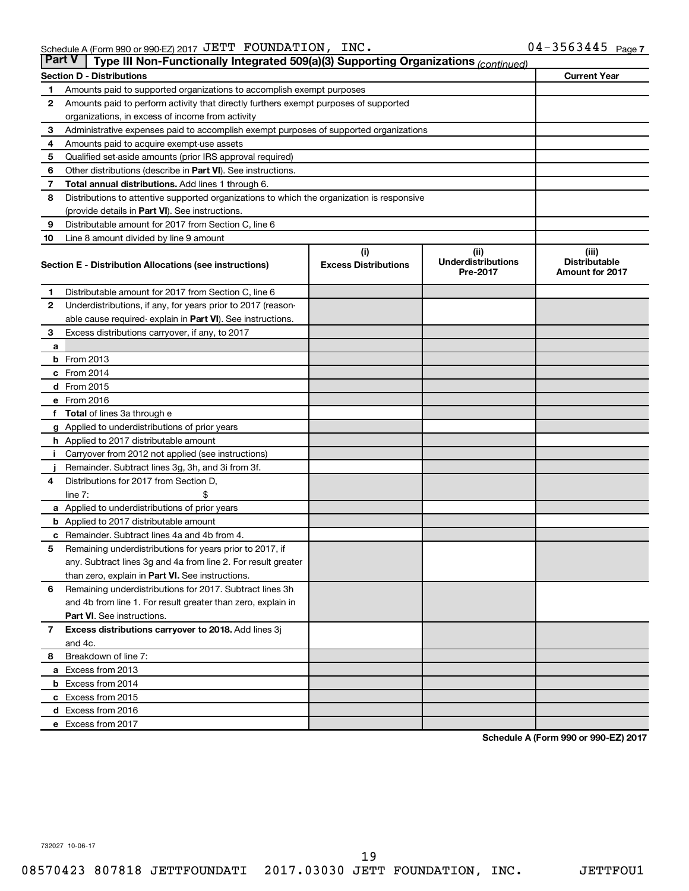Schedule A (Form 990 or 990-EZ) 2017 JETT FOUNDATION, INC. 04-3563445 Page 7

**Part V | Type III Non-Functionally Integrated 509(a)(3) Supporting Organizations** *(continued)*

| Section D - Distributions | | Current Year |
|---|---|---|
| 1 | Amounts paid to supported organizations to accomplish exempt purposes | |
| 2 | Amounts paid to perform activity that directly furthers exempt purposes of supported organizations, in excess of income from activity | |
| 3 | Administrative expenses paid to accomplish exempt purposes of supported organizations | |
| 4 | Amounts paid to acquire exempt-use assets | |
| 5 | Qualified set-aside amounts (prior IRS approval required) | |
| 6 | Other distributions (describe in **Part VI**). See instructions. | |
| 7 | **Total annual distributions.** Add lines 1 through 6. | |
| 8 | Distributions to attentive supported organizations to which the organization is responsive (provide details in **Part VI**). See instructions. | |
| 9 | Distributable amount for 2017 from Section C, line 6 | |
| 10 | Line 8 amount divided by line 9 amount | |

| Section E - Distribution Allocations (see instructions) | (i) Excess Distributions | (ii) Underdistributions Pre-2017 | (iii) Distributable Amount for 2017 |
|---|---|---|---|
| **1** Distributable amount for 2017 from Section C, line 6 | | | |
| **2** Underdistributions, if any, for years prior to 2017 (reasonable cause required- explain in **Part VI**). See instructions. | | | |
| **3** Excess distributions carryover, if any, to 2017 | | | |
| **a** | | | |
| **b** From 2013 | | | |
| **c** From 2014 | | | |
| **d** From 2015 | | | |
| **e** From 2016 | | | |
| **f** **Total** of lines 3a through e | | | |
| **g** Applied to underdistributions of prior years | | | |
| **h** Applied to 2017 distributable amount | | | |
| **i** Carryover from 2012 not applied (see instructions) | | | |
| **j** Remainder. Subtract lines 3g, 3h, and 3i from 3f. | | | |
| **4** Distributions for 2017 from Section D, line 7: $ | | | |
| **a** Applied to underdistributions of prior years | | | |
| **b** Applied to 2017 distributable amount | | | |
| **c** Remainder. Subtract lines 4a and 4b from 4. | | | |
| **5** Remaining underdistributions for years prior to 2017, if any. Subtract lines 3g and 4a from line 2. For result greater than zero, explain in **Part VI.** See instructions. | | | |
| **6** Remaining underdistributions for 2017. Subtract lines 3h and 4b from line 1. For result greater than zero, explain in **Part VI**. See instructions. | | | |
| **7** **Excess distributions carryover to 2018.** Add lines 3j and 4c. | | | |
| **8** Breakdown of line 7: | | | |
| **a** Excess from 2013 | | | |
| **b** Excess from 2014 | | | |
| **c** Excess from 2015 | | | |
| **d** Excess from 2016 | | | |
| **e** Excess from 2017 | | | |

**Schedule A (Form 990 or 990-EZ) 2017**

732027 10-06-17

08570423 807818 JETTFOUNDATI 2017.03030 JETT FOUNDATION, INC. JETTFOU1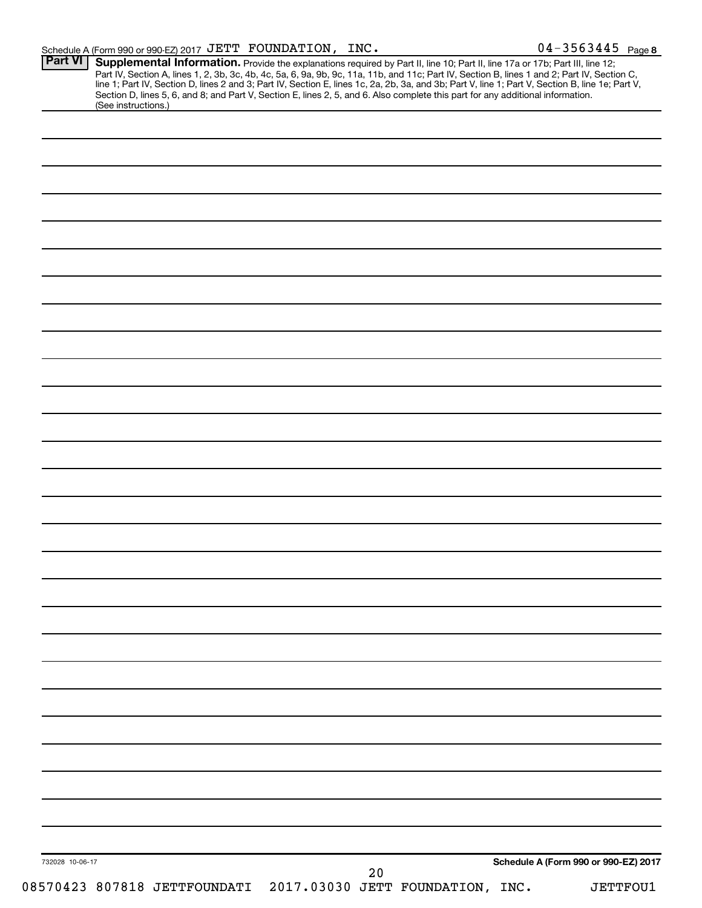Schedule A (Form 990 or 990-EZ) 2017 JETT FOUNDATION, INC. 04-3563445 Page 8

**Part VI** **Supplemental Information.** Provide the explanations required by Part II, line 10; Part II, line 17a or 17b; Part III, line 12; Part IV, Section A, lines 1, 2, 3b, 3c, 4b, 4c, 5a, 6, 9a, 9b, 9c, 11a, 11b, and 11c; Part IV, Section B, lines 1 and 2; Part IV, Section C, line 1; Part IV, Section D, lines 2 and 3; Part IV, Section E, lines 1c, 2a, 2b, 3a, and 3b; Part V, line 1; Part V, Section B, line 1e; Part V, Section D, lines 5, 6, and 8; and Part V, Section E, lines 2, 5, and 6. Also complete this part for any additional information. (See instructions.)

732028 10-06-17

**Schedule A (Form 990 or 990-EZ) 2017**

08570423 807818 JETTFOUNDATI 2017.03030 JETT FOUNDATION, INC. JETTFOU1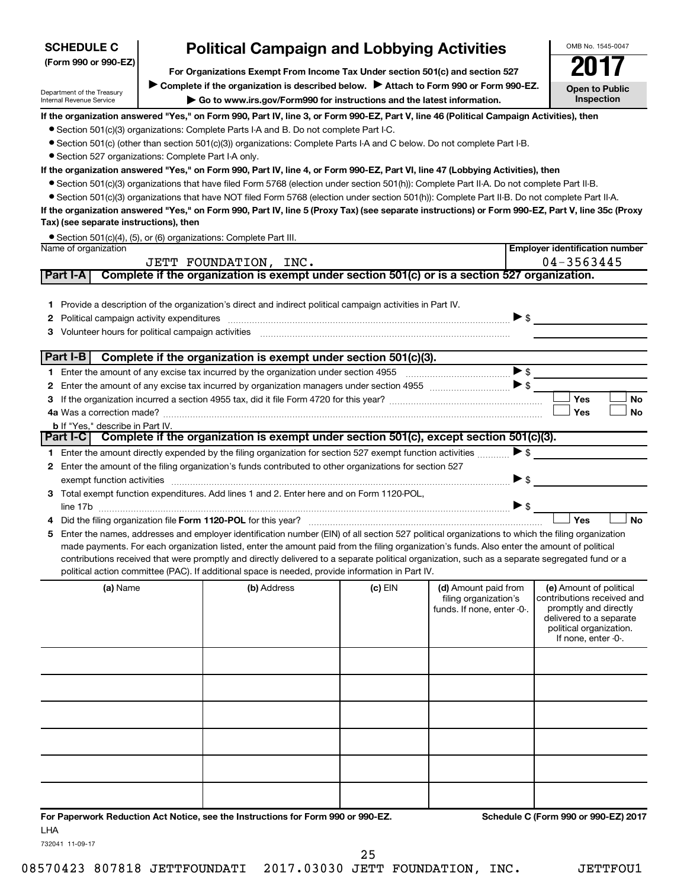**SCHEDULE C**
**(Form 990 or 990-EZ)**

Department of the Treasury
Internal Revenue Service

# Political Campaign and Lobbying Activities

**For Organizations Exempt From Income Tax Under section 501(c) and section 527**

▶ **Complete if the organization is described below.** ▶ **Attach to Form 990 or Form 990-EZ.**

▶ **Go to www.irs.gov/Form990 for instructions and the latest information.**

OMB No. 1545-0047

**2017**

**Open to Public Inspection**

**If the organization answered "Yes," on Form 990, Part IV, line 3, or Form 990-EZ, Part V, line 46 (Political Campaign Activities), then**

- Section 501(c)(3) organizations: Complete Parts I-A and B. Do not complete Part I-C.
- Section 501(c) (other than section 501(c)(3)) organizations: Complete Parts I-A and C below. Do not complete Part I-B.
- Section 527 organizations: Complete Part I-A only.

**If the organization answered "Yes," on Form 990, Part IV, line 4, or Form 990-EZ, Part VI, line 47 (Lobbying Activities), then**

- Section 501(c)(3) organizations that have filed Form 5768 (election under section 501(h)): Complete Part II-A. Do not complete Part II-B.
- Section 501(c)(3) organizations that have NOT filed Form 5768 (election under section 501(h)): Complete Part II-B. Do not complete Part II-A.

**If the organization answered "Yes," on Form 990, Part IV, line 5 (Proxy Tax) (see separate instructions) or Form 990-EZ, Part V, line 35c (Proxy Tax) (see separate instructions), then**

- Section 501(c)(4), (5), or (6) organizations: Complete Part III.

| Name of organization | Employer identification number |
|---|---|
| JETT FOUNDATION, INC. | 04-3563445 |

## Part I-A Complete if the organization is exempt under section 501(c) or is a section 527 organization.

1. Provide a description of the organization's direct and indirect political campaign activities in Part IV.
2. Political campaign activity expenditures ▶ $
3. Volunteer hours for political campaign activities

## Part I-B Complete if the organization is exempt under section 501(c)(3).

1. Enter the amount of any excise tax incurred by the organization under section 4955 ▶ $
2. Enter the amount of any excise tax incurred by organization managers under section 4955 ▶ $
3. If the organization incurred a section 4955 tax, did it file Form 4720 for this year? ☐ Yes ☐ No

4a. Was a correction made? ☐ Yes ☐ No

b. If "Yes," describe in Part IV.

## Part I-C Complete if the organization is exempt under section 501(c), except section 501(c)(3).

1. Enter the amount directly expended by the filing organization for section 527 exempt function activities ▶ $
2. Enter the amount of the filing organization's funds contributed to other organizations for section 527 exempt function activities ▶ $
3. Total exempt function expenditures. Add lines 1 and 2. Enter here and on Form 1120-POL, line 17b ▶ $
4. Did the filing organization file **Form 1120-POL** for this year? ☐ Yes ☐ No
5. Enter the names, addresses and employer identification number (EIN) of all section 527 political organizations to which the filing organization made payments. For each organization listed, enter the amount paid from the filing organization's funds. Also enter the amount of political contributions received that were promptly and directly delivered to a separate political organization, such as a separate segregated fund or a political action committee (PAC). If additional space is needed, provide information in Part IV.

| (a) Name | (b) Address | (c) EIN | (d) Amount paid from filing organization's funds. If none, enter -0-. | (e) Amount of political contributions received and promptly and directly delivered to a separate political organization. If none, enter -0-. |
|---|---|---|---|---|
| | | | | |
| | | | | |
| | | | | |
| | | | | |
| | | | | |
| | | | | |

**For Paperwork Reduction Act Notice, see the Instructions for Form 990 or 990-EZ.** LHA

**Schedule C (Form 990 or 990-EZ) 2017**

732041 11-09-17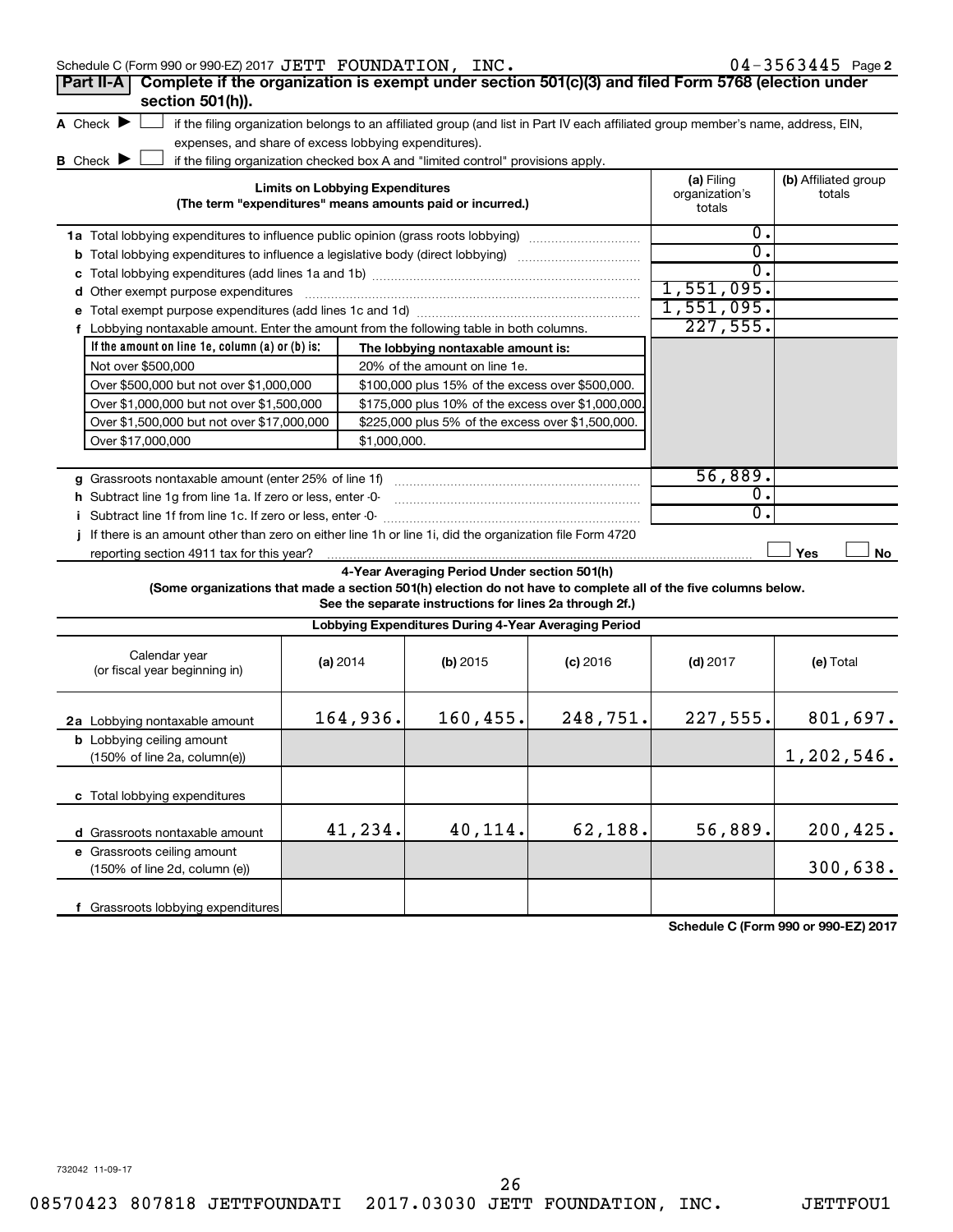Schedule C (Form 990 or 990-EZ) 2017 JETT FOUNDATION, INC. 04-3563445 Page 2

**Part II-A** **Complete if the organization is exempt under section 501(c)(3) and filed Form 5768 (election under section 501(h)).**

A Check ▶ ☐ if the filing organization belongs to an affiliated group (and list in Part IV each affiliated group member's name, address, EIN, expenses, and share of excess lobbying expenditures).

B Check ▶ ☐ if the filing organization checked box A and "limited control" provisions apply.

| Limits on Lobbying Expenditures (The term "expenditures" means amounts paid or incurred.) | (a) Filing organization's totals | (b) Affiliated group totals |
|---|---|---|
| 1a Total lobbying expenditures to influence public opinion (grass roots lobbying) | 0. | |
| b Total lobbying expenditures to influence a legislative body (direct lobbying) | 0. | |
| c Total lobbying expenditures (add lines 1a and 1b) | 0. | |
| d Other exempt purpose expenditures | 1,551,095. | |
| e Total exempt purpose expenditures (add lines 1c and 1d) | 1,551,095. | |
| f Lobbying nontaxable amount. Enter the amount from the following table in both columns. | 227,555. | |

| If the amount on line 1e, column (a) or (b) is: | The lobbying nontaxable amount is: |
|---|---|
| Not over $500,000 | 20% of the amount on line 1e. |
| Over $500,000 but not over $1,000,000 | $100,000 plus 15% of the excess over $500,000. |
| Over $1,000,000 but not over $1,500,000 | $175,000 plus 10% of the excess over $1,000,000. |
| Over $1,500,000 but not over $17,000,000 | $225,000 plus 5% of the excess over $1,500,000. |
| Over $17,000,000 | $1,000,000. |

| | (a) Filing organization's totals | (b) Affiliated group totals |
|---|---|---|
| g Grassroots nontaxable amount (enter 25% of line 1f) | 56,889. | |
| h Subtract line 1g from line 1a. If zero or less, enter -0- | 0. | |
| i Subtract line 1f from line 1c. If zero or less, enter -0- | 0. | |
| j If there is an amount other than zero on either line 1h or line 1i, did the organization file Form 4720 reporting section 4911 tax for this year? | ☐ Yes | ☐ No |

**4-Year Averaging Period Under section 501(h)**

**(Some organizations that made a section 501(h) election do not have to complete all of the five columns below. See the separate instructions for lines 2a through 2f.)**

**Lobbying Expenditures During 4-Year Averaging Period**

| Calendar year (or fiscal year beginning in) | (a) 2014 | (b) 2015 | (c) 2016 | (d) 2017 | (e) Total |
|---|---|---|---|---|---|
| 2a Lobbying nontaxable amount | 164,936. | 160,455. | 248,751. | 227,555. | 801,697. |
| b Lobbying ceiling amount (150% of line 2a, column(e)) | | | | | 1,202,546. |
| c Total lobbying expenditures | | | | | |
| d Grassroots nontaxable amount | 41,234. | 40,114. | 62,188. | 56,889. | 200,425. |
| e Grassroots ceiling amount (150% of line 2d, column (e)) | | | | | 300,638. |
| f Grassroots lobbying expenditures | | | | | |

**Schedule C (Form 990 or 990-EZ) 2017**

732042 11-09-17

08570423 807818 JETTFOUNDATI 2017.03030 JETT FOUNDATION, INC. JETTFOU1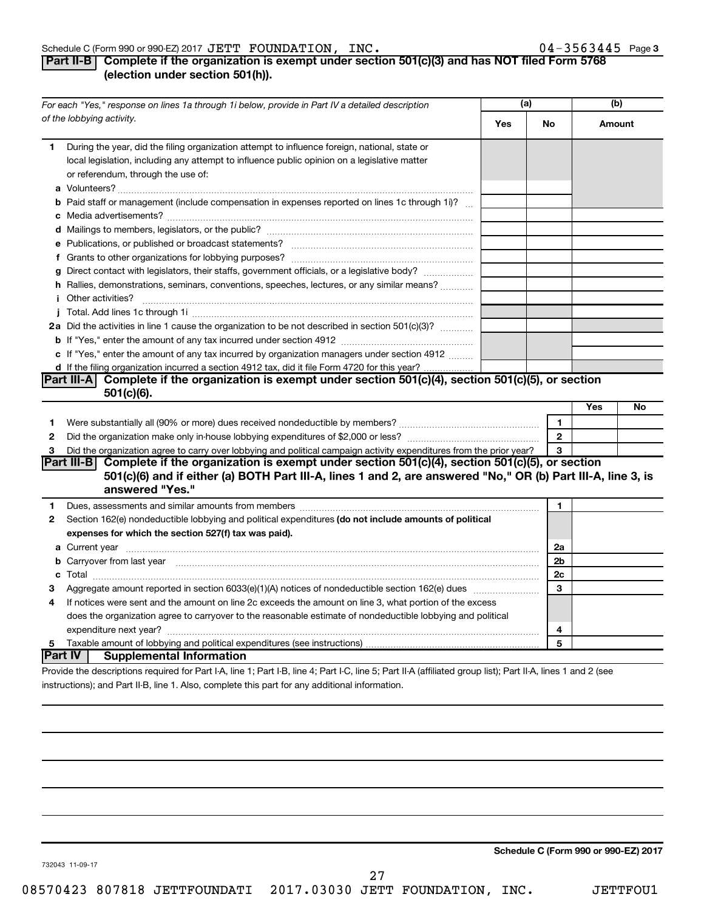Schedule C (Form 990 or 990-EZ) 2017 JETT FOUNDATION, INC. 04-3563445 Page 3

## Part II-B Complete if the organization is exempt under section 501(c)(3) and has NOT filed Form 5768 (election under section 501(h)).

| For each "Yes," response on lines 1a through 1i below, provide in Part IV a detailed description of the lobbying activity. | (a) Yes | (a) No | (b) Amount |
|---|---|---|---|
| **1** During the year, did the filing organization attempt to influence foreign, national, state or local legislation, including any attempt to influence public opinion on a legislative matter or referendum, through the use of: | | | |
| **a** Volunteers? | | | |
| **b** Paid staff or management (include compensation in expenses reported on lines 1c through 1i)? | | | |
| **c** Media advertisements? | | | |
| **d** Mailings to members, legislators, or the public? | | | |
| **e** Publications, or published or broadcast statements? | | | |
| **f** Grants to other organizations for lobbying purposes? | | | |
| **g** Direct contact with legislators, their staffs, government officials, or a legislative body? | | | |
| **h** Rallies, demonstrations, seminars, conventions, speeches, lectures, or any similar means? | | | |
| **i** Other activities? | | | |
| **j** Total. Add lines 1c through 1i | | | |
| **2a** Did the activities in line 1 cause the organization to be not described in section 501(c)(3)? | | | |
| **b** If "Yes," enter the amount of any tax incurred under section 4912 | | | |
| **c** If "Yes," enter the amount of any tax incurred by organization managers under section 4912 | | | |
| **d** If the filing organization incurred a section 4912 tax, did it file Form 4720 for this year? | | | |

## Part III-A Complete if the organization is exempt under section 501(c)(4), section 501(c)(5), or section 501(c)(6).

| | | | Yes | No |
|---|---|---|---|---|
| **1** | Were substantially all (90% or more) dues received nondeductible by members? | 1 | | |
| **2** | Did the organization make only in-house lobbying expenditures of $2,000 or less? | 2 | | |
| **3** | Did the organization agree to carry over lobbying and political campaign activity expenditures from the prior year? | 3 | | |

## Part III-B Complete if the organization is exempt under section 501(c)(4), section 501(c)(5), or section 501(c)(6) and if either (a) BOTH Part III-A, lines 1 and 2, are answered "No," OR (b) Part III-A, line 3, is answered "Yes."

| | | | |
|---|---|---|---|
| **1** | Dues, assessments and similar amounts from members | 1 | |
| **2** | Section 162(e) nondeductible lobbying and political expenditures **(do not include amounts of political expenses for which the section 527(f) tax was paid).** | | |
| **a** | Current year | 2a | |
| **b** | Carryover from last year | 2b | |
| **c** | Total | 2c | |
| **3** | Aggregate amount reported in section 6033(e)(1)(A) notices of nondeductible section 162(e) dues | 3 | |
| **4** | If notices were sent and the amount on line 2c exceeds the amount on line 3, what portion of the excess does the organization agree to carryover to the reasonable estimate of nondeductible lobbying and political expenditure next year? | 4 | |
| **5** | Taxable amount of lobbying and political expenditures (see instructions) | 5 | |

## Part IV Supplemental Information

Provide the descriptions required for Part I-A, line 1; Part I-B, line 4; Part I-C, line 5; Part II-A (affiliated group list); Part II-A, lines 1 and 2 (see instructions); and Part II-B, line 1. Also, complete this part for any additional information.

**Schedule C (Form 990 or 990-EZ) 2017**

732043 11-09-17

08570423 807818 JETTFOUNDATI 2017.03030 JETT FOUNDATION, INC. JETTFOU1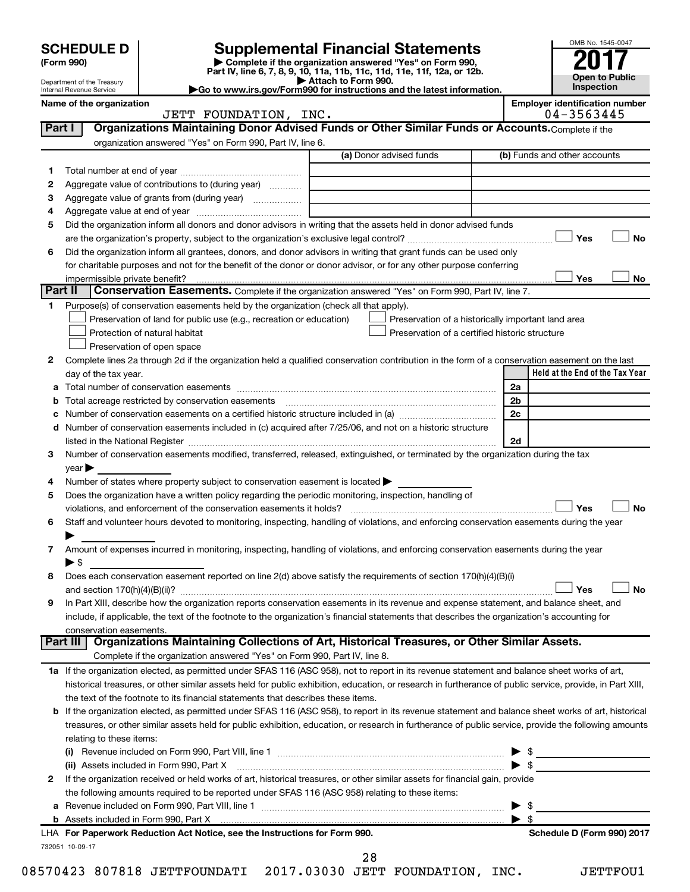# SCHEDULE D (Form 990)

Department of the Treasury
Internal Revenue Service

## Supplemental Financial Statements

▶ Complete if the organization answered "Yes" on Form 990, Part IV, line 6, 7, 8, 9, 10, 11a, 11b, 11c, 11d, 11e, 11f, 12a, or 12b.
▶ Attach to Form 990.
▶Go to www.irs.gov/Form990 for instructions and the latest information.

OMB No. 1545-0047
**2017**
**Open to Public Inspection**

**Name of the organization:** JETT FOUNDATION, INC.
**Employer identification number:** 04-3563445

## Part I — Organizations Maintaining Donor Advised Funds or Other Similar Funds or Accounts.

Complete if the organization answered "Yes" on Form 990, Part IV, line 6.

| | | (a) Donor advised funds | (b) Funds and other accounts |
|---|---|---|---|
| 1 | Total number at end of year | | |
| 2 | Aggregate value of contributions to (during year) | | |
| 3 | Aggregate value of grants from (during year) | | |
| 4 | Aggregate value at end of year | | |

5 Did the organization inform all donors and donor advisors in writing that the assets held in donor advised funds are the organization's property, subject to the organization's exclusive legal control? ☐ Yes ☐ No

6 Did the organization inform all grantees, donors, and donor advisors in writing that grant funds can be used only for charitable purposes and not for the benefit of the donor or donor advisor, or for any other purpose conferring impermissible private benefit? ☐ Yes ☐ No

## Part II — Conservation Easements.

Complete if the organization answered "Yes" on Form 990, Part IV, line 7.

1 Purpose(s) of conservation easements held by the organization (check all that apply).

- ☐ Preservation of land for public use (e.g., recreation or education)
- ☐ Preservation of a historically important land area
- ☐ Protection of natural habitat
- ☐ Preservation of a certified historic structure
- ☐ Preservation of open space

2 Complete lines 2a through 2d if the organization held a qualified conservation contribution in the form of a conservation easement on the last day of the tax year.

| | | | Held at the End of the Tax Year |
|---|---|---|---|
| a | Total number of conservation easements | 2a | |
| b | Total acreage restricted by conservation easements | 2b | |
| c | Number of conservation easements on a certified historic structure included in (a) | 2c | |
| d | Number of conservation easements included in (c) acquired after 7/25/06, and not on a historic structure listed in the National Register | 2d | |

3 Number of conservation easements modified, transferred, released, extinguished, or terminated by the organization during the tax year ▶

4 Number of states where property subject to conservation easement is located ▶

5 Does the organization have a written policy regarding the periodic monitoring, inspection, handling of violations, and enforcement of the conservation easements it holds? ☐ Yes ☐ No

6 Staff and volunteer hours devoted to monitoring, inspecting, handling of violations, and enforcing conservation easements during the year ▶

7 Amount of expenses incurred in monitoring, inspecting, handling of violations, and enforcing conservation easements during the year ▶ $

8 Does each conservation easement reported on line 2(d) above satisfy the requirements of section 170(h)(4)(B)(i) and section 170(h)(4)(B)(ii)? ☐ Yes ☐ No

9 In Part XIII, describe how the organization reports conservation easements in its revenue and expense statement, and balance sheet, and include, if applicable, the text of the footnote to the organization's financial statements that describes the organization's accounting for conservation easements.

## Part III — Organizations Maintaining Collections of Art, Historical Treasures, or Other Similar Assets.

Complete if the organization answered "Yes" on Form 990, Part IV, line 8.

1a If the organization elected, as permitted under SFAS 116 (ASC 958), not to report in its revenue statement and balance sheet works of art, historical treasures, or other similar assets held for public exhibition, education, or research in furtherance of public service, provide, in Part XIII, the text of the footnote to its financial statements that describes these items.

b If the organization elected, as permitted under SFAS 116 (ASC 958), to report in its revenue statement and balance sheet works of art, historical treasures, or other similar assets held for public exhibition, education, or research in furtherance of public service, provide the following amounts relating to these items:

(i) Revenue included on Form 990, Part VIII, line 1 ▶ $

(ii) Assets included in Form 990, Part X ▶ $

2 If the organization received or held works of art, historical treasures, or other similar assets for financial gain, provide the following amounts required to be reported under SFAS 116 (ASC 958) relating to these items:

a Revenue included on Form 990, Part VIII, line 1 ▶ $

b Assets included in Form 990, Part X ▶ $

LHA For Paperwork Reduction Act Notice, see the Instructions for Form 990. Schedule D (Form 990) 2017

732051 10-09-17

08570423 807818 JETTFOUNDATI 2017.03030 JETT FOUNDATION, INC. JETTFOU1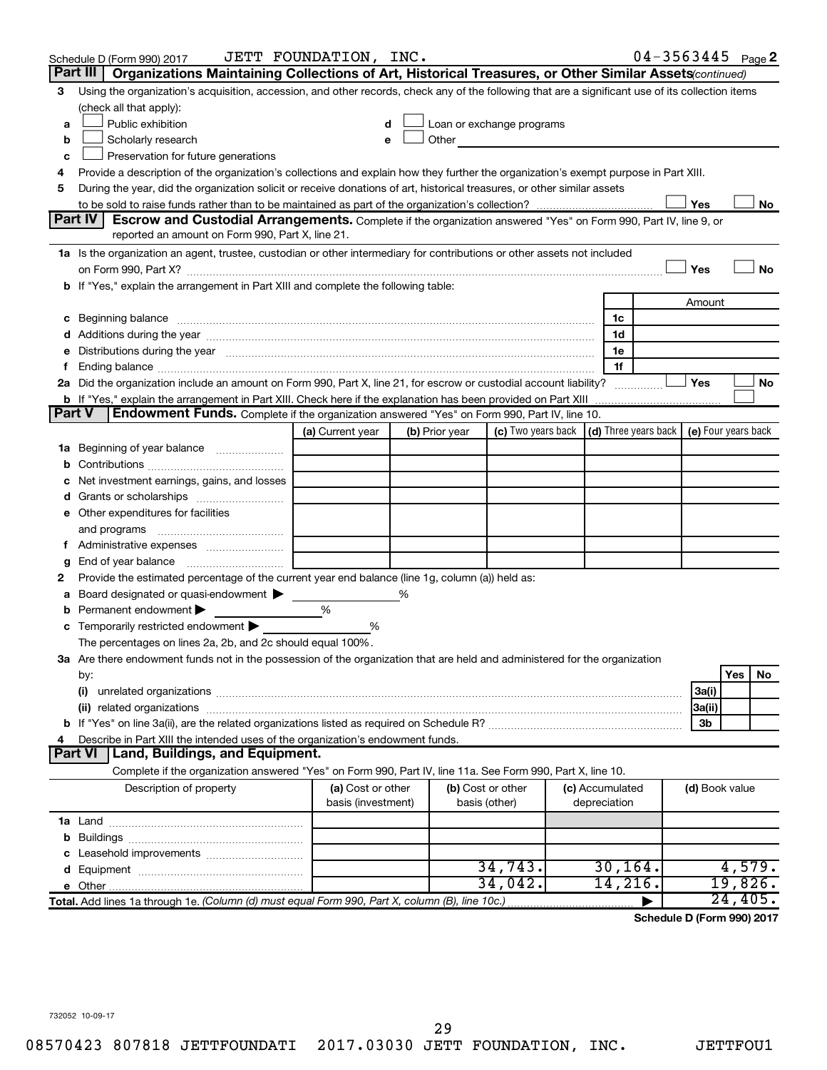Schedule D (Form 990) 2017 JETT FOUNDATION, INC. 04-3563445 Page 2

## Part III Organizations Maintaining Collections of Art, Historical Treasures, or Other Similar Assets *(continued)*

**3** Using the organization's acquisition, accession, and other records, check any of the following that are a significant use of its collection items (check all that apply):

- **a** ☐ Public exhibition
- **b** ☐ Scholarly research
- **c** ☐ Preservation for future generations
- **d** ☐ Loan or exchange programs
- **e** ☐ Other

**4** Provide a description of the organization's collections and explain how they further the organization's exempt purpose in Part XIII.

**5** During the year, did the organization solicit or receive donations of art, historical treasures, or other similar assets to be sold to raise funds rather than to be maintained as part of the organization's collection? ☐ Yes ☐ No

## Part IV Escrow and Custodial Arrangements.

Complete if the organization answered "Yes" on Form 990, Part IV, line 9, or reported an amount on Form 990, Part X, line 21.

**1a** Is the organization an agent, trustee, custodian or other intermediary for contributions or other assets not included on Form 990, Part X? ☐ Yes ☐ No

**b** If "Yes," explain the arrangement in Part XIII and complete the following table:

| | | Amount |
|---|---|---|
| **c** Beginning balance | 1c | |
| **d** Additions during the year | 1d | |
| **e** Distributions during the year | 1e | |
| **f** Ending balance | 1f | |

**2a** Did the organization include an amount on Form 990, Part X, line 21, for escrow or custodial account liability? ☐ Yes ☐ No

**b** If "Yes," explain the arrangement in Part XIII. Check here if the explanation has been provided on Part XIII ☐

## Part V Endowment Funds.

Complete if the organization answered "Yes" on Form 990, Part IV, line 10.

| | (a) Current year | (b) Prior year | (c) Two years back | (d) Three years back | (e) Four years back |
|---|---|---|---|---|---|
| **1a** Beginning of year balance | | | | | |
| **b** Contributions | | | | | |
| **c** Net investment earnings, gains, and losses | | | | | |
| **d** Grants or scholarships | | | | | |
| **e** Other expenditures for facilities and programs | | | | | |
| **f** Administrative expenses | | | | | |
| **g** End of year balance | | | | | |

**2** Provide the estimated percentage of the current year end balance (line 1g, column (a)) held as:

- **a** Board designated or quasi-endowment ▶ ______ %
- **b** Permanent endowment ▶ ______ %
- **c** Temporarily restricted endowment ▶ ______ %

The percentages on lines 2a, 2b, and 2c should equal 100%.

**3a** Are there endowment funds not in the possession of the organization that are held and administered for the organization by:

| | | Yes | No |
|---|---|---|---|
| **(i)** unrelated organizations | 3a(i) | | |
| **(ii)** related organizations | 3a(ii) | | |
| **b** If "Yes" on line 3a(ii), are the related organizations listed as required on Schedule R? | 3b | | |

**4** Describe in Part XIII the intended uses of the organization's endowment funds.

## Part VI Land, Buildings, and Equipment.

Complete if the organization answered "Yes" on Form 990, Part IV, line 11a. See Form 990, Part X, line 10.

| Description of property | (a) Cost or other basis (investment) | (b) Cost or other basis (other) | (c) Accumulated depreciation | (d) Book value |
|---|---|---|---|---|
| **1a** Land | | | | |
| **b** Buildings | | | | |
| **c** Leasehold improvements | | | | |
| **d** Equipment | | 34,743. | 30,164. | 4,579. |
| **e** Other | | 34,042. | 14,216. | 19,826. |
| **Total.** Add lines 1a through 1e. *(Column (d) must equal Form 990, Part X, column (B), line 10c.)* | | | | 24,405. |

**Schedule D (Form 990) 2017**

732052 10-09-17

08570423 807818 JETTFOUNDATI 2017.03030 JETT FOUNDATION, INC. JETTFOU1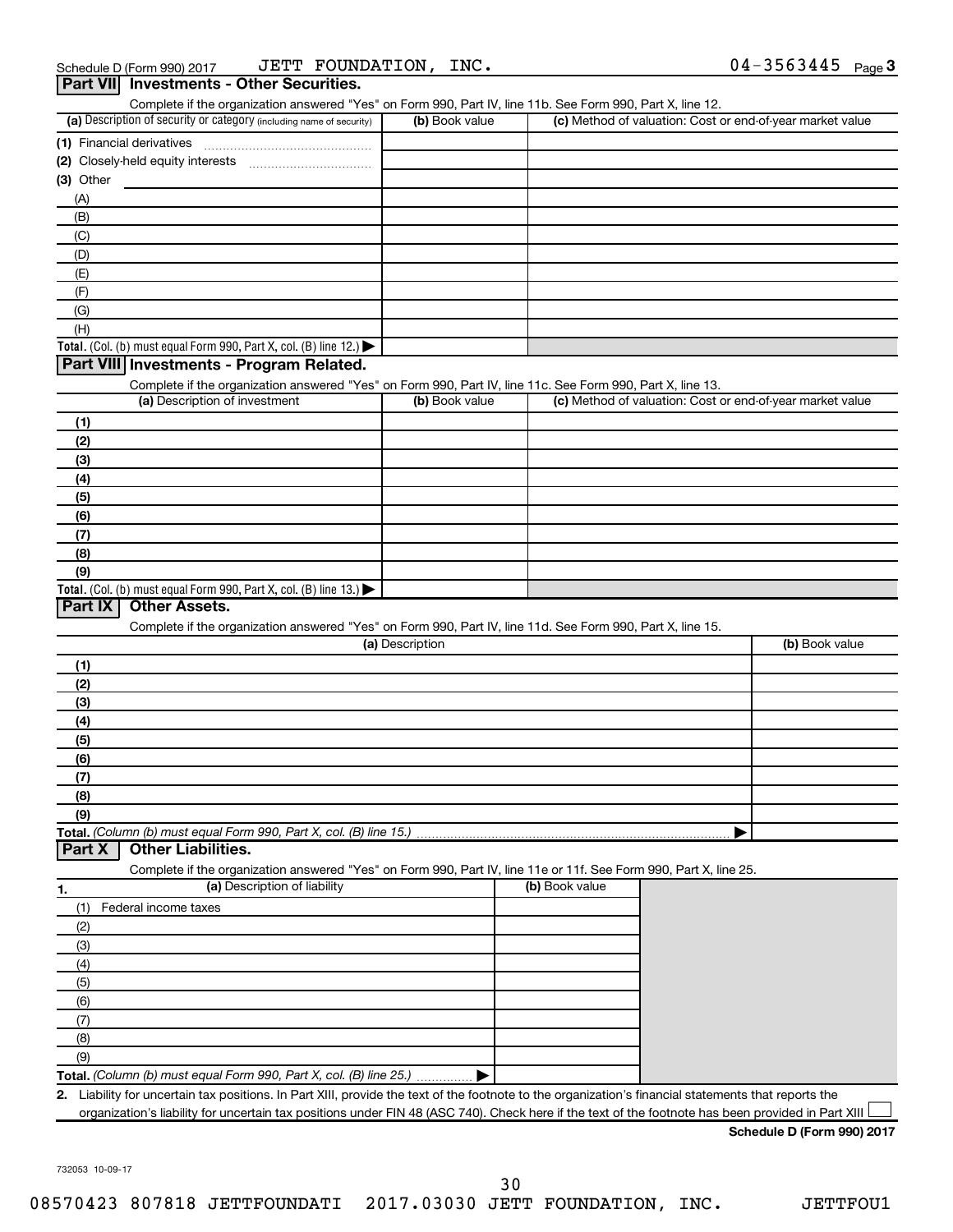Schedule D (Form 990) 2017 JETT FOUNDATION, INC. 04-3563445 Page 3

## Part VII Investments - Other Securities.

Complete if the organization answered "Yes" on Form 990, Part IV, line 11b. See Form 990, Part X, line 12.

| (a) Description of security or category (including name of security) | (b) Book value | (c) Method of valuation: Cost or end-of-year market value |
|---|---|---|
| (1) Financial derivatives | | |
| (2) Closely-held equity interests | | |
| (3) Other | | |
| (A) | | |
| (B) | | |
| (C) | | |
| (D) | | |
| (E) | | |
| (F) | | |
| (G) | | |
| (H) | | |
| Total. (Col. (b) must equal Form 990, Part X, col. (B) line 12.) | | |

## Part VIII Investments - Program Related.

Complete if the organization answered "Yes" on Form 990, Part IV, line 11c. See Form 990, Part X, line 13.

| (a) Description of investment | (b) Book value | (c) Method of valuation: Cost or end-of-year market value |
|---|---|---|
| (1) | | |
| (2) | | |
| (3) | | |
| (4) | | |
| (5) | | |
| (6) | | |
| (7) | | |
| (8) | | |
| (9) | | |
| Total. (Col. (b) must equal Form 990, Part X, col. (B) line 13.) | | |

## Part IX Other Assets.

Complete if the organization answered "Yes" on Form 990, Part IV, line 11d. See Form 990, Part X, line 15.

| (a) Description | (b) Book value |
|---|---|
| (1) | |
| (2) | |
| (3) | |
| (4) | |
| (5) | |
| (6) | |
| (7) | |
| (8) | |
| (9) | |
| Total. *(Column (b) must equal Form 990, Part X, col. (B) line 15.)* | |

## Part X Other Liabilities.

Complete if the organization answered "Yes" on Form 990, Part IV, line 11e or 11f. See Form 990, Part X, line 25.

| 1. (a) Description of liability | (b) Book value |
|---|---|
| (1) Federal income taxes | |
| (2) | |
| (3) | |
| (4) | |
| (5) | |
| (6) | |
| (7) | |
| (8) | |
| (9) | |
| Total. *(Column (b) must equal Form 990, Part X, col. (B) line 25.)* | |

2. Liability for uncertain tax positions. In Part XIII, provide the text of the footnote to the organization's financial statements that reports the organization's liability for uncertain tax positions under FIN 48 (ASC 740). Check here if the text of the footnote has been provided in Part XIII ☐

**Schedule D (Form 990) 2017**

732053 10-09-17

08570423 807818 JETTFOUNDATI 2017.03030 JETT FOUNDATION, INC. JETTFOU1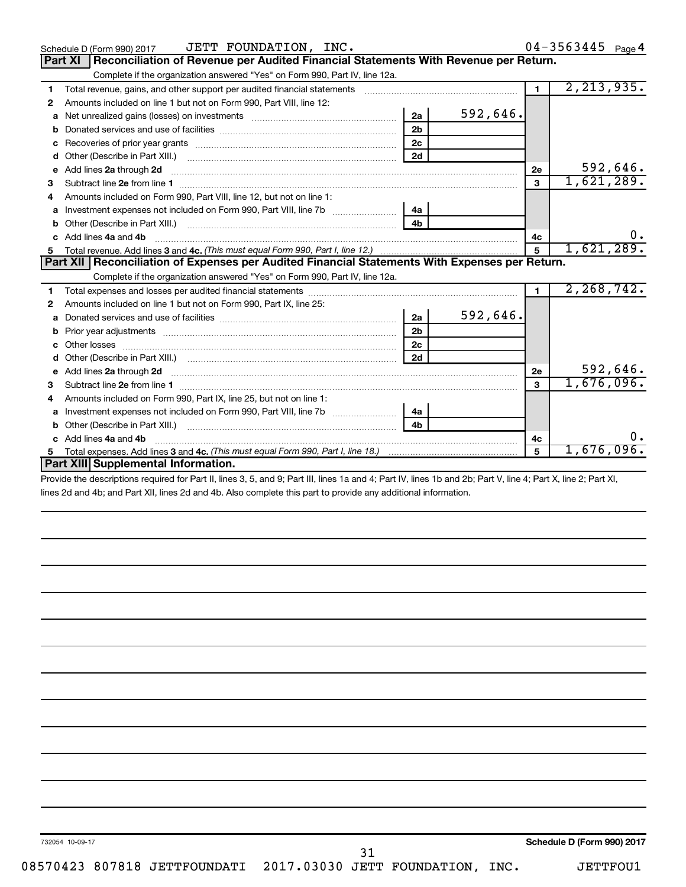Schedule D (Form 990) 2017 JETT FOUNDATION, INC. 04-3563445 Page 4

## Part XI Reconciliation of Revenue per Audited Financial Statements With Revenue per Return.

Complete if the organization answered "Yes" on Form 990, Part IV, line 12a.

| | | | | | |
|---|---|---|---|---|---|
| 1 | Total revenue, gains, and other support per audited financial statements | | | 1 | 2,213,935. |
| 2 | Amounts included on line 1 but not on Form 990, Part VIII, line 12: | | | | |
| a | Net unrealized gains (losses) on investments | 2a | 592,646. | | |
| b | Donated services and use of facilities | 2b | | | |
| c | Recoveries of prior year grants | 2c | | | |
| d | Other (Describe in Part XIII.) | 2d | | | |
| e | Add lines 2a through 2d | | | 2e | 592,646. |
| 3 | Subtract line 2e from line 1 | | | 3 | 1,621,289. |
| 4 | Amounts included on Form 990, Part VIII, line 12, but not on line 1: | | | | |
| a | Investment expenses not included on Form 990, Part VIII, line 7b | 4a | | | |
| b | Other (Describe in Part XIII.) | 4b | | | |
| c | Add lines 4a and 4b | | | 4c | 0. |
| 5 | Total revenue. Add lines 3 and 4c. *(This must equal Form 990, Part I, line 12.)* | | | 5 | 1,621,289. |

## Part XII Reconciliation of Expenses per Audited Financial Statements With Expenses per Return.

Complete if the organization answered "Yes" on Form 990, Part IV, line 12a.

| | | | | | |
|---|---|---|---|---|---|
| 1 | Total expenses and losses per audited financial statements | | | 1 | 2,268,742. |
| 2 | Amounts included on line 1 but not on Form 990, Part IX, line 25: | | | | |
| a | Donated services and use of facilities | 2a | 592,646. | | |
| b | Prior year adjustments | 2b | | | |
| c | Other losses | 2c | | | |
| d | Other (Describe in Part XIII.) | 2d | | | |
| e | Add lines 2a through 2d | | | 2e | 592,646. |
| 3 | Subtract line 2e from line 1 | | | 3 | 1,676,096. |
| 4 | Amounts included on Form 990, Part IX, line 25, but not on line 1: | | | | |
| a | Investment expenses not included on Form 990, Part VIII, line 7b | 4a | | | |
| b | Other (Describe in Part XIII.) | 4b | | | |
| c | Add lines 4a and 4b | | | 4c | 0. |
| 5 | Total expenses. Add lines 3 and 4c. *(This must equal Form 990, Part I, line 18.)* | | | 5 | 1,676,096. |

## Part XIII Supplemental Information.

Provide the descriptions required for Part II, lines 3, 5, and 9; Part III, lines 1a and 4; Part IV, lines 1b and 2b; Part V, line 4; Part X, line 2; Part XI, lines 2d and 4b; and Part XII, lines 2d and 4b. Also complete this part to provide any additional information.

732054 10-09-17 Schedule D (Form 990) 2017

08570423 807818 JETTFOUNDATI 2017.03030 JETT FOUNDATION, INC. JETTFOU1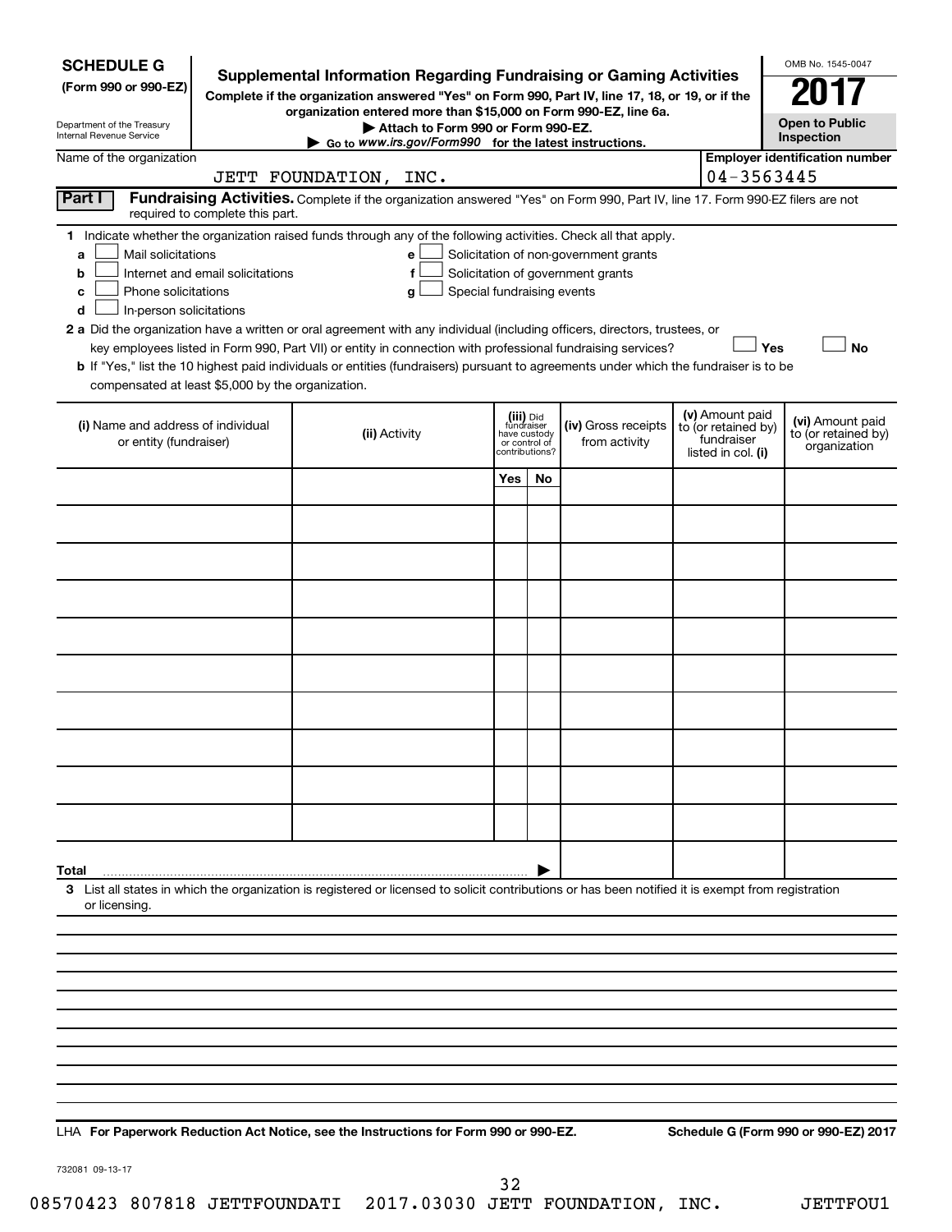**SCHEDULE G**
**(Form 990 or 990-EZ)**

Department of the Treasury
Internal Revenue Service

# Supplemental Information Regarding Fundraising or Gaming Activities

**Complete if the organization answered "Yes" on Form 990, Part IV, line 17, 18, or 19, or if the organization entered more than $15,000 on Form 990-EZ, line 6a.**

**▶ Attach to Form 990 or Form 990-EZ.**

**▶ Go to *www.irs.gov/Form990* for the latest instructions.**

OMB No. 1545-0047

**2017**

**Open to Public Inspection**

Name of the organization: JETT FOUNDATION, INC.

**Employer identification number:** 04-3563445

**Part I** **Fundraising Activities.** Complete if the organization answered "Yes" on Form 990, Part IV, line 17. Form 990-EZ filers are not required to complete this part.

**1** Indicate whether the organization raised funds through any of the following activities. Check all that apply.

- **a** ☐ Mail solicitations
- **b** ☐ Internet and email solicitations
- **c** ☐ Phone solicitations
- **d** ☐ In-person solicitations
- **e** ☐ Solicitation of non-government grants
- **f** ☐ Solicitation of government grants
- **g** ☐ Special fundraising events

**2 a** Did the organization have a written or oral agreement with any individual (including officers, directors, trustees, or key employees listed in Form 990, Part VII) or entity in connection with professional fundraising services? ☐ **Yes** ☐ **No**

**b** If "Yes," list the 10 highest paid individuals or entities (fundraisers) pursuant to agreements under which the fundraiser is to be compensated at least $5,000 by the organization.

| (i) Name and address of individual or entity (fundraiser) | (ii) Activity | (iii) Did fundraiser have custody or control of contributions? | | (iv) Gross receipts from activity | (v) Amount paid to (or retained by) fundraiser listed in col. (i) | (vi) Amount paid to (or retained by) organization |
|---|---|---|---|---|---|---|
| | | Yes | No | | | |
| | | | | | | |
| | | | | | | |
| | | | | | | |
| | | | | | | |
| | | | | | | |
| | | | | | | |
| | | | | | | |
| | | | | | | |
| | | | | | | |
| | | | | | | |
| **Total** ▶ | | | | | | |

**3** List all states in which the organization is registered or licensed to solicit contributions or has been notified it is exempt from registration or licensing.

LHA **For Paperwork Reduction Act Notice, see the Instructions for Form 990 or 990-EZ.** **Schedule G (Form 990 or 990-EZ) 2017**

732081 09-13-17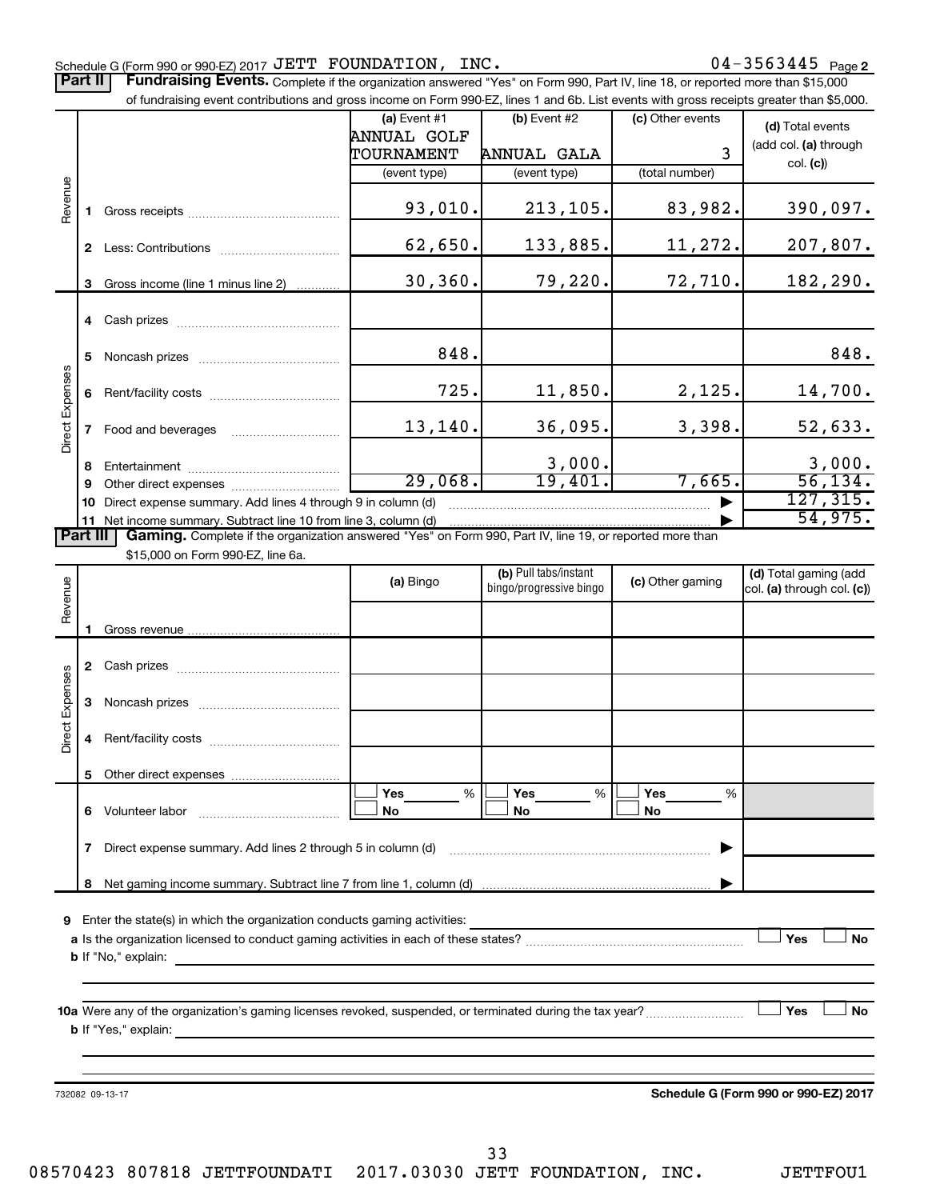Schedule G (Form 990 or 990-EZ) 2017 JETT FOUNDATION, INC. 04-3563445 Page 2

**Part II** **Fundraising Events.** Complete if the organization answered "Yes" on Form 990, Part IV, line 18, or reported more than $15,000 of fundraising event contributions and gross income on Form 990-EZ, lines 1 and 6b. List events with gross receipts greater than $5,000.

| | | (a) Event #1 ANNUAL GOLF TOURNAMENT (event type) | (b) Event #2 ANNUAL GALA (event type) | (c) Other events 3 (total number) | (d) Total events (add col. (a) through col. (c)) |
|---|---|---|---|---|---|
| Revenue | 1 Gross receipts | 93,010. | 213,105. | 83,982. | 390,097. |
| | 2 Less: Contributions | 62,650. | 133,885. | 11,272. | 207,807. |
| | 3 Gross income (line 1 minus line 2) | 30,360. | 79,220. | 72,710. | 182,290. |
| Direct Expenses | 4 Cash prizes | | | | |
| | 5 Noncash prizes | 848. | | | 848. |
| | 6 Rent/facility costs | 725. | 11,850. | 2,125. | 14,700. |
| | 7 Food and beverages | 13,140. | 36,095. | 3,398. | 52,633. |
| | 8 Entertainment | | 3,000. | | 3,000. |
| | 9 Other direct expenses | 29,068. | 19,401. | 7,665. | 56,134. |
| | 10 Direct expense summary. Add lines 4 through 9 in column (d) | | | | 127,315. |
| | 11 Net income summary. Subtract line 10 from line 3, column (d) | | | | 54,975. |

**Part III** **Gaming.** Complete if the organization answered "Yes" on Form 990, Part IV, line 19, or reported more than $15,000 on Form 990-EZ, line 6a.

| | | (a) Bingo | (b) Pull tabs/instant bingo/progressive bingo | (c) Other gaming | (d) Total gaming (add col. (a) through col. (c)) |
|---|---|---|---|---|---|
| Revenue | 1 Gross revenue | | | | |
| Direct Expenses | 2 Cash prizes | | | | |
| | 3 Noncash prizes | | | | |
| | 4 Rent/facility costs | | | | |
| | 5 Other direct expenses | | | | |
| | 6 Volunteer labor | ☐ Yes ___ % ☐ No | ☐ Yes ___ % ☐ No | ☐ Yes ___ % ☐ No | |
| | 7 Direct expense summary. Add lines 2 through 5 in column (d) | | | | |
| | 8 Net gaming income summary. Subtract line 7 from line 1, column (d) | | | | |

9 Enter the state(s) in which the organization conducts gaming activities:

a Is the organization licensed to conduct gaming activities in each of these states? ☐ Yes ☐ No

b If "No," explain:

10a Were any of the organization's gaming licenses revoked, suspended, or terminated during the tax year? ☐ Yes ☐ No

b If "Yes," explain:

732082 09-13-17

**Schedule G (Form 990 or 990-EZ) 2017**

08570423 807818 JETTFOUNDATI 2017.03030 JETT FOUNDATION, INC. JETTFOU1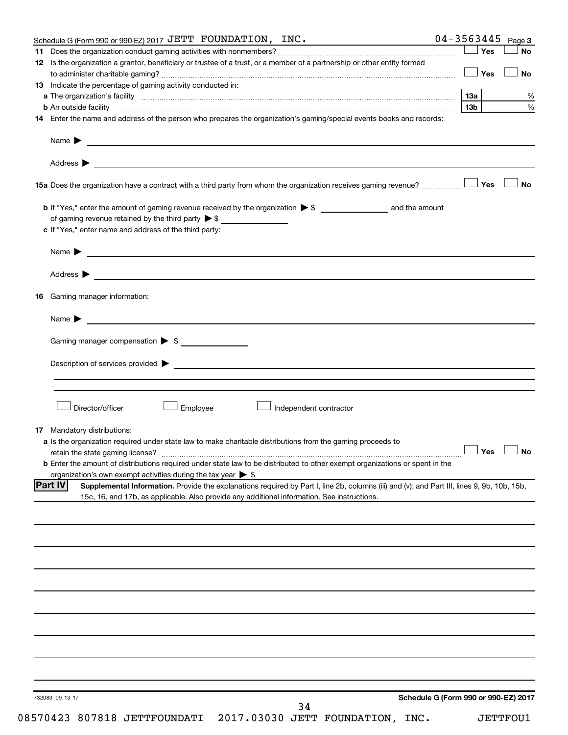Schedule G (Form 990 or 990-EZ) 2017 JETT FOUNDATION, INC. 04-3563445 Page 3

**11** Does the organization conduct gaming activities with nonmembers? ☐ Yes ☐ No

**12** Is the organization a grantor, beneficiary or trustee of a trust, or a member of a partnership or other entity formed to administer charitable gaming? ☐ Yes ☐ No

**13** Indicate the percentage of gaming activity conducted in:

**a** The organization's facility | 13a | %

**b** An outside facility | 13b | %

**14** Enter the name and address of the person who prepares the organization's gaming/special events books and records:

Name ▶

Address ▶

**15a** Does the organization have a contract with a third party from whom the organization receives gaming revenue? ☐ Yes ☐ No

**b** If "Yes," enter the amount of gaming revenue received by the organization ▶ $ ______ and the amount of gaming revenue retained by the third party ▶ $ ______

**c** If "Yes," enter name and address of the third party:

Name ▶

Address ▶

**16** Gaming manager information:

Name ▶

Gaming manager compensation ▶ $

Description of services provided ▶

☐ Director/officer ☐ Employee ☐ Independent contractor

**17** Mandatory distributions:

**a** Is the organization required under state law to make charitable distributions from the gaming proceeds to retain the state gaming license? ☐ Yes ☐ No

**b** Enter the amount of distributions required under state law to be distributed to other exempt organizations or spent in the organization's own exempt activities during the tax year ▶ $

**Part IV** **Supplemental Information.** Provide the explanations required by Part I, line 2b, columns (iii) and (v); and Part III, lines 9, 9b, 10b, 15b, 15c, 16, and 17b, as applicable. Also provide any additional information. See instructions.

732083 09-13-17

**Schedule G (Form 990 or 990-EZ) 2017**

08570423 807818 JETTFOUNDATI 2017.03030 JETT FOUNDATION, INC. JETTFOU1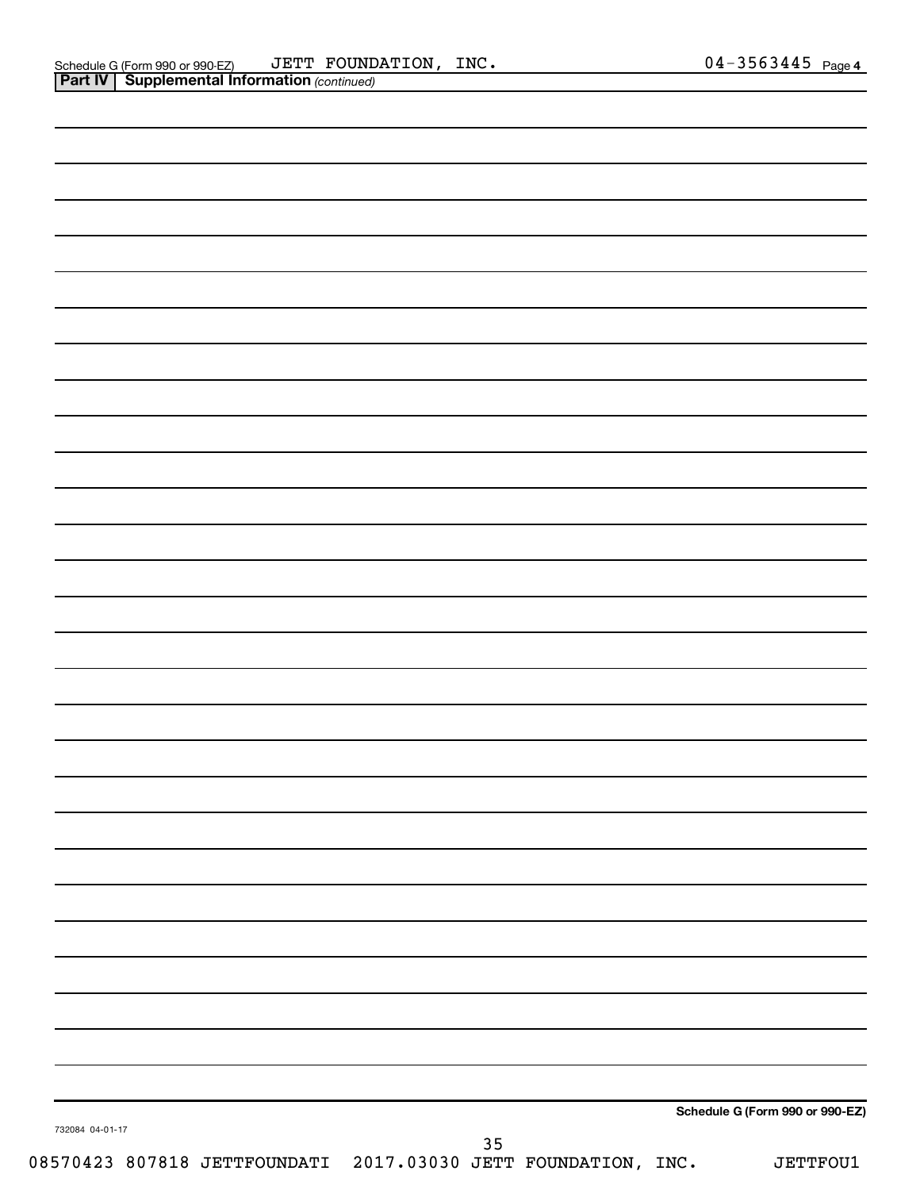Schedule G (Form 990 or 990-EZ) JETT FOUNDATION, INC. 04-3563445 Page 4

**Part IV | Supplemental Information** *(continued)*

**Schedule G (Form 990 or 990-EZ)**

732084 04-01-17

08570423 807818 JETTFOUNDATI 2017.03030 JETT FOUNDATION, INC. JETTFOU1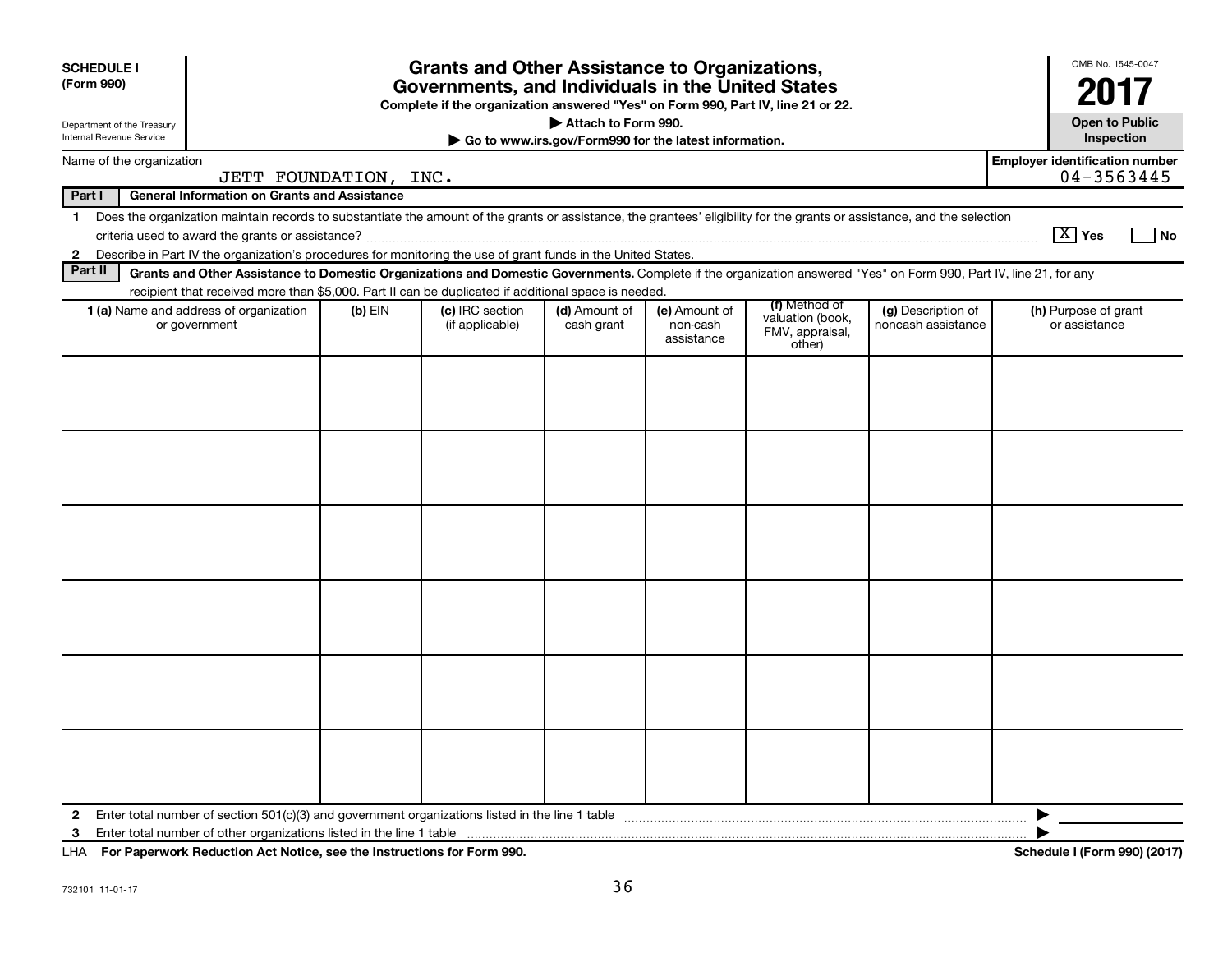**SCHEDULE I (Form 990)**

Department of the Treasury
Internal Revenue Service

# Grants and Other Assistance to Organizations, Governments, and Individuals in the United States

**Complete if the organization answered "Yes" on Form 990, Part IV, line 21 or 22.**

**▶ Attach to Form 990.**

**▶ Go to www.irs.gov/Form990 for the latest information.**

OMB No. 1545-0047

**2017**

**Open to Public Inspection**

Name of the organization: JETT FOUNDATION, INC.

Employer identification number: 04-3563445

## Part I General Information on Grants and Assistance

1 Does the organization maintain records to substantiate the amount of the grants or assistance, the grantees' eligibility for the grants or assistance, and the selection criteria used to award the grants or assistance? [X] Yes [ ] No

2 Describe in Part IV the organization's procedures for monitoring the use of grant funds in the United States.

## Part II Grants and Other Assistance to Domestic Organizations and Domestic Governments.

Complete if the organization answered "Yes" on Form 990, Part IV, line 21, for any recipient that received more than $5,000. Part II can be duplicated if additional space is needed.

| 1 (a) Name and address of organization or government | (b) EIN | (c) IRC section (if applicable) | (d) Amount of cash grant | (e) Amount of non-cash assistance | (f) Method of valuation (book, FMV, appraisal, other) | (g) Description of noncash assistance | (h) Purpose of grant or assistance |
|---|---|---|---|---|---|---|---|
| | | | | | | | |
| | | | | | | | |
| | | | | | | | |
| | | | | | | | |
| | | | | | | | |
| | | | | | | | |

2 Enter total number of section 501(c)(3) and government organizations listed in the line 1 table ▶

3 Enter total number of other organizations listed in the line 1 table ▶

LHA **For Paperwork Reduction Act Notice, see the Instructions for Form 990.** **Schedule I (Form 990) (2017)**

732101 11-01-17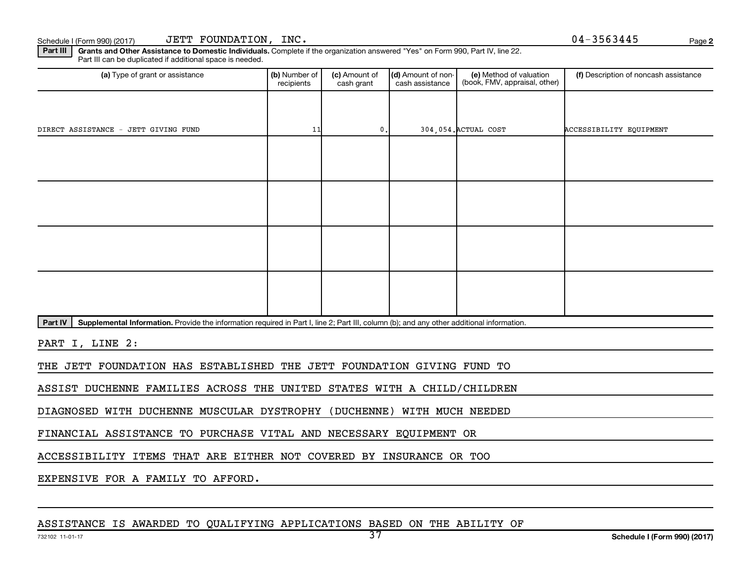Schedule I (Form 990) (2017) JETT FOUNDATION, INC. 04-3563445

**Part III** **Grants and Other Assistance to Domestic Individuals.** Complete if the organization answered "Yes" on Form 990, Part IV, line 22. Part III can be duplicated if additional space is needed.

| (a) Type of grant or assistance | (b) Number of recipients | (c) Amount of cash grant | (d) Amount of non-cash assistance | (e) Method of valuation (book, FMV, appraisal, other) | (f) Description of noncash assistance |
|---|---|---|---|---|---|
| DIRECT ASSISTANCE - JETT GIVING FUND | 11 | 0. | 304,054. | ACTUAL COST | ACCESSIBILITY EQUIPMENT |
| | | | | | |
| | | | | | |
| | | | | | |
| | | | | | |

**Part IV** **Supplemental Information.** Provide the information required in Part I, line 2; Part III, column (b); and any other additional information.

PART I, LINE 2:

THE JETT FOUNDATION HAS ESTABLISHED THE JETT FOUNDATION GIVING FUND TO ASSIST DUCHENNE FAMILIES ACROSS THE UNITED STATES WITH A CHILD/CHILDREN DIAGNOSED WITH DUCHENNE MUSCULAR DYSTROPHY (DUCHENNE) WITH MUCH NEEDED FINANCIAL ASSISTANCE TO PURCHASE VITAL AND NECESSARY EQUIPMENT OR ACCESSIBILITY ITEMS THAT ARE EITHER NOT COVERED BY INSURANCE OR TOO EXPENSIVE FOR A FAMILY TO AFFORD.

ASSISTANCE IS AWARDED TO QUALIFYING APPLICATIONS BASED ON THE ABILITY OF

732102 11-01-17 Schedule I (Form 990) (2017)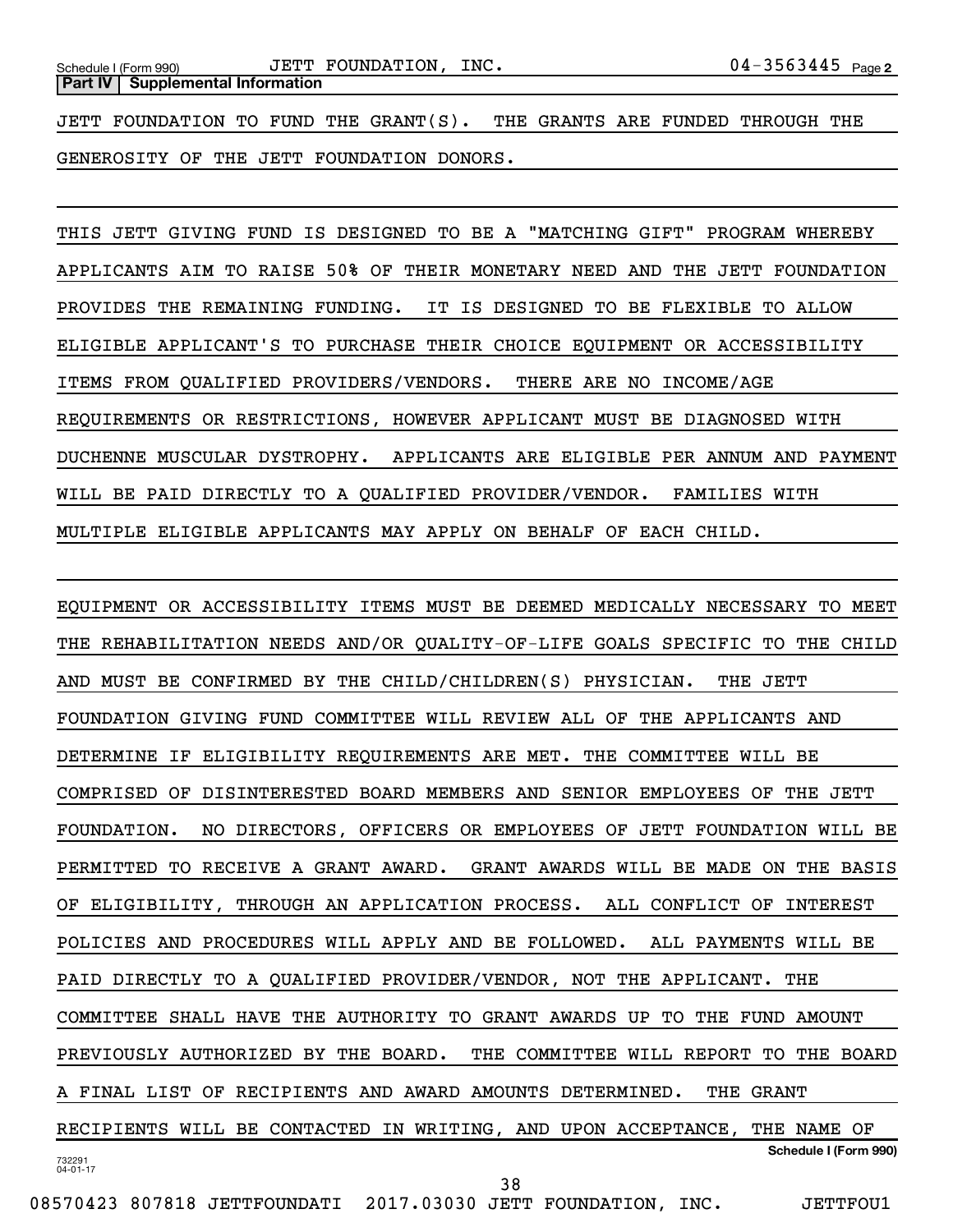**Part IV | Supplemental Information**

JETT FOUNDATION TO FUND THE GRANT(S). THE GRANTS ARE FUNDED THROUGH THE GENEROSITY OF THE JETT FOUNDATION DONORS.

THIS JETT GIVING FUND IS DESIGNED TO BE A "MATCHING GIFT" PROGRAM WHEREBY APPLICANTS AIM TO RAISE 50% OF THEIR MONETARY NEED AND THE JETT FOUNDATION PROVIDES THE REMAINING FUNDING. IT IS DESIGNED TO BE FLEXIBLE TO ALLOW ELIGIBLE APPLICANT'S TO PURCHASE THEIR CHOICE EQUIPMENT OR ACCESSIBILITY ITEMS FROM QUALIFIED PROVIDERS/VENDORS. THERE ARE NO INCOME/AGE REQUIREMENTS OR RESTRICTIONS, HOWEVER APPLICANT MUST BE DIAGNOSED WITH DUCHENNE MUSCULAR DYSTROPHY. APPLICANTS ARE ELIGIBLE PER ANNUM AND PAYMENT WILL BE PAID DIRECTLY TO A QUALIFIED PROVIDER/VENDOR. FAMILIES WITH MULTIPLE ELIGIBLE APPLICANTS MAY APPLY ON BEHALF OF EACH CHILD.

EQUIPMENT OR ACCESSIBILITY ITEMS MUST BE DEEMED MEDICALLY NECESSARY TO MEET THE REHABILITATION NEEDS AND/OR QUALITY-OF-LIFE GOALS SPECIFIC TO THE CHILD AND MUST BE CONFIRMED BY THE CHILD/CHILDREN(S) PHYSICIAN. THE JETT FOUNDATION GIVING FUND COMMITTEE WILL REVIEW ALL OF THE APPLICANTS AND DETERMINE IF ELIGIBILITY REQUIREMENTS ARE MET. THE COMMITTEE WILL BE COMPRISED OF DISINTERESTED BOARD MEMBERS AND SENIOR EMPLOYEES OF THE JETT FOUNDATION. NO DIRECTORS, OFFICERS OR EMPLOYEES OF JETT FOUNDATION WILL BE PERMITTED TO RECEIVE A GRANT AWARD. GRANT AWARDS WILL BE MADE ON THE BASIS OF ELIGIBILITY, THROUGH AN APPLICATION PROCESS. ALL CONFLICT OF INTEREST POLICIES AND PROCEDURES WILL APPLY AND BE FOLLOWED. ALL PAYMENTS WILL BE PAID DIRECTLY TO A QUALIFIED PROVIDER/VENDOR, NOT THE APPLICANT. THE COMMITTEE SHALL HAVE THE AUTHORITY TO GRANT AWARDS UP TO THE FUND AMOUNT PREVIOUSLY AUTHORIZED BY THE BOARD. THE COMMITTEE WILL REPORT TO THE BOARD A FINAL LIST OF RECIPIENTS AND AWARD AMOUNTS DETERMINED. THE GRANT RECIPIENTS WILL BE CONTACTED IN WRITING, AND UPON ACCEPTANCE, THE NAME OF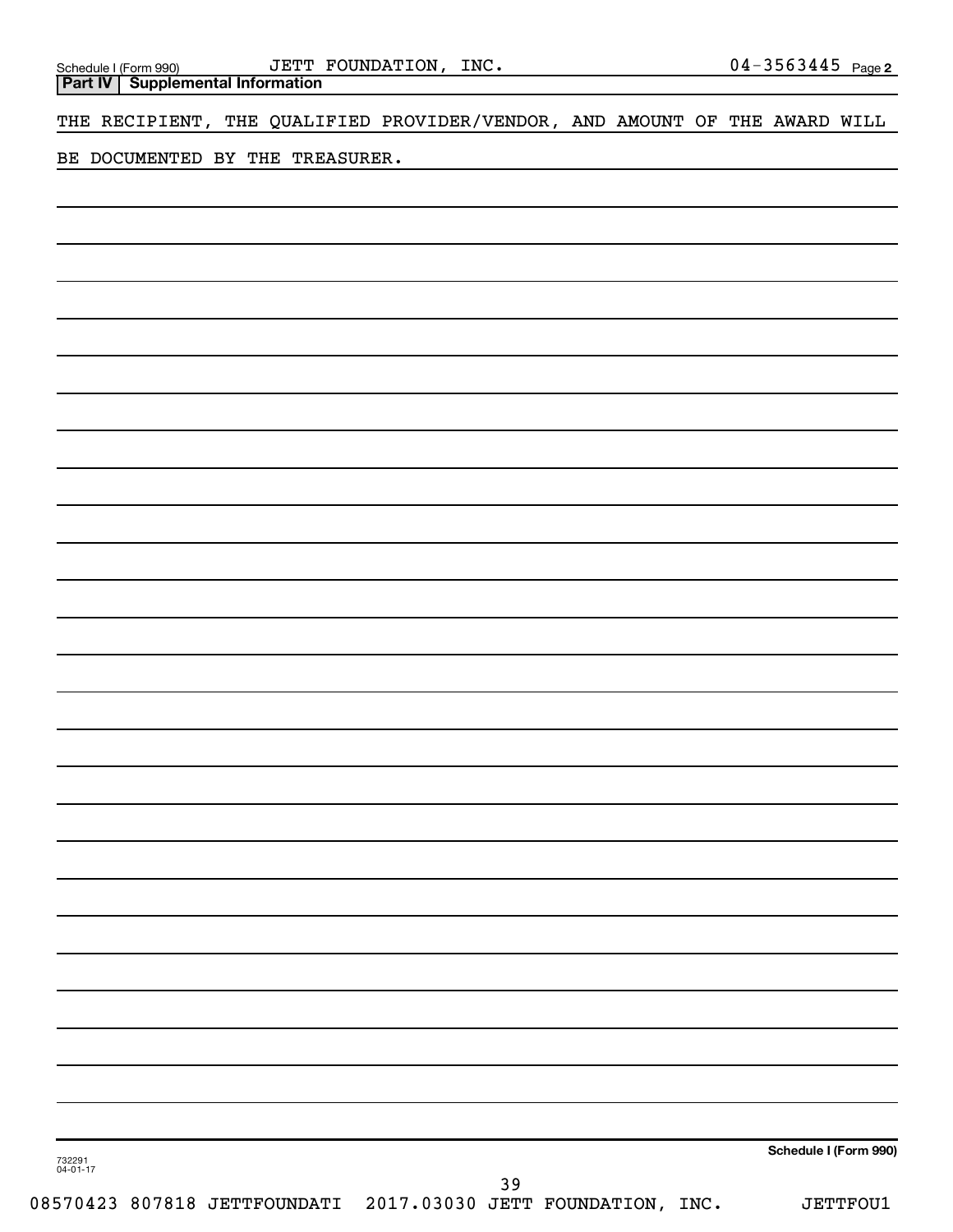Schedule I (Form 990) JETT FOUNDATION, INC. 04-3563445 Page 2

**Part IV | Supplemental Information**

THE RECIPIENT, THE QUALIFIED PROVIDER/VENDOR, AND AMOUNT OF THE AWARD WILL BE DOCUMENTED BY THE TREASURER.

**Schedule I (Form 990)**

732291
04-01-17

08570423 807818 JETTFOUNDATI 2017.03030 JETT FOUNDATION, INC. JETTFOU1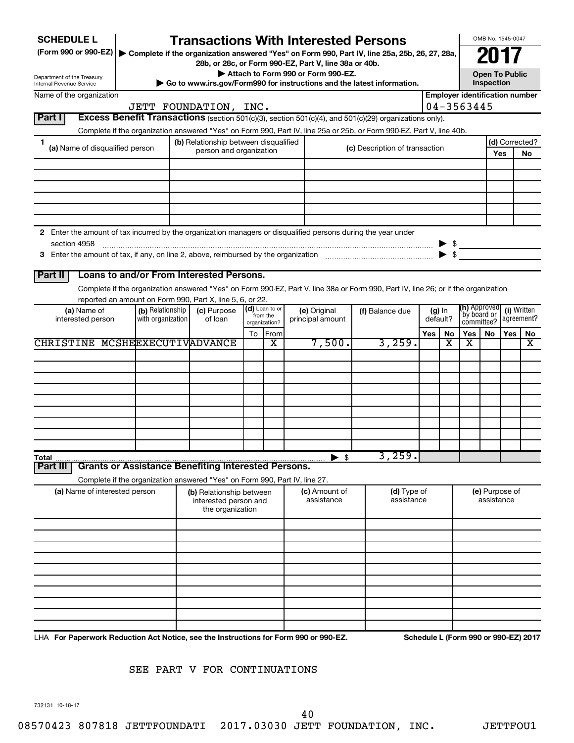**SCHEDULE L**
**(Form 990 or 990-EZ)**

Department of the Treasury
Internal Revenue Service

# Transactions With Interested Persons

▶ Complete if the organization answered "Yes" on Form 990, Part IV, line 25a, 25b, 26, 27, 28a, 28b, or 28c, or Form 990-EZ, Part V, line 38a or 40b.
▶ Attach to Form 990 or Form 990-EZ.
▶ Go to www.irs.gov/Form990 for instructions and the latest information.

OMB No. 1545-0047
**2017**
**Open To Public Inspection**

Name of the organization: JETT FOUNDATION, INC.
Employer identification number: 04-3563445

## Part I Excess Benefit Transactions (section 501(c)(3), section 501(c)(4), and 501(c)(29) organizations only).

Complete if the organization answered "Yes" on Form 990, Part IV, line 25a or 25b, or Form 990-EZ, Part V, line 40b.

| 1 (a) Name of disqualified person | (b) Relationship between disqualified person and organization | (c) Description of transaction | (d) Corrected? Yes | No |
|---|---|---|---|---|
| | | | | |
| | | | | |
| | | | | |
| | | | | |
| | | | | |
| | | | | |

2 Enter the amount of tax incurred by the organization managers or disqualified persons during the year under section 4958 ▶ $

3 Enter the amount of tax, if any, on line 2, above, reimbursed by the organization ▶ $

## Part II Loans to and/or From Interested Persons.

Complete if the organization answered "Yes" on Form 990-EZ, Part V, line 38a or Form 990, Part IV, line 26; or if the organization reported an amount on Form 990, Part X, line 5, 6, or 22.

| (a) Name of interested person | (b) Relationship with organization | (c) Purpose of loan | (d) Loan to or from the organization? To | From | (e) Original principal amount | (f) Balance due | (g) In default? Yes | No | (h) Approved by board or committee? Yes | No | (i) Written agreement? Yes | No |
|---|---|---|---|---|---|---|---|---|---|---|---|---|
| CHRISTINE MCSHE | EXECUTIV | ADVANCE | | X | 7,500. | 3,259. | | X | X | | | X |
| | | | | | | | | | | | | |
| | | | | | | | | | | | | |
| | | | | | | | | | | | | |
| | | | | | | | | | | | | |
| | | | | | | | | | | | | |
| | | | | | | | | | | | | |
| | | | | | | | | | | | | |
| | | | | | | | | | | | | |
| **Total** | | | | | ▶ $ | 3,259. | | | | | | |

## Part III Grants or Assistance Benefiting Interested Persons.

Complete if the organization answered "Yes" on Form 990, Part IV, line 27.

| (a) Name of interested person | (b) Relationship between interested person and the organization | (c) Amount of assistance | (d) Type of assistance | (e) Purpose of assistance |
|---|---|---|---|---|
| | | | | |
| | | | | |
| | | | | |
| | | | | |
| | | | | |
| | | | | |
| | | | | |
| | | | | |
| | | | | |
| | | | | |

LHA **For Paperwork Reduction Act Notice, see the Instructions for Form 990 or 990-EZ.** **Schedule L (Form 990 or 990-EZ) 2017**

SEE PART V FOR CONTINUATIONS

732131 10-18-17

08570423 807818 JETTFOUNDATI 2017.03030 JETT FOUNDATION, INC. JETTFOU1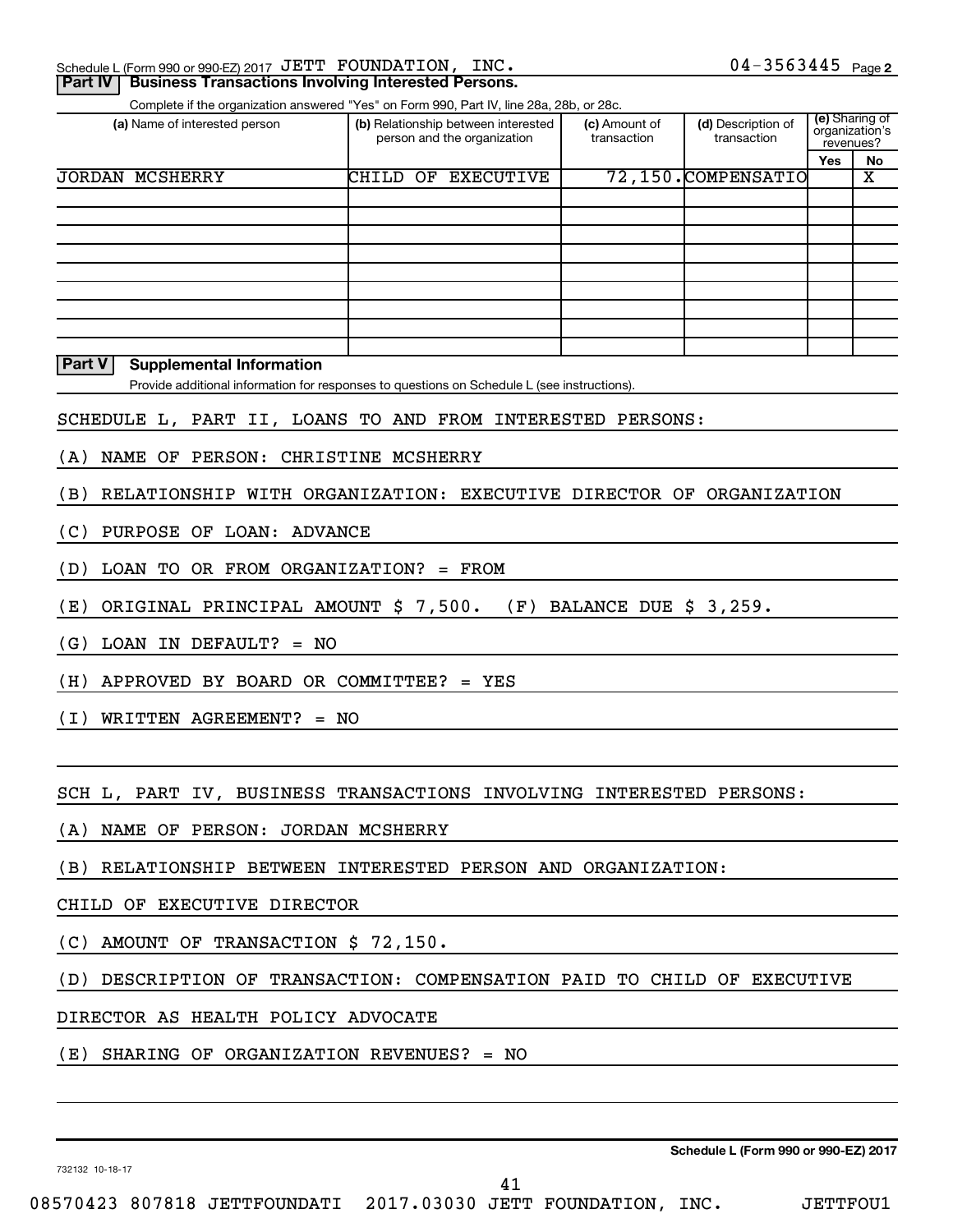Schedule L (Form 990 or 990-EZ) 2017 JETT FOUNDATION, INC. 04-3563445 Page 2

**Part IV** **Business Transactions Involving Interested Persons.**

Complete if the organization answered "Yes" on Form 990, Part IV, line 28a, 28b, or 28c.

| (a) Name of interested person | (b) Relationship between interested person and the organization | (c) Amount of transaction | (d) Description of transaction | (e) Sharing of organization's revenues? Yes | No |
|---|---|---|---|---|---|
| JORDAN MCSHERRY | CHILD OF EXECUTIVE | 72,150. | COMPENSATIO | | X |
| | | | | | |
| | | | | | |
| | | | | | |
| | | | | | |
| | | | | | |
| | | | | | |
| | | | | | |
| | | | | | |

**Part V** **Supplemental Information**

Provide additional information for responses to questions on Schedule L (see instructions).

SCHEDULE L, PART II, LOANS TO AND FROM INTERESTED PERSONS:

(A) NAME OF PERSON: CHRISTINE MCSHERRY

(B) RELATIONSHIP WITH ORGANIZATION: EXECUTIVE DIRECTOR OF ORGANIZATION

(C) PURPOSE OF LOAN: ADVANCE

(D) LOAN TO OR FROM ORGANIZATION? = FROM

(E) ORIGINAL PRINCIPAL AMOUNT $ 7,500. (F) BALANCE DUE $ 3,259.

(G) LOAN IN DEFAULT? = NO

(H) APPROVED BY BOARD OR COMMITTEE? = YES

(I) WRITTEN AGREEMENT? = NO

SCH L, PART IV, BUSINESS TRANSACTIONS INVOLVING INTERESTED PERSONS:

(A) NAME OF PERSON: JORDAN MCSHERRY

(B) RELATIONSHIP BETWEEN INTERESTED PERSON AND ORGANIZATION:

CHILD OF EXECUTIVE DIRECTOR

(C) AMOUNT OF TRANSACTION $ 72,150.

(D) DESCRIPTION OF TRANSACTION: COMPENSATION PAID TO CHILD OF EXECUTIVE

DIRECTOR AS HEALTH POLICY ADVOCATE

(E) SHARING OF ORGANIZATION REVENUES? = NO

**Schedule L (Form 990 or 990-EZ) 2017**

732132 10-18-17

08570423 807818 JETTFOUNDATI 2017.03030 JETT FOUNDATION, INC. JETTFOU1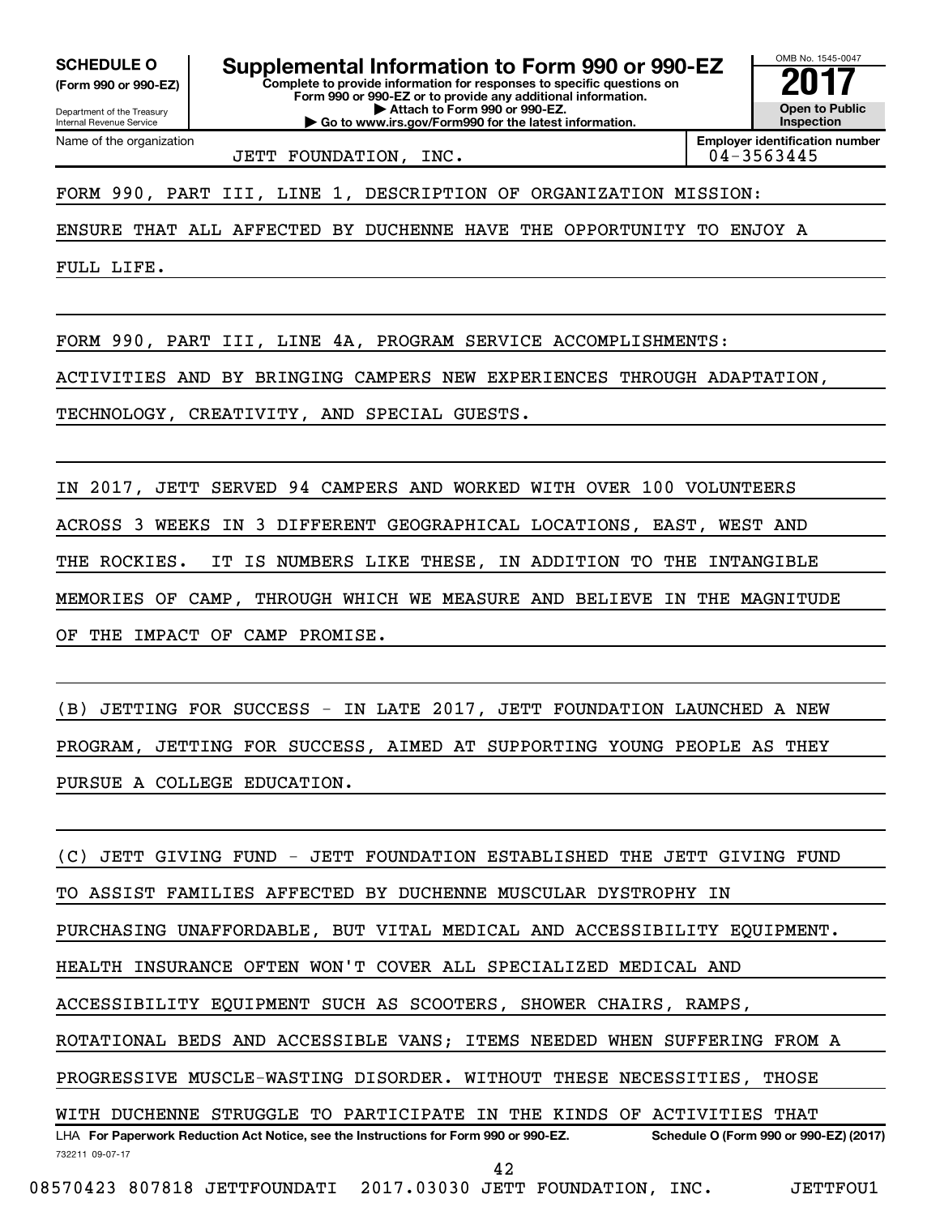**SCHEDULE O**
**(Form 990 or 990-EZ)**

Department of the Treasury
Internal Revenue Service

# Supplemental Information to Form 990 or 990-EZ

**Complete to provide information for responses to specific questions on Form 990 or 990-EZ or to provide any additional information.**
**▶ Attach to Form 990 or 990-EZ.**
**▶ Go to www.irs.gov/Form990 for the latest information.**

OMB No. 1545-0047
**2017**
**Open to Public Inspection**

Name of the organization: JETT FOUNDATION, INC.

**Employer identification number:** 04-3563445

FORM 990, PART III, LINE 1, DESCRIPTION OF ORGANIZATION MISSION:

ENSURE THAT ALL AFFECTED BY DUCHENNE HAVE THE OPPORTUNITY TO ENJOY A FULL LIFE.

FORM 990, PART III, LINE 4A, PROGRAM SERVICE ACCOMPLISHMENTS:

ACTIVITIES AND BY BRINGING CAMPERS NEW EXPERIENCES THROUGH ADAPTATION, TECHNOLOGY, CREATIVITY, AND SPECIAL GUESTS.

IN 2017, JETT SERVED 94 CAMPERS AND WORKED WITH OVER 100 VOLUNTEERS ACROSS 3 WEEKS IN 3 DIFFERENT GEOGRAPHICAL LOCATIONS, EAST, WEST AND THE ROCKIES. IT IS NUMBERS LIKE THESE, IN ADDITION TO THE INTANGIBLE MEMORIES OF CAMP, THROUGH WHICH WE MEASURE AND BELIEVE IN THE MAGNITUDE OF THE IMPACT OF CAMP PROMISE.

(B) JETTING FOR SUCCESS - IN LATE 2017, JETT FOUNDATION LAUNCHED A NEW PROGRAM, JETTING FOR SUCCESS, AIMED AT SUPPORTING YOUNG PEOPLE AS THEY PURSUE A COLLEGE EDUCATION.

(C) JETT GIVING FUND - JETT FOUNDATION ESTABLISHED THE JETT GIVING FUND TO ASSIST FAMILIES AFFECTED BY DUCHENNE MUSCULAR DYSTROPHY IN PURCHASING UNAFFORDABLE, BUT VITAL MEDICAL AND ACCESSIBILITY EQUIPMENT. HEALTH INSURANCE OFTEN WON'T COVER ALL SPECIALIZED MEDICAL AND ACCESSIBILITY EQUIPMENT SUCH AS SCOOTERS, SHOWER CHAIRS, RAMPS, ROTATIONAL BEDS AND ACCESSIBLE VANS; ITEMS NEEDED WHEN SUFFERING FROM A PROGRESSIVE MUSCLE-WASTING DISORDER. WITHOUT THESE NECESSITIES, THOSE WITH DUCHENNE STRUGGLE TO PARTICIPATE IN THE KINDS OF ACTIVITIES THAT

LHA **For Paperwork Reduction Act Notice, see the Instructions for Form 990 or 990-EZ.** **Schedule O (Form 990 or 990-EZ) (2017)**

732211 09-07-17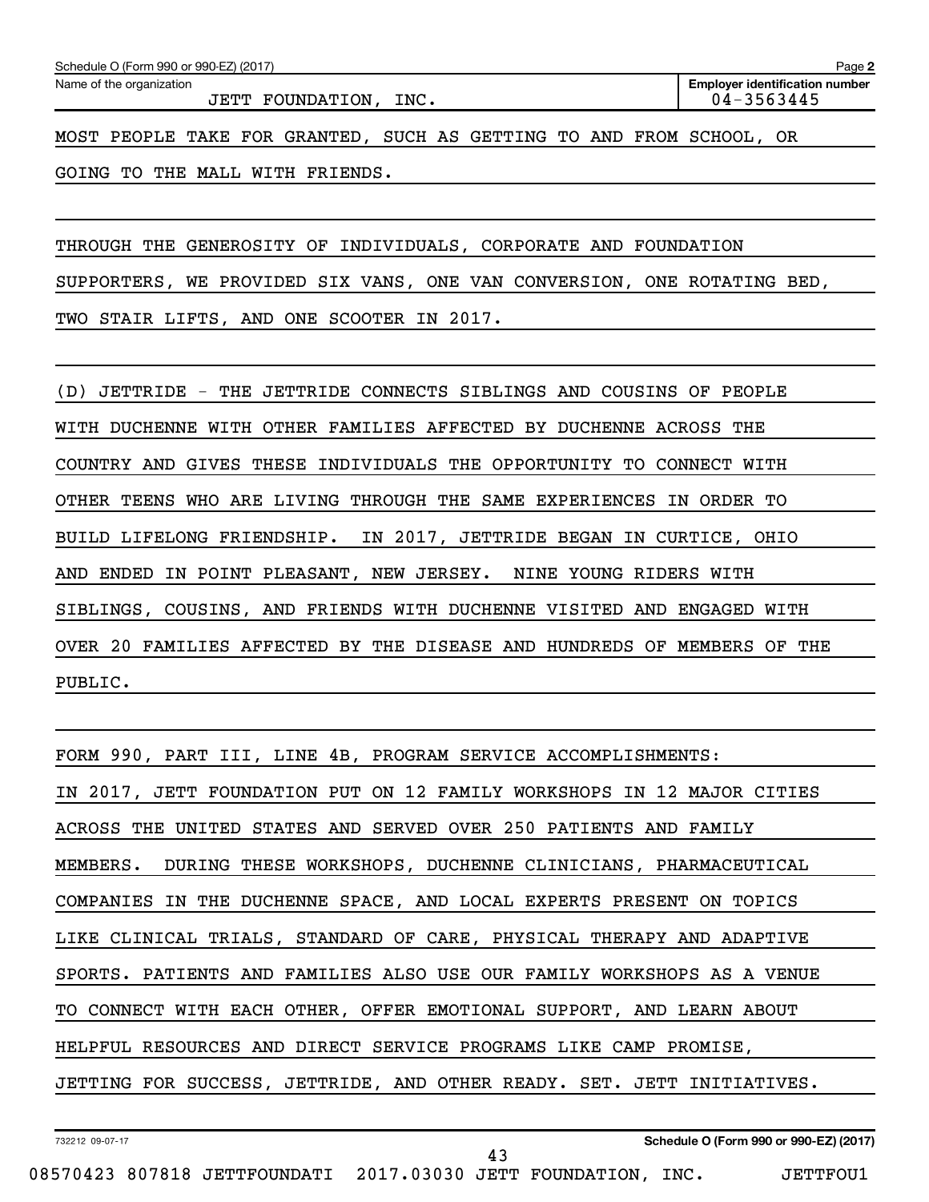Schedule O (Form 990 or 990-EZ) (2017)

Name of the organization: JETT FOUNDATION, INC.

Employer identification number: 04-3563445

MOST PEOPLE TAKE FOR GRANTED, SUCH AS GETTING TO AND FROM SCHOOL, OR GOING TO THE MALL WITH FRIENDS.

THROUGH THE GENEROSITY OF INDIVIDUALS, CORPORATE AND FOUNDATION SUPPORTERS, WE PROVIDED SIX VANS, ONE VAN CONVERSION, ONE ROTATING BED, TWO STAIR LIFTS, AND ONE SCOOTER IN 2017.

(D) JETTRIDE - THE JETTRIDE CONNECTS SIBLINGS AND COUSINS OF PEOPLE WITH DUCHENNE WITH OTHER FAMILIES AFFECTED BY DUCHENNE ACROSS THE COUNTRY AND GIVES THESE INDIVIDUALS THE OPPORTUNITY TO CONNECT WITH OTHER TEENS WHO ARE LIVING THROUGH THE SAME EXPERIENCES IN ORDER TO BUILD LIFELONG FRIENDSHIP. IN 2017, JETTRIDE BEGAN IN CURTICE, OHIO AND ENDED IN POINT PLEASANT, NEW JERSEY. NINE YOUNG RIDERS WITH SIBLINGS, COUSINS, AND FRIENDS WITH DUCHENNE VISITED AND ENGAGED WITH OVER 20 FAMILIES AFFECTED BY THE DISEASE AND HUNDREDS OF MEMBERS OF THE PUBLIC.

FORM 990, PART III, LINE 4B, PROGRAM SERVICE ACCOMPLISHMENTS:

IN 2017, JETT FOUNDATION PUT ON 12 FAMILY WORKSHOPS IN 12 MAJOR CITIES ACROSS THE UNITED STATES AND SERVED OVER 250 PATIENTS AND FAMILY MEMBERS. DURING THESE WORKSHOPS, DUCHENNE CLINICIANS, PHARMACEUTICAL COMPANIES IN THE DUCHENNE SPACE, AND LOCAL EXPERTS PRESENT ON TOPICS LIKE CLINICAL TRIALS, STANDARD OF CARE, PHYSICAL THERAPY AND ADAPTIVE SPORTS. PATIENTS AND FAMILIES ALSO USE OUR FAMILY WORKSHOPS AS A VENUE TO CONNECT WITH EACH OTHER, OFFER EMOTIONAL SUPPORT, AND LEARN ABOUT HELPFUL RESOURCES AND DIRECT SERVICE PROGRAMS LIKE CAMP PROMISE, JETTING FOR SUCCESS, JETTRIDE, AND OTHER READY. SET. JETT INITIATIVES.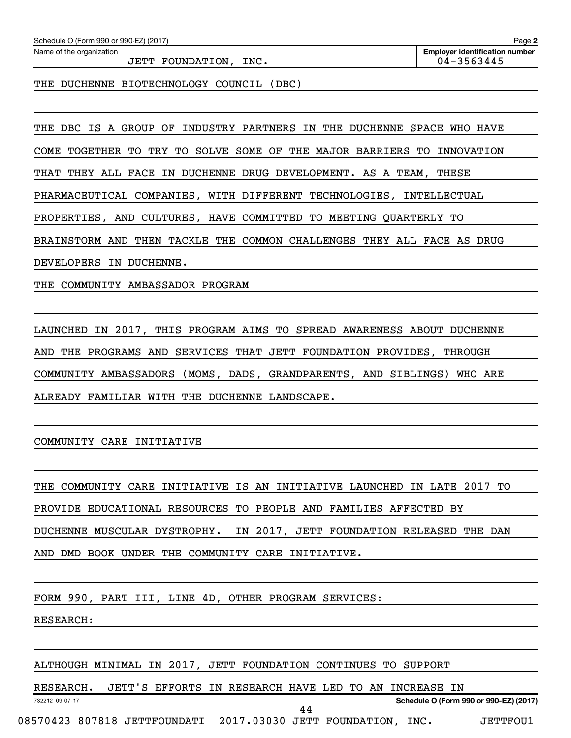Schedule O (Form 990 or 990-EZ) (2017)

Name of the organization: JETT FOUNDATION, INC.

Employer identification number: 04-3563445

THE DUCHENNE BIOTECHNOLOGY COUNCIL (DBC)

THE DBC IS A GROUP OF INDUSTRY PARTNERS IN THE DUCHENNE SPACE WHO HAVE COME TOGETHER TO TRY TO SOLVE SOME OF THE MAJOR BARRIERS TO INNOVATION THAT THEY ALL FACE IN DUCHENNE DRUG DEVELOPMENT. AS A TEAM, THESE PHARMACEUTICAL COMPANIES, WITH DIFFERENT TECHNOLOGIES, INTELLECTUAL PROPERTIES, AND CULTURES, HAVE COMMITTED TO MEETING QUARTERLY TO BRAINSTORM AND THEN TACKLE THE COMMON CHALLENGES THEY ALL FACE AS DRUG DEVELOPERS IN DUCHENNE.

THE COMMUNITY AMBASSADOR PROGRAM

LAUNCHED IN 2017, THIS PROGRAM AIMS TO SPREAD AWARENESS ABOUT DUCHENNE AND THE PROGRAMS AND SERVICES THAT JETT FOUNDATION PROVIDES, THROUGH COMMUNITY AMBASSADORS (MOMS, DADS, GRANDPARENTS, AND SIBLINGS) WHO ARE ALREADY FAMILIAR WITH THE DUCHENNE LANDSCAPE.

COMMUNITY CARE INITIATIVE

THE COMMUNITY CARE INITIATIVE IS AN INITIATIVE LAUNCHED IN LATE 2017 TO PROVIDE EDUCATIONAL RESOURCES TO PEOPLE AND FAMILIES AFFECTED BY DUCHENNE MUSCULAR DYSTROPHY. IN 2017, JETT FOUNDATION RELEASED THE DAN AND DMD BOOK UNDER THE COMMUNITY CARE INITIATIVE.

FORM 990, PART III, LINE 4D, OTHER PROGRAM SERVICES:

RESEARCH:

ALTHOUGH MINIMAL IN 2017, JETT FOUNDATION CONTINUES TO SUPPORT RESEARCH. JETT'S EFFORTS IN RESEARCH HAVE LED TO AN INCREASE IN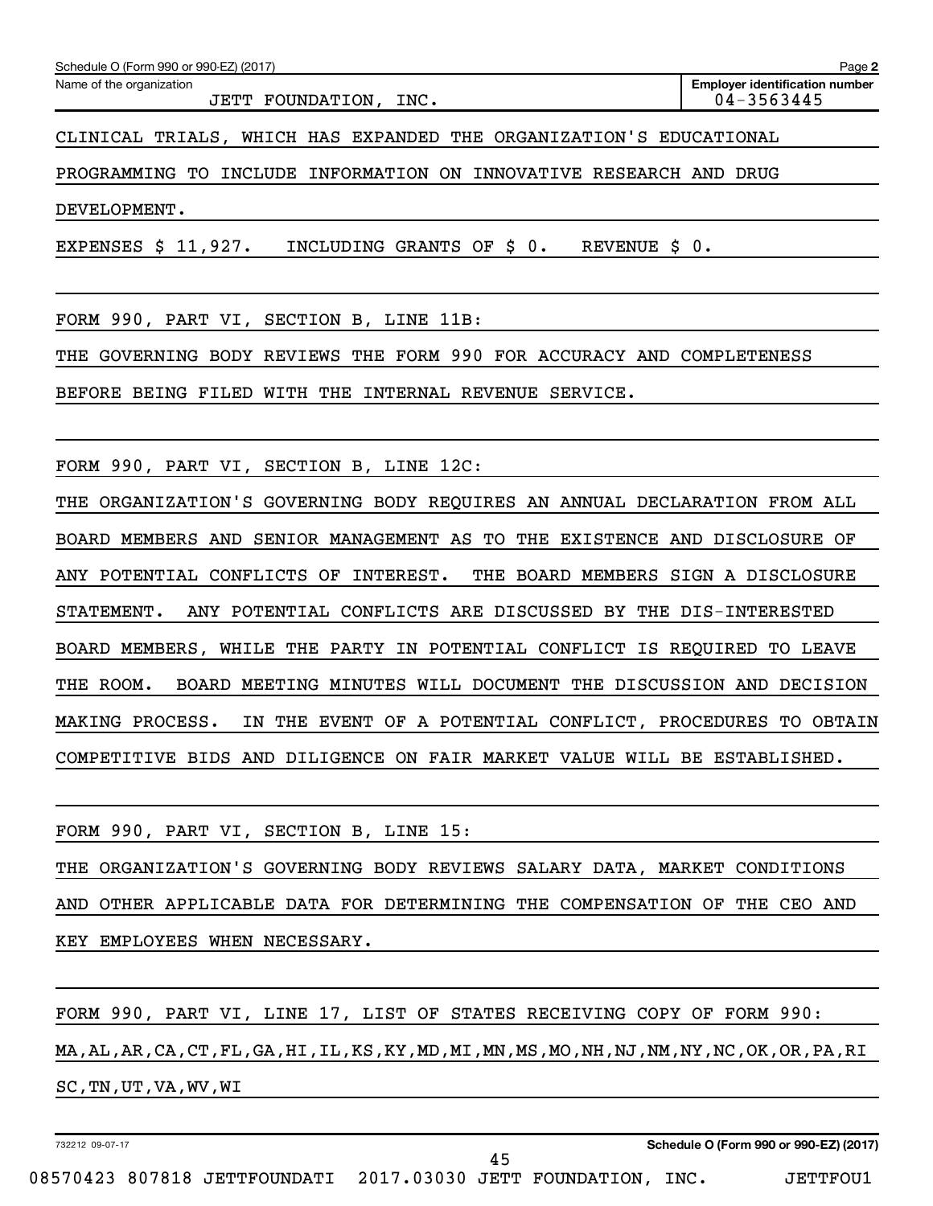Schedule O (Form 990 or 990-EZ) (2017)

Name of the organization: JETT FOUNDATION, INC.

**Employer identification number:** 04-3563445

CLINICAL TRIALS, WHICH HAS EXPANDED THE ORGANIZATION'S EDUCATIONAL PROGRAMMING TO INCLUDE INFORMATION ON INNOVATIVE RESEARCH AND DRUG DEVELOPMENT.

EXPENSES $ 11,927. INCLUDING GRANTS OF $ 0. REVENUE $ 0.

FORM 990, PART VI, SECTION B, LINE 11B:

THE GOVERNING BODY REVIEWS THE FORM 990 FOR ACCURACY AND COMPLETENESS BEFORE BEING FILED WITH THE INTERNAL REVENUE SERVICE.

FORM 990, PART VI, SECTION B, LINE 12C:

THE ORGANIZATION'S GOVERNING BODY REQUIRES AN ANNUAL DECLARATION FROM ALL BOARD MEMBERS AND SENIOR MANAGEMENT AS TO THE EXISTENCE AND DISCLOSURE OF ANY POTENTIAL CONFLICTS OF INTEREST. THE BOARD MEMBERS SIGN A DISCLOSURE STATEMENT. ANY POTENTIAL CONFLICTS ARE DISCUSSED BY THE DIS-INTERESTED BOARD MEMBERS, WHILE THE PARTY IN POTENTIAL CONFLICT IS REQUIRED TO LEAVE THE ROOM. BOARD MEETING MINUTES WILL DOCUMENT THE DISCUSSION AND DECISION MAKING PROCESS. IN THE EVENT OF A POTENTIAL CONFLICT, PROCEDURES TO OBTAIN COMPETITIVE BIDS AND DILIGENCE ON FAIR MARKET VALUE WILL BE ESTABLISHED.

FORM 990, PART VI, SECTION B, LINE 15:

THE ORGANIZATION'S GOVERNING BODY REVIEWS SALARY DATA, MARKET CONDITIONS AND OTHER APPLICABLE DATA FOR DETERMINING THE COMPENSATION OF THE CEO AND KEY EMPLOYEES WHEN NECESSARY.

FORM 990, PART VI, LINE 17, LIST OF STATES RECEIVING COPY OF FORM 990:

MA,AL,AR,CA,CT,FL,GA,HI,IL,KS,KY,MD,MI,MN,MS,MO,NH,NJ,NM,NY,NC,OK,OR,PA,RI SC,TN,UT,VA,WV,WI

732212 09-07-17

**Schedule O (Form 990 or 990-EZ) (2017)**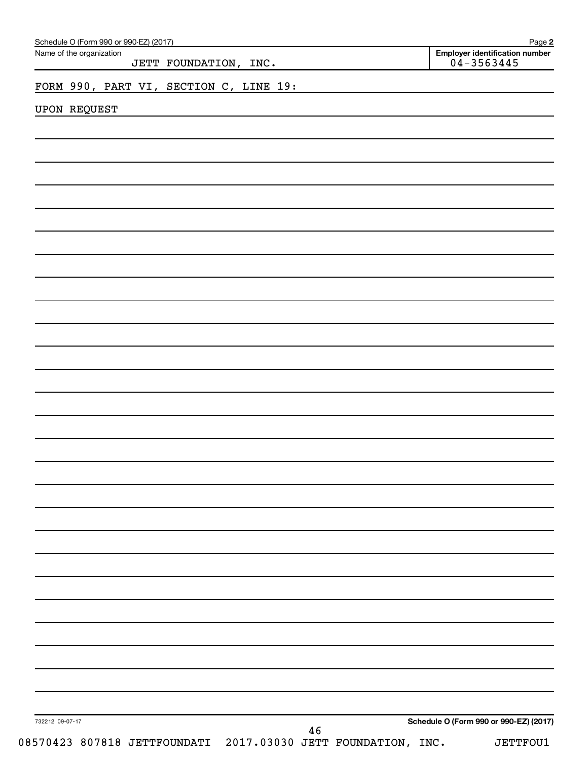Schedule O (Form 990 or 990-EZ) (2017)

Name of the organization: JETT FOUNDATION, INC.

**Employer identification number** 04-3563445

FORM 990, PART VI, SECTION C, LINE 19:

UPON REQUEST

732212 09-07-17

**Schedule O (Form 990 or 990-EZ) (2017)**

08570423 807818 JETTFOUNDATI 2017.03030 JETT FOUNDATION, INC. JETTFOU1